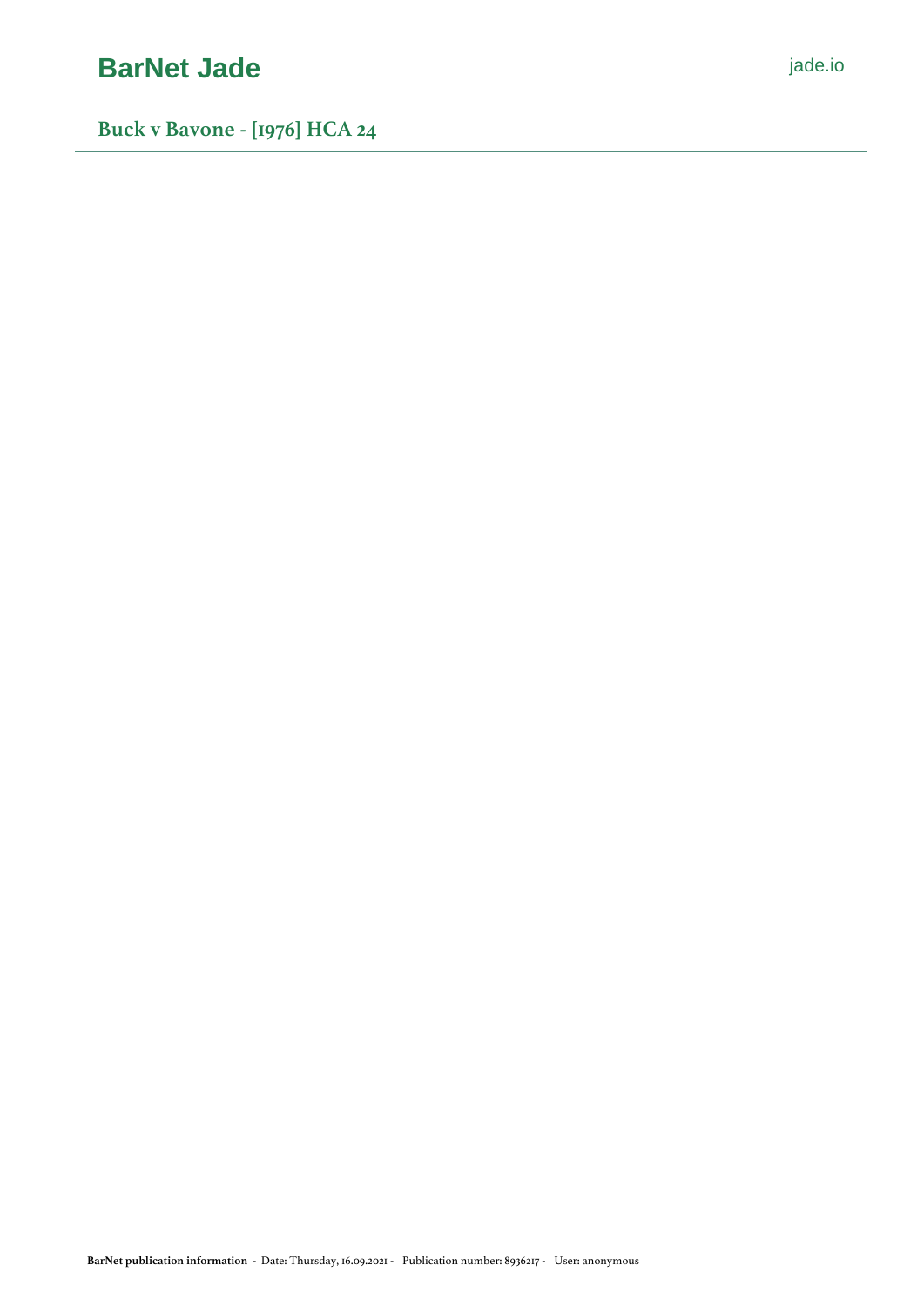# Buck v Bavone - [1976] HCA 24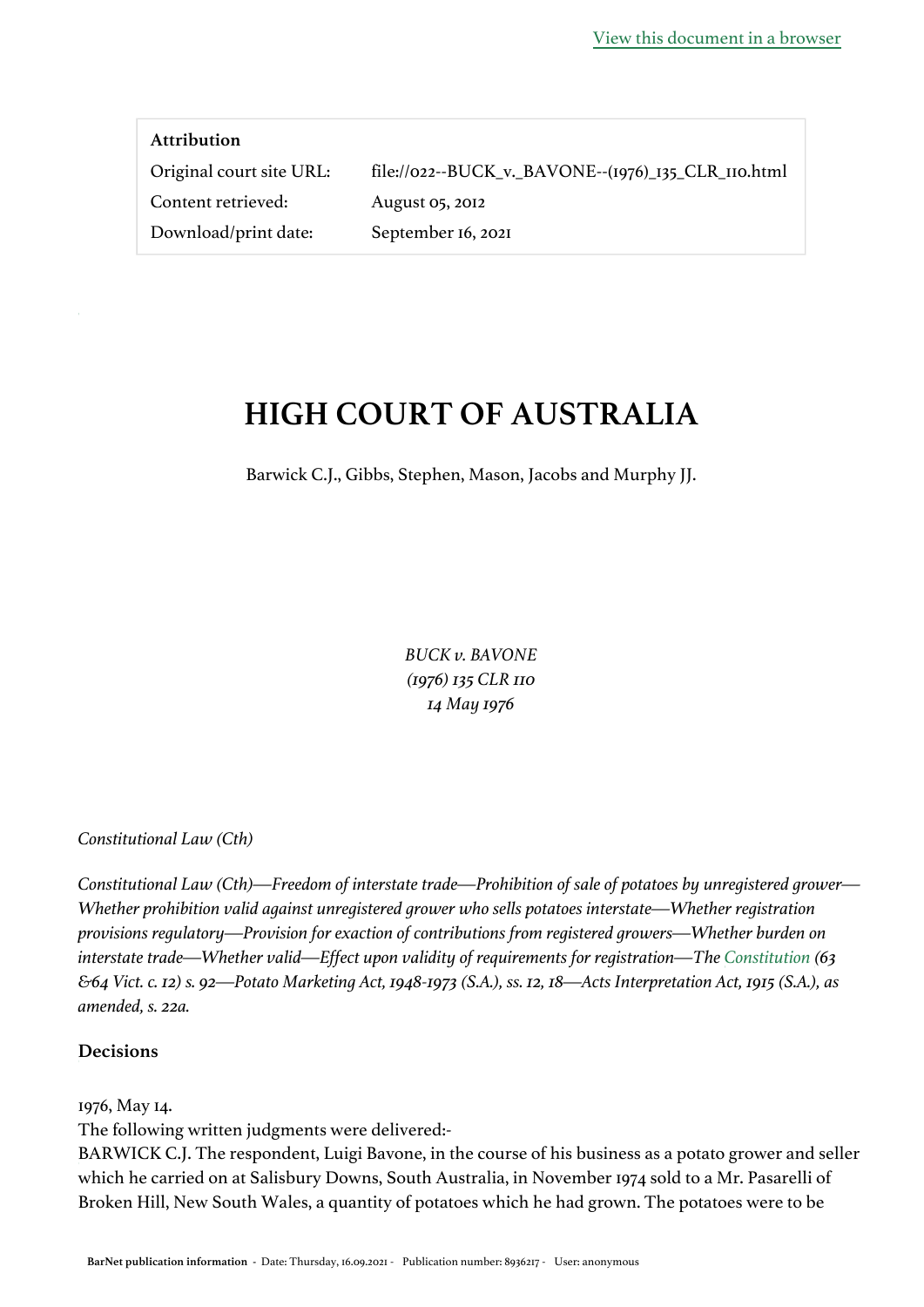[View this document in a browser]

**Attribution**

| | |
|---|---|
| Original court site URL: | file://022--BUCK_v._BAVONE--(1976)_135_CLR_110.html |
| Content retrieved: | August 05, 2012 |
| Download/print date: | September 16, 2021 |

# HIGH COURT OF AUSTRALIA

Barwick C.J., Gibbs, Stephen, Mason, Jacobs and Murphy JJ.

*BUCK v. BAVONE*
*(1976) 135 CLR 110*
*14 May 1976*

*Constitutional Law (Cth)*

*Constitutional Law (Cth)—Freedom of interstate trade—Prohibition of sale of potatoes by unregistered grower—Whether prohibition valid against unregistered grower who sells potatoes interstate—Whether registration provisions regulatory—Provision for exaction of contributions from registered growers—Whether burden on interstate trade—Whether valid—Effect upon validity of requirements for registration—The Constitution (63 &64 Vict. c. 12) s. 92—Potato Marketing Act, 1948-1973 (S.A.), ss. 12, 18—Acts Interpretation Act, 1915 (S.A.), as amended, s. 22a.*

### Decisions

1976, May 14.
The following written judgments were delivered:-
BARWICK C.J. The respondent, Luigi Bavone, in the course of his business as a potato grower and seller which he carried on at Salisbury Downs, South Australia, in November 1974 sold to a Mr. Pasarelli of Broken Hill, New South Wales, a quantity of potatoes which he had grown. The potatoes were to be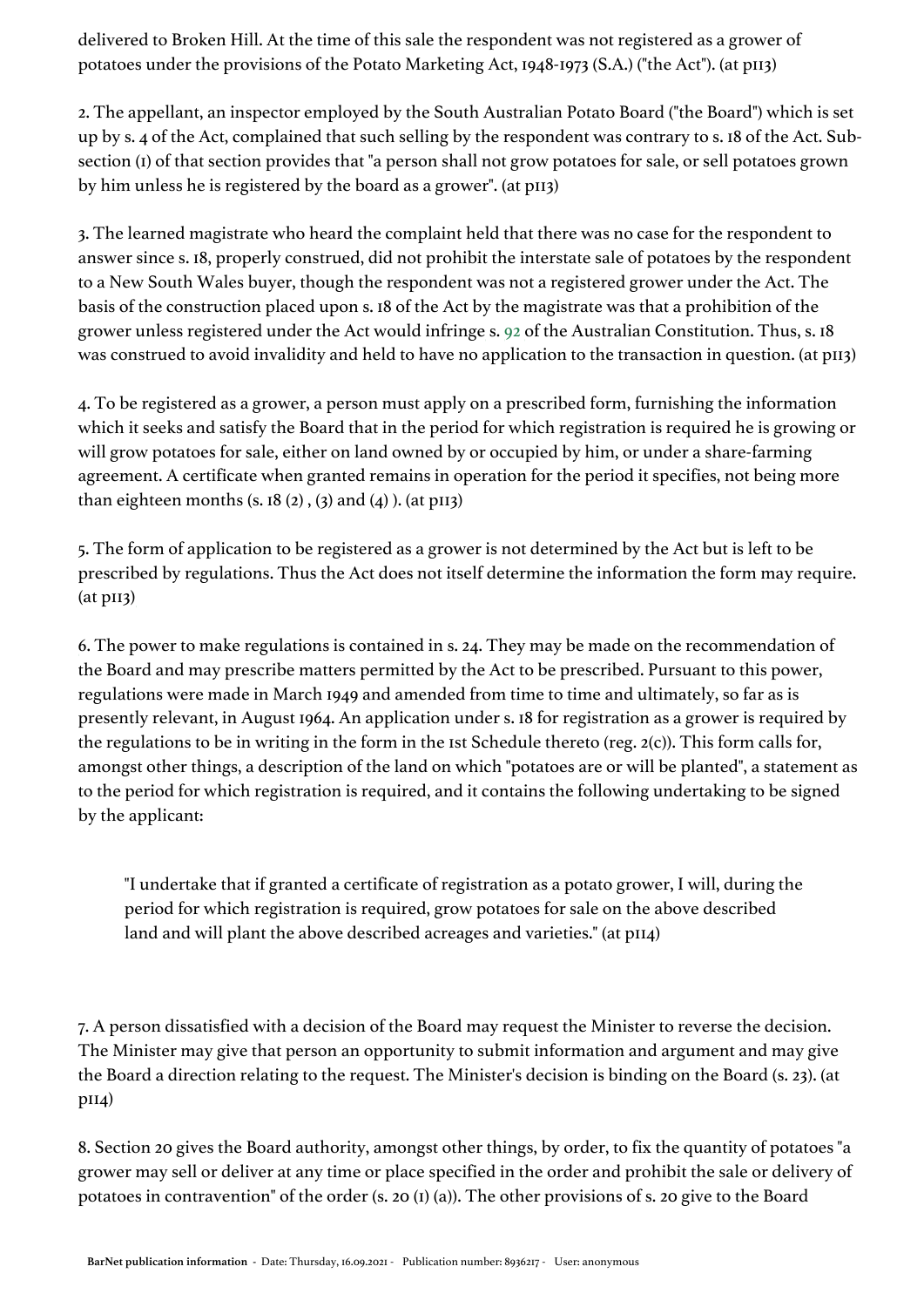delivered to Broken Hill. At the time of this sale the respondent was not registered as a grower of potatoes under the provisions of the Potato Marketing Act, 1948-1973 (S.A.) ("the Act"). (at p113)

2. The appellant, an inspector employed by the South Australian Potato Board ("the Board") which is set up by s. 4 of the Act, complained that such selling by the respondent was contrary to s. 18 of the Act. Subsection (1) of that section provides that "a person shall not grow potatoes for sale, or sell potatoes grown by him unless he is registered by the board as a grower". (at p113)

3. The learned magistrate who heard the complaint held that there was no case for the respondent to answer since s. 18, properly construed, did not prohibit the interstate sale of potatoes by the respondent to a New South Wales buyer, though the respondent was not a registered grower under the Act. The basis of the construction placed upon s. 18 of the Act by the magistrate was that a prohibition of the grower unless registered under the Act would infringe s. 92 of the Australian Constitution. Thus, s. 18 was construed to avoid invalidity and held to have no application to the transaction in question. (at p113)

4. To be registered as a grower, a person must apply on a prescribed form, furnishing the information which it seeks and satisfy the Board that in the period for which registration is required he is growing or will grow potatoes for sale, either on land owned by or occupied by him, or under a share-farming agreement. A certificate when granted remains in operation for the period it specifies, not being more than eighteen months (s. 18 (2) , (3) and (4) ). (at p113)

5. The form of application to be registered as a grower is not determined by the Act but is left to be prescribed by regulations. Thus the Act does not itself determine the information the form may require. (at p113)

6. The power to make regulations is contained in s. 24. They may be made on the recommendation of the Board and may prescribe matters permitted by the Act to be prescribed. Pursuant to this power, regulations were made in March 1949 and amended from time to time and ultimately, so far as is presently relevant, in August 1964. An application under s. 18 for registration as a grower is required by the regulations to be in writing in the form in the 1st Schedule thereto (reg. 2(c)). This form calls for, amongst other things, a description of the land on which "potatoes are or will be planted", a statement as to the period for which registration is required, and it contains the following undertaking to be signed by the applicant:

> "I undertake that if granted a certificate of registration as a potato grower, I will, during the period for which registration is required, grow potatoes for sale on the above described land and will plant the above described acreages and varieties." (at p114)

7. A person dissatisfied with a decision of the Board may request the Minister to reverse the decision. The Minister may give that person an opportunity to submit information and argument and may give the Board a direction relating to the request. The Minister's decision is binding on the Board (s. 23). (at p114)

8. Section 20 gives the Board authority, amongst other things, by order, to fix the quantity of potatoes "a grower may sell or deliver at any time or place specified in the order and prohibit the sale or delivery of potatoes in contravention" of the order (s. 20 (1) (a)). The other provisions of s. 20 give to the Board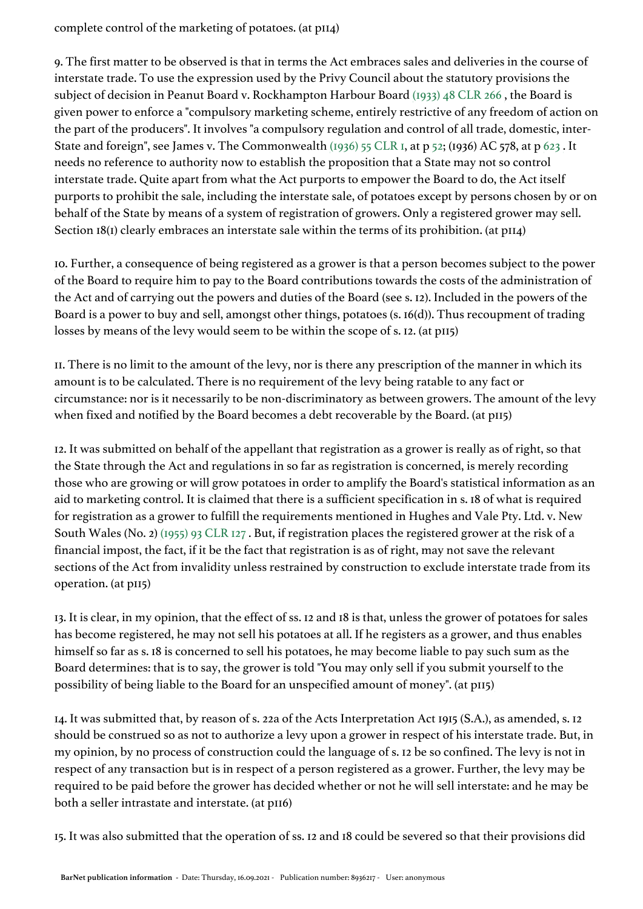complete control of the marketing of potatoes. (at p114)

9. The first matter to be observed is that in terms the Act embraces sales and deliveries in the course of interstate trade. To use the expression used by the Privy Council about the statutory provisions the subject of decision in Peanut Board v. Rockhampton Harbour Board (1933) 48 CLR 266 , the Board is given power to enforce a "compulsory marketing scheme, entirely restrictive of any freedom of action on the part of the producers". It involves "a compulsory regulation and control of all trade, domestic, inter-State and foreign", see James v. The Commonwealth (1936) 55 CLR 1, at p 52; (1936) AC 578, at p 623 . It needs no reference to authority now to establish the proposition that a State may not so control interstate trade. Quite apart from what the Act purports to empower the Board to do, the Act itself purports to prohibit the sale, including the interstate sale, of potatoes except by persons chosen by or on behalf of the State by means of a system of registration of growers. Only a registered grower may sell. Section 18(1) clearly embraces an interstate sale within the terms of its prohibition. (at p114)

10. Further, a consequence of being registered as a grower is that a person becomes subject to the power of the Board to require him to pay to the Board contributions towards the costs of the administration of the Act and of carrying out the powers and duties of the Board (see s. 12). Included in the powers of the Board is a power to buy and sell, amongst other things, potatoes (s. 16(d)). Thus recoupment of trading losses by means of the levy would seem to be within the scope of s. 12. (at p115)

11. There is no limit to the amount of the levy, nor is there any prescription of the manner in which its amount is to be calculated. There is no requirement of the levy being ratable to any fact or circumstance: nor is it necessarily to be non-discriminatory as between growers. The amount of the levy when fixed and notified by the Board becomes a debt recoverable by the Board. (at p115)

12. It was submitted on behalf of the appellant that registration as a grower is really as of right, so that the State through the Act and regulations in so far as registration is concerned, is merely recording those who are growing or will grow potatoes in order to amplify the Board's statistical information as an aid to marketing control. It is claimed that there is a sufficient specification in s. 18 of what is required for registration as a grower to fulfill the requirements mentioned in Hughes and Vale Pty. Ltd. v. New South Wales (No. 2) (1955) 93 CLR 127 . But, if registration places the registered grower at the risk of a financial impost, the fact, if it be the fact that registration is as of right, may not save the relevant sections of the Act from invalidity unless restrained by construction to exclude interstate trade from its operation. (at p115)

13. It is clear, in my opinion, that the effect of ss. 12 and 18 is that, unless the grower of potatoes for sales has become registered, he may not sell his potatoes at all. If he registers as a grower, and thus enables himself so far as s. 18 is concerned to sell his potatoes, he may become liable to pay such sum as the Board determines: that is to say, the grower is told "You may only sell if you submit yourself to the possibility of being liable to the Board for an unspecified amount of money". (at p115)

14. It was submitted that, by reason of s. 22a of the Acts Interpretation Act 1915 (S.A.), as amended, s. 12 should be construed so as not to authorize a levy upon a grower in respect of his interstate trade. But, in my opinion, by no process of construction could the language of s. 12 be so confined. The levy is not in respect of any transaction but is in respect of a person registered as a grower. Further, the levy may be required to be paid before the grower has decided whether or not he will sell interstate: and he may be both a seller intrastate and interstate. (at p116)

15. It was also submitted that the operation of ss. 12 and 18 could be severed so that their provisions did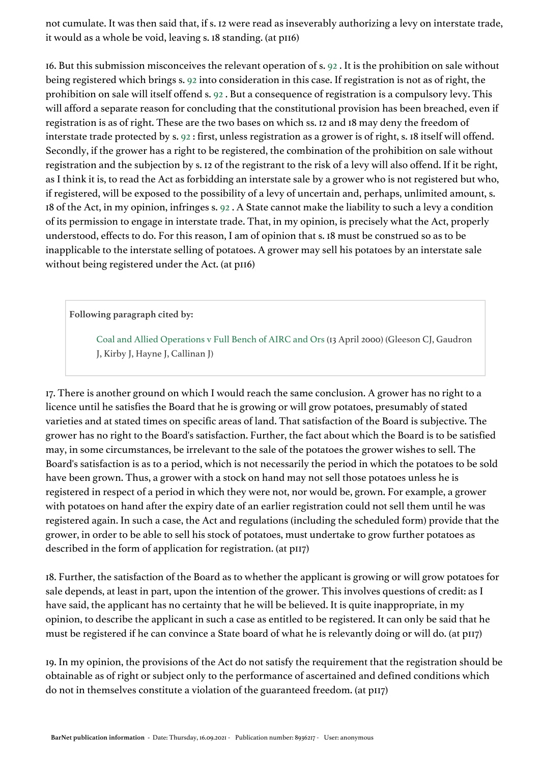not cumulate. It was then said that, if s. 12 were read as inseverably authorizing a levy on interstate trade, it would as a whole be void, leaving s. 18 standing. (at p116)

16. But this submission misconceives the relevant operation of s. 92 . It is the prohibition on sale without being registered which brings s. 92 into consideration in this case. If registration is not as of right, the prohibition on sale will itself offend s. 92 . But a consequence of registration is a compulsory levy. This will afford a separate reason for concluding that the constitutional provision has been breached, even if registration is as of right. These are the two bases on which ss. 12 and 18 may deny the freedom of interstate trade protected by s. 92 : first, unless registration as a grower is of right, s. 18 itself will offend. Secondly, if the grower has a right to be registered, the combination of the prohibition on sale without registration and the subjection by s. 12 of the registrant to the risk of a levy will also offend. If it be right, as I think it is, to read the Act as forbidding an interstate sale by a grower who is not registered but who, if registered, will be exposed to the possibility of a levy of uncertain and, perhaps, unlimited amount, s. 18 of the Act, in my opinion, infringes s. 92 . A State cannot make the liability to such a levy a condition of its permission to engage in interstate trade. That, in my opinion, is precisely what the Act, properly understood, effects to do. For this reason, I am of opinion that s. 18 must be construed so as to be inapplicable to the interstate selling of potatoes. A grower may sell his potatoes by an interstate sale without being registered under the Act. (at p116)

> **Following paragraph cited by:**
>
> Coal and Allied Operations v Full Bench of AIRC and Ors (13 April 2000) (Gleeson CJ, Gaudron J, Kirby J, Hayne J, Callinan J)

17. There is another ground on which I would reach the same conclusion. A grower has no right to a licence until he satisfies the Board that he is growing or will grow potatoes, presumably of stated varieties and at stated times on specific areas of land. That satisfaction of the Board is subjective. The grower has no right to the Board's satisfaction. Further, the fact about which the Board is to be satisfied may, in some circumstances, be irrelevant to the sale of the potatoes the grower wishes to sell. The Board's satisfaction is as to a period, which is not necessarily the period in which the potatoes to be sold have been grown. Thus, a grower with a stock on hand may not sell those potatoes unless he is registered in respect of a period in which they were not, nor would be, grown. For example, a grower with potatoes on hand after the expiry date of an earlier registration could not sell them until he was registered again. In such a case, the Act and regulations (including the scheduled form) provide that the grower, in order to be able to sell his stock of potatoes, must undertake to grow further potatoes as described in the form of application for registration. (at p117)

18. Further, the satisfaction of the Board as to whether the applicant is growing or will grow potatoes for sale depends, at least in part, upon the intention of the grower. This involves questions of credit: as I have said, the applicant has no certainty that he will be believed. It is quite inappropriate, in my opinion, to describe the applicant in such a case as entitled to be registered. It can only be said that he must be registered if he can convince a State board of what he is relevantly doing or will do. (at p117)

19. In my opinion, the provisions of the Act do not satisfy the requirement that the registration should be obtainable as of right or subject only to the performance of ascertained and defined conditions which do not in themselves constitute a violation of the guaranteed freedom. (at p117)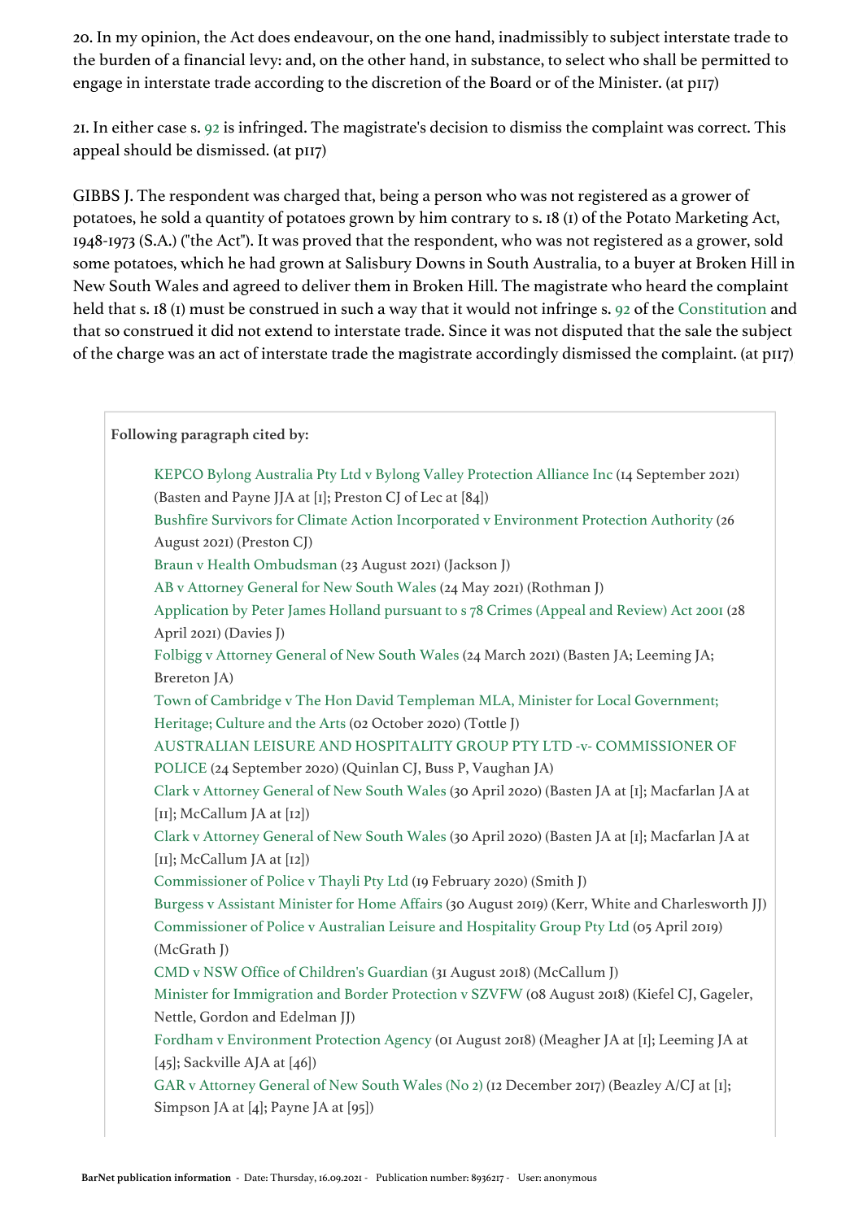20. In my opinion, the Act does endeavour, on the one hand, inadmissibly to subject interstate trade to the burden of a financial levy: and, on the other hand, in substance, to select who shall be permitted to engage in interstate trade according to the discretion of the Board or of the Minister. (at p117)

21. In either case s. 92 is infringed. The magistrate's decision to dismiss the complaint was correct. This appeal should be dismissed. (at p117)

GIBBS J. The respondent was charged that, being a person who was not registered as a grower of potatoes, he sold a quantity of potatoes grown by him contrary to s. 18 (1) of the Potato Marketing Act, 1948-1973 (S.A.) ("the Act"). It was proved that the respondent, who was not registered as a grower, sold some potatoes, which he had grown at Salisbury Downs in South Australia, to a buyer at Broken Hill in New South Wales and agreed to deliver them in Broken Hill. The magistrate who heard the complaint held that s. 18 (1) must be construed in such a way that it would not infringe s. 92 of the Constitution and that so construed it did not extend to interstate trade. Since it was not disputed that the sale the subject of the charge was an act of interstate trade the magistrate accordingly dismissed the complaint. (at p117)

**Following paragraph cited by:**

- KEPCO Bylong Australia Pty Ltd v Bylong Valley Protection Alliance Inc (14 September 2021) (Basten and Payne JJA at [1]; Preston CJ of Lec at [84])
- Bushfire Survivors for Climate Action Incorporated v Environment Protection Authority (26 August 2021) (Preston CJ)
- Braun v Health Ombudsman (23 August 2021) (Jackson J)
- AB v Attorney General for New South Wales (24 May 2021) (Rothman J)
- Application by Peter James Holland pursuant to s 78 Crimes (Appeal and Review) Act 2001 (28 April 2021) (Davies J)
- Folbigg v Attorney General of New South Wales (24 March 2021) (Basten JA; Leeming JA; Brereton JA)
- Town of Cambridge v The Hon David Templeman MLA, Minister for Local Government; Heritage; Culture and the Arts (02 October 2020) (Tottle J)
- AUSTRALIAN LEISURE AND HOSPITALITY GROUP PTY LTD -v- COMMISSIONER OF POLICE (24 September 2020) (Quinlan CJ, Buss P, Vaughan JA)
- Clark v Attorney General of New South Wales (30 April 2020) (Basten JA at [1]; Macfarlan JA at [11]; McCallum JA at [12])
- Clark v Attorney General of New South Wales (30 April 2020) (Basten JA at [1]; Macfarlan JA at [11]; McCallum JA at [12])
- Commissioner of Police v Thayli Pty Ltd (19 February 2020) (Smith J)
- Burgess v Assistant Minister for Home Affairs (30 August 2019) (Kerr, White and Charlesworth JJ)
- Commissioner of Police v Australian Leisure and Hospitality Group Pty Ltd (05 April 2019) (McGrath J)
- CMD v NSW Office of Children's Guardian (31 August 2018) (McCallum J)
- Minister for Immigration and Border Protection v SZVFW (08 August 2018) (Kiefel CJ, Gageler, Nettle, Gordon and Edelman JJ)
- Fordham v Environment Protection Agency (01 August 2018) (Meagher JA at [1]; Leeming JA at [45]; Sackville AJA at [46])
- GAR v Attorney General of New South Wales (No 2) (12 December 2017) (Beazley A/CJ at [1]; Simpson JA at [4]; Payne JA at [95])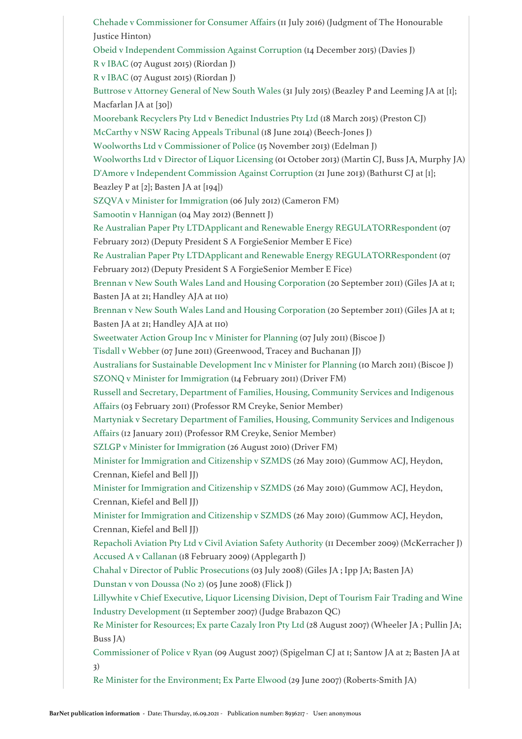Chehade v Commissioner for Consumer Affairs (11 July 2016) (Judgment of The Honourable Justice Hinton)

Obeid v Independent Commission Against Corruption (14 December 2015) (Davies J)

R v IBAC (07 August 2015) (Riordan J)

R v IBAC (07 August 2015) (Riordan J)

Buttrose v Attorney General of New South Wales (31 July 2015) (Beazley P and Leeming JA at [1]; Macfarlan JA at [30])

Moorebank Recyclers Pty Ltd v Benedict Industries Pty Ltd (18 March 2015) (Preston CJ)

McCarthy v NSW Racing Appeals Tribunal (18 June 2014) (Beech-Jones J)

Woolworths Ltd v Commissioner of Police (15 November 2013) (Edelman J)

Woolworths Ltd v Director of Liquor Licensing (01 October 2013) (Martin CJ, Buss JA, Murphy JA)

D'Amore v Independent Commission Against Corruption (21 June 2013) (Bathurst CJ at [1]; Beazley P at [2]; Basten JA at [194])

SZQVA v Minister for Immigration (06 July 2012) (Cameron FM)

Samootin v Hannigan (04 May 2012) (Bennett J)

Re Australian Paper Pty LTDApplicant and Renewable Energy REGULATORRespondent (07 February 2012) (Deputy President S A ForgieSenior Member E Fice)

Re Australian Paper Pty LTDApplicant and Renewable Energy REGULATORRespondent (07 February 2012) (Deputy President S A ForgieSenior Member E Fice)

Brennan v New South Wales Land and Housing Corporation (20 September 2011) (Giles JA at 1; Basten JA at 21; Handley AJA at 110)

Brennan v New South Wales Land and Housing Corporation (20 September 2011) (Giles JA at 1; Basten JA at 21; Handley AJA at 110)

Sweetwater Action Group Inc v Minister for Planning (07 July 2011) (Biscoe J)

Tisdall v Webber (07 June 2011) (Greenwood, Tracey and Buchanan JJ)

Australians for Sustainable Development Inc v Minister for Planning (10 March 2011) (Biscoe J)

SZONQ v Minister for Immigration (14 February 2011) (Driver FM)

Russell and Secretary, Department of Families, Housing, Community Services and Indigenous Affairs (03 February 2011) (Professor RM Creyke, Senior Member)

Martyniak v Secretary Department of Families, Housing, Community Services and Indigenous Affairs (12 January 2011) (Professor RM Creyke, Senior Member)

SZLGP v Minister for Immigration (26 August 2010) (Driver FM)

Minister for Immigration and Citizenship v SZMDS (26 May 2010) (Gummow ACJ, Heydon, Crennan, Kiefel and Bell JJ)

Minister for Immigration and Citizenship v SZMDS (26 May 2010) (Gummow ACJ, Heydon, Crennan, Kiefel and Bell JJ)

Minister for Immigration and Citizenship v SZMDS (26 May 2010) (Gummow ACJ, Heydon, Crennan, Kiefel and Bell JJ)

Repacholi Aviation Pty Ltd v Civil Aviation Safety Authority (11 December 2009) (McKerracher J)

Accused A v Callanan (18 February 2009) (Applegarth J)

Chahal v Director of Public Prosecutions (03 July 2008) (Giles JA ; Ipp JA; Basten JA)

Dunstan v von Doussa (No 2) (05 June 2008) (Flick J)

Lillywhite v Chief Executive, Liquor Licensing Division, Dept of Tourism Fair Trading and Wine Industry Development (11 September 2007) (Judge Brabazon QC)

Re Minister for Resources; Ex parte Cazaly Iron Pty Ltd (28 August 2007) (Wheeler JA ; Pullin JA; Buss JA)

Commissioner of Police v Ryan (09 August 2007) (Spigelman CJ at 1; Santow JA at 2; Basten JA at 3)

Re Minister for the Environment; Ex Parte Elwood (29 June 2007) (Roberts-Smith JA)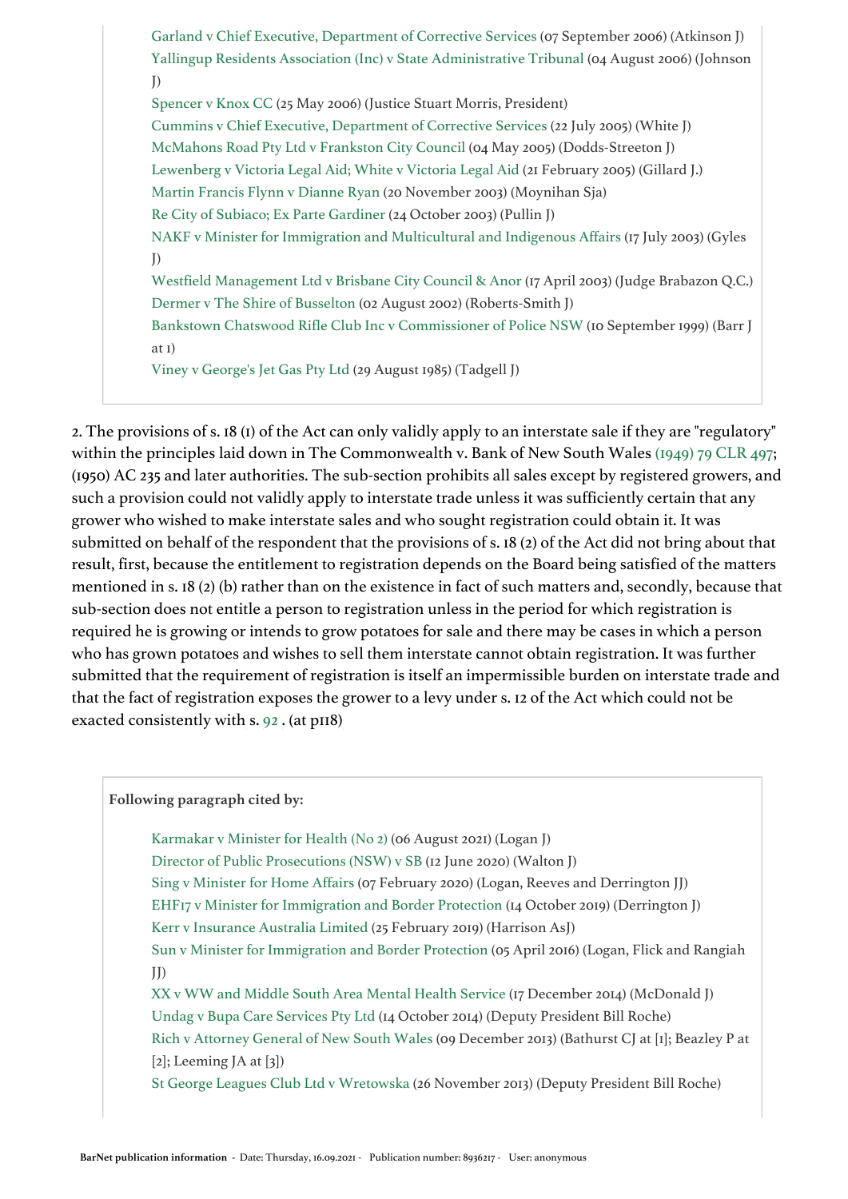Garland v Chief Executive, Department of Corrective Services (07 September 2006) (Atkinson J)
Yallingup Residents Association (Inc) v State Administrative Tribunal (04 August 2006) (Johnson J)
Spencer v Knox CC (25 May 2006) (Justice Stuart Morris, President)
Cummins v Chief Executive, Department of Corrective Services (22 July 2005) (White J)
McMahons Road Pty Ltd v Frankston City Council (04 May 2005) (Dodds-Streeton J)
Lewenberg v Victoria Legal Aid; White v Victoria Legal Aid (21 February 2005) (Gillard J.)
Martin Francis Flynn v Dianne Ryan (20 November 2003) (Moynihan Sja)
Re City of Subiaco; Ex Parte Gardiner (24 October 2003) (Pullin J)
NAKF v Minister for Immigration and Multicultural and Indigenous Affairs (17 July 2003) (Gyles J)
Westfield Management Ltd v Brisbane City Council & Anor (17 April 2003) (Judge Brabazon Q.C.)
Dermer v The Shire of Busselton (02 August 2002) (Roberts-Smith J)
Bankstown Chatswood Rifle Club Inc v Commissioner of Police NSW (10 September 1999) (Barr J at 1)
Viney v George's Jet Gas Pty Ltd (29 August 1985) (Tadgell J)

2. The provisions of s. 18 (1) of the Act can only validly apply to an interstate sale if they are "regulatory" within the principles laid down in The Commonwealth v. Bank of New South Wales (1949) 79 CLR 497; (1950) AC 235 and later authorities. The sub-section prohibits all sales except by registered growers, and such a provision could not validly apply to interstate trade unless it was sufficiently certain that any grower who wished to make interstate sales and who sought registration could obtain it. It was submitted on behalf of the respondent that the provisions of s. 18 (2) of the Act did not bring about that result, first, because the entitlement to registration depends on the Board being satisfied of the matters mentioned in s. 18 (2) (b) rather than on the existence in fact of such matters and, secondly, because that sub-section does not entitle a person to registration unless in the period for which registration is required he is growing or intends to grow potatoes for sale and there may be cases in which a person who has grown potatoes and wishes to sell them interstate cannot obtain registration. It was further submitted that the requirement of registration is itself an impermissible burden on interstate trade and that the fact of registration exposes the grower to a levy under s. 12 of the Act which could not be exacted consistently with s. 92 . (at p118)

**Following paragraph cited by:**

Karmakar v Minister for Health (No 2) (06 August 2021) (Logan J)
Director of Public Prosecutions (NSW) v SB (12 June 2020) (Walton J)
Sing v Minister for Home Affairs (07 February 2020) (Logan, Reeves and Derrington JJ)
EHF17 v Minister for Immigration and Border Protection (14 October 2019) (Derrington J)
Kerr v Insurance Australia Limited (25 February 2019) (Harrison AsJ)
Sun v Minister for Immigration and Border Protection (05 April 2016) (Logan, Flick and Rangiah JJ)
XX v WW and Middle South Area Mental Health Service (17 December 2014) (McDonald J)
Undag v Bupa Care Services Pty Ltd (14 October 2014) (Deputy President Bill Roche)
Rich v Attorney General of New South Wales (09 December 2013) (Bathurst CJ at [1]; Beazley P at [2]; Leeming JA at [3])
St George Leagues Club Ltd v Wretowska (26 November 2013) (Deputy President Bill Roche)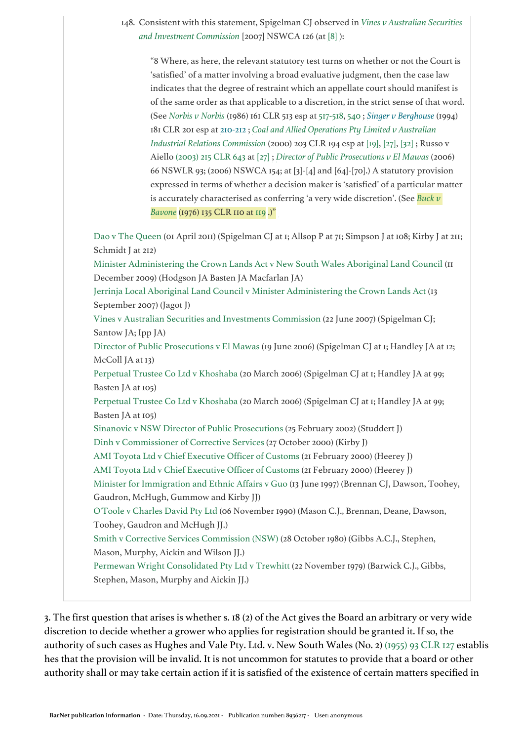148. Consistent with this statement, Spigelman CJ observed in *Vines v Australian Securities and Investment Commission* [2007] NSWCA 126 (at [8] ):

> "8 Where, as here, the relevant statutory test turns on whether or not the Court is 'satisfied' of a matter involving a broad evaluative judgment, then the case law indicates that the degree of restraint which an appellate court should manifest is of the same order as that applicable to a discretion, in the strict sense of that word. (See *Norbis v Norbis* (1986) 161 CLR 513 esp at 517-518, 540 ; *Singer v Berghouse* (1994) 181 CLR 201 esp at 210-212 ; *Coal and Allied Operations Pty Limited v Australian Industrial Relations Commission* (2000) 203 CLR 194 esp at [19], [27], [32] ; Russo v Aiello (2003) 215 CLR 643 at [27] ; *Director of Public Prosecutions v El Mawas* (2006) 66 NSWLR 93; (2006) NSWCA 154; at [3]-[4] and [64]-[70].) A statutory provision expressed in terms of whether a decision maker is 'satisfied' of a particular matter is accurately characterised as conferring 'a very wide discretion'. (See *Buck v Bavone* (1976) 135 CLR 110 at 119 .)"

Dao v The Queen (01 April 2011) (Spigelman CJ at 1; Allsop P at 71; Simpson J at 108; Kirby J at 211; Schmidt J at 212)
Minister Administering the Crown Lands Act v New South Wales Aboriginal Land Council (11 December 2009) (Hodgson JA Basten JA Macfarlan JA)
Jerrinja Local Aboriginal Land Council v Minister Administering the Crown Lands Act (13 September 2007) (Jagot J)
Vines v Australian Securities and Investments Commission (22 June 2007) (Spigelman CJ; Santow JA; Ipp JA)
Director of Public Prosecutions v El Mawas (19 June 2006) (Spigelman CJ at 1; Handley JA at 12; McColl JA at 13)
Perpetual Trustee Co Ltd v Khoshaba (20 March 2006) (Spigelman CJ at 1; Handley JA at 99; Basten JA at 105)
Perpetual Trustee Co Ltd v Khoshaba (20 March 2006) (Spigelman CJ at 1; Handley JA at 99; Basten JA at 105)
Sinanovic v NSW Director of Public Prosecutions (25 February 2002) (Studdert J)
Dinh v Commissioner of Corrective Services (27 October 2000) (Kirby J)
AMI Toyota Ltd v Chief Executive Officer of Customs (21 February 2000) (Heerey J)
AMI Toyota Ltd v Chief Executive Officer of Customs (21 February 2000) (Heerey J)
Minister for Immigration and Ethnic Affairs v Guo (13 June 1997) (Brennan CJ, Dawson, Toohey, Gaudron, McHugh, Gummow and Kirby JJ)
O'Toole v Charles David Pty Ltd (06 November 1990) (Mason C.J., Brennan, Deane, Dawson, Toohey, Gaudron and McHugh JJ.)
Smith v Corrective Services Commission (NSW) (28 October 1980) (Gibbs A.C.J., Stephen, Mason, Murphy, Aickin and Wilson JJ.)
Permewan Wright Consolidated Pty Ltd v Trewhitt (22 November 1979) (Barwick C.J., Gibbs, Stephen, Mason, Murphy and Aickin JJ.)

3. The first question that arises is whether s. 18 (2) of the Act gives the Board an arbitrary or very wide discretion to decide whether a grower who applies for registration should be granted it. If so, the authority of such cases as Hughes and Vale Pty. Ltd. v. New South Wales (No. 2) (1955) 93 CLR 127 establishes that the provision will be invalid. It is not uncommon for statutes to provide that a board or other authority shall or may take certain action if it is satisfied of the existence of certain matters specified in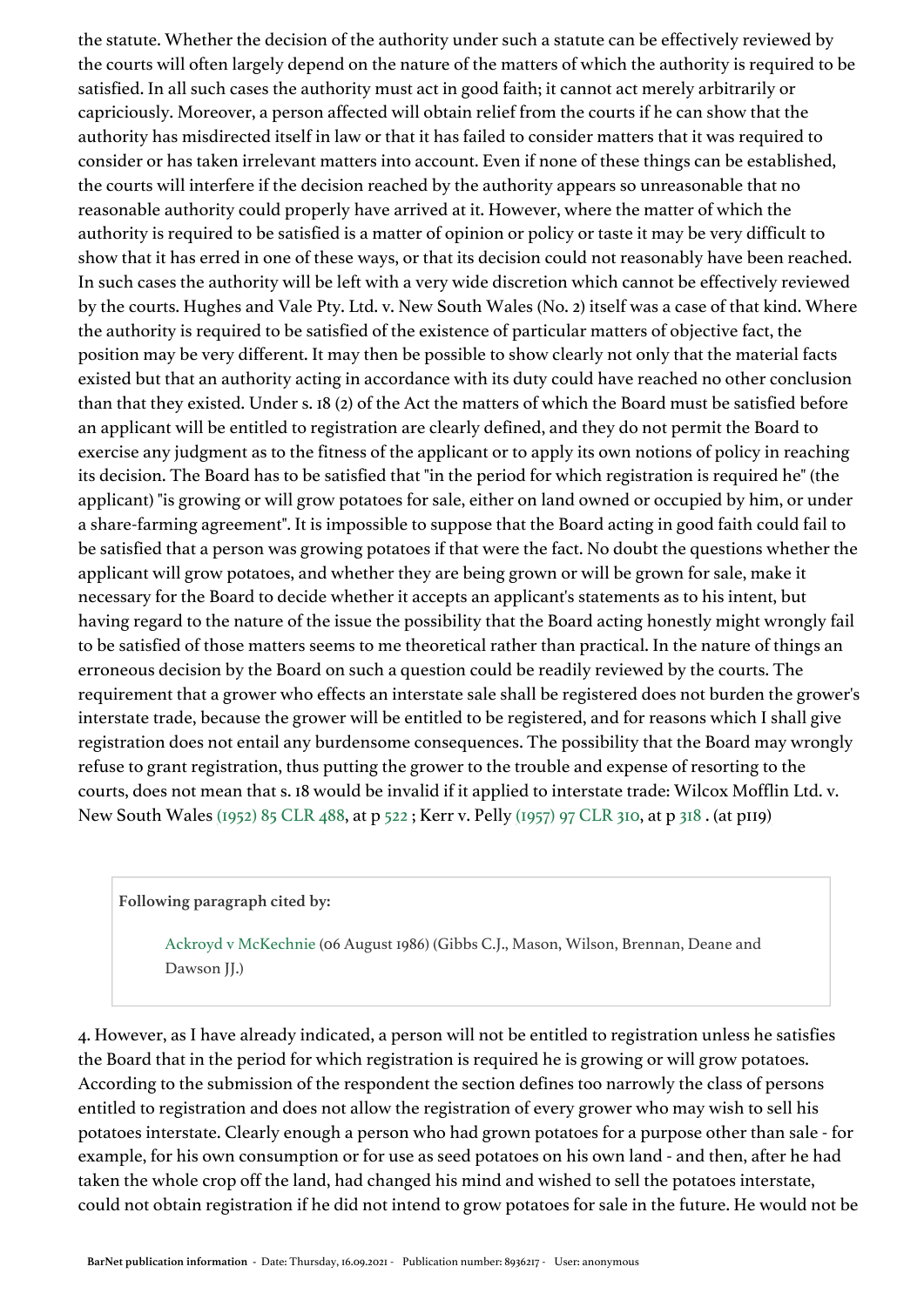the statute. Whether the decision of the authority under such a statute can be effectively reviewed by the courts will often largely depend on the nature of the matters of which the authority is required to be satisfied. In all such cases the authority must act in good faith; it cannot act merely arbitrarily or capriciously. Moreover, a person affected will obtain relief from the courts if he can show that the authority has misdirected itself in law or that it has failed to consider matters that it was required to consider or has taken irrelevant matters into account. Even if none of these things can be established, the courts will interfere if the decision reached by the authority appears so unreasonable that no reasonable authority could properly have arrived at it. However, where the matter of which the authority is required to be satisfied is a matter of opinion or policy or taste it may be very difficult to show that it has erred in one of these ways, or that its decision could not reasonably have been reached. In such cases the authority will be left with a very wide discretion which cannot be effectively reviewed by the courts. Hughes and Vale Pty. Ltd. v. New South Wales (No. 2) itself was a case of that kind. Where the authority is required to be satisfied of the existence of particular matters of objective fact, the position may be very different. It may then be possible to show clearly not only that the material facts existed but that an authority acting in accordance with its duty could have reached no other conclusion than that they existed. Under s. 18 (2) of the Act the matters of which the Board must be satisfied before an applicant will be entitled to registration are clearly defined, and they do not permit the Board to exercise any judgment as to the fitness of the applicant or to apply its own notions of policy in reaching its decision. The Board has to be satisfied that "in the period for which registration is required he" (the applicant) "is growing or will grow potatoes for sale, either on land owned or occupied by him, or under a share-farming agreement". It is impossible to suppose that the Board acting in good faith could fail to be satisfied that a person was growing potatoes if that were the fact. No doubt the questions whether the applicant will grow potatoes, and whether they are being grown or will be grown for sale, make it necessary for the Board to decide whether it accepts an applicant's statements as to his intent, but having regard to the nature of the issue the possibility that the Board acting honestly might wrongly fail to be satisfied of those matters seems to me theoretical rather than practical. In the nature of things an erroneous decision by the Board on such a question could be readily reviewed by the courts. The requirement that a grower who effects an interstate sale shall be registered does not burden the grower's interstate trade, because the grower will be entitled to be registered, and for reasons which I shall give registration does not entail any burdensome consequences. The possibility that the Board may wrongly refuse to grant registration, thus putting the grower to the trouble and expense of resorting to the courts, does not mean that s. 18 would be invalid if it applied to interstate trade: Wilcox Mofflin Ltd. v. New South Wales (1952) 85 CLR 488, at p 522 ; Kerr v. Pelly (1957) 97 CLR 310, at p 318 . (at p119)

> **Following paragraph cited by:**
>
> Ackroyd v McKechnie (06 August 1986) (Gibbs C.J., Mason, Wilson, Brennan, Deane and Dawson JJ.)

4. However, as I have already indicated, a person will not be entitled to registration unless he satisfies the Board that in the period for which registration is required he is growing or will grow potatoes. According to the submission of the respondent the section defines too narrowly the class of persons entitled to registration and does not allow the registration of every grower who may wish to sell his potatoes interstate. Clearly enough a person who had grown potatoes for a purpose other than sale - for example, for his own consumption or for use as seed potatoes on his own land - and then, after he had taken the whole crop off the land, had changed his mind and wished to sell the potatoes interstate, could not obtain registration if he did not intend to grow potatoes for sale in the future. He would not be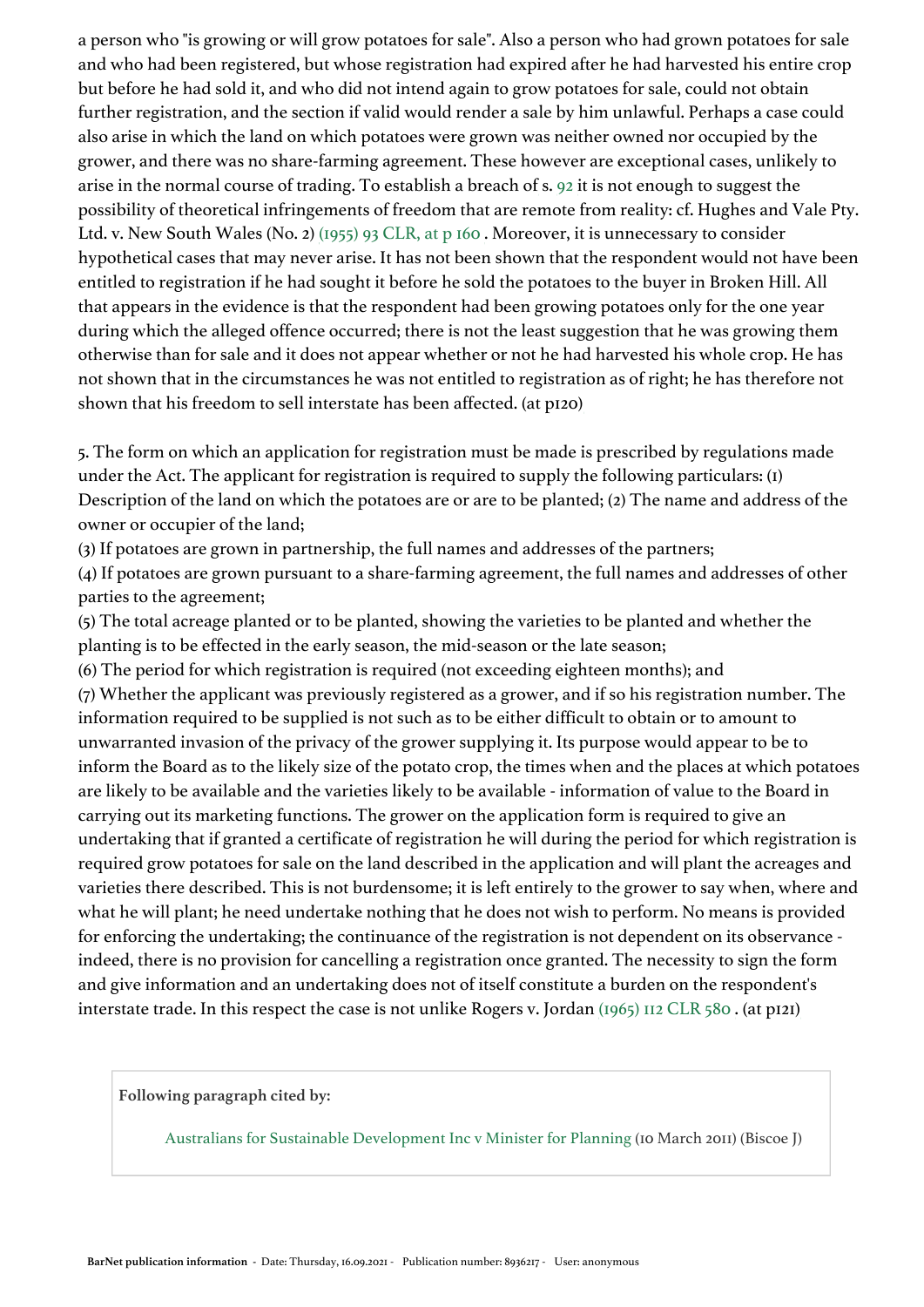a person who "is growing or will grow potatoes for sale". Also a person who had grown potatoes for sale and who had been registered, but whose registration had expired after he had harvested his entire crop but before he had sold it, and who did not intend again to grow potatoes for sale, could not obtain further registration, and the section if valid would render a sale by him unlawful. Perhaps a case could also arise in which the land on which potatoes were grown was neither owned nor occupied by the grower, and there was no share-farming agreement. These however are exceptional cases, unlikely to arise in the normal course of trading. To establish a breach of s. 92 it is not enough to suggest the possibility of theoretical infringements of freedom that are remote from reality: cf. Hughes and Vale Pty. Ltd. v. New South Wales (No. 2) (1955) 93 CLR, at p 160 . Moreover, it is unnecessary to consider hypothetical cases that may never arise. It has not been shown that the respondent would not have been entitled to registration if he had sought it before he sold the potatoes to the buyer in Broken Hill. All that appears in the evidence is that the respondent had been growing potatoes only for the one year during which the alleged offence occurred; there is not the least suggestion that he was growing them otherwise than for sale and it does not appear whether or not he had harvested his whole crop. He has not shown that in the circumstances he was not entitled to registration as of right; he has therefore not shown that his freedom to sell interstate has been affected. (at p120)

5. The form on which an application for registration must be made is prescribed by regulations made under the Act. The applicant for registration is required to supply the following particulars: (1) Description of the land on which the potatoes are or are to be planted; (2) The name and address of the owner or occupier of the land;

(3) If potatoes are grown in partnership, the full names and addresses of the partners;

(4) If potatoes are grown pursuant to a share-farming agreement, the full names and addresses of other parties to the agreement;

(5) The total acreage planted or to be planted, showing the varieties to be planted and whether the planting is to be effected in the early season, the mid-season or the late season;

(6) The period for which registration is required (not exceeding eighteen months); and

(7) Whether the applicant was previously registered as a grower, and if so his registration number. The information required to be supplied is not such as to be either difficult to obtain or to amount to unwarranted invasion of the privacy of the grower supplying it. Its purpose would appear to be to inform the Board as to the likely size of the potato crop, the times when and the places at which potatoes are likely to be available and the varieties likely to be available - information of value to the Board in carrying out its marketing functions. The grower on the application form is required to give an undertaking that if granted a certificate of registration he will during the period for which registration is required grow potatoes for sale on the land described in the application and will plant the acreages and varieties there described. This is not burdensome; it is left entirely to the grower to say when, where and what he will plant; he need undertake nothing that he does not wish to perform. No means is provided for enforcing the undertaking; the continuance of the registration is not dependent on its observance - indeed, there is no provision for cancelling a registration once granted. The necessity to sign the form and give information and an undertaking does not of itself constitute a burden on the respondent's interstate trade. In this respect the case is not unlike Rogers v. Jordan (1965) 112 CLR 580 . (at p121)

**Following paragraph cited by:**

Australians for Sustainable Development Inc v Minister for Planning (10 March 2011) (Biscoe J)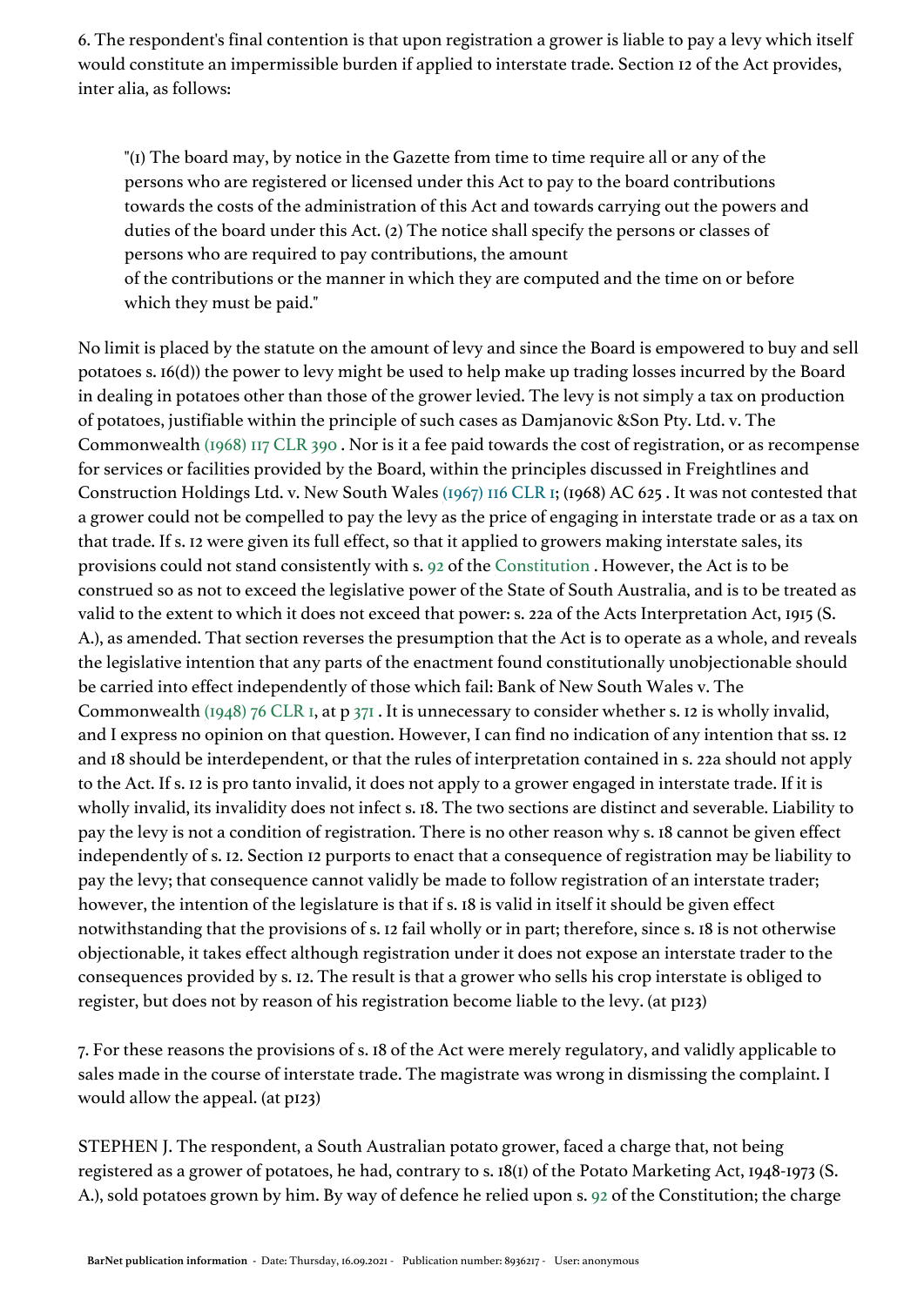6. The respondent's final contention is that upon registration a grower is liable to pay a levy which itself would constitute an impermissible burden if applied to interstate trade. Section 12 of the Act provides, inter alia, as follows:

> "(1) The board may, by notice in the Gazette from time to time require all or any of the persons who are registered or licensed under this Act to pay to the board contributions towards the costs of the administration of this Act and towards carrying out the powers and duties of the board under this Act. (2) The notice shall specify the persons or classes of persons who are required to pay contributions, the amount of the contributions or the manner in which they are computed and the time on or before which they must be paid."

No limit is placed by the statute on the amount of levy and since the Board is empowered to buy and sell potatoes s. 16(d)) the power to levy might be used to help make up trading losses incurred by the Board in dealing in potatoes other than those of the grower levied. The levy is not simply a tax on production of potatoes, justifiable within the principle of such cases as Damjanovic &Son Pty. Ltd. v. The Commonwealth (1968) 117 CLR 390 . Nor is it a fee paid towards the cost of registration, or as recompense for services or facilities provided by the Board, within the principles discussed in Freightlines and Construction Holdings Ltd. v. New South Wales (1967) 116 CLR 1; (1968) AC 625 . It was not contested that a grower could not be compelled to pay the levy as the price of engaging in interstate trade or as a tax on that trade. If s. 12 were given its full effect, so that it applied to growers making interstate sales, its provisions could not stand consistently with s. 92 of the Constitution . However, the Act is to be construed so as not to exceed the legislative power of the State of South Australia, and is to be treated as valid to the extent to which it does not exceed that power: s. 22a of the Acts Interpretation Act, 1915 (S. A.), as amended. That section reverses the presumption that the Act is to operate as a whole, and reveals the legislative intention that any parts of the enactment found constitutionally unobjectionable should be carried into effect independently of those which fail: Bank of New South Wales v. The Commonwealth (1948) 76 CLR 1, at p 371 . It is unnecessary to consider whether s. 12 is wholly invalid, and I express no opinion on that question. However, I can find no indication of any intention that ss. 12 and 18 should be interdependent, or that the rules of interpretation contained in s. 22a should not apply to the Act. If s. 12 is pro tanto invalid, it does not apply to a grower engaged in interstate trade. If it is wholly invalid, its invalidity does not infect s. 18. The two sections are distinct and severable. Liability to pay the levy is not a condition of registration. There is no other reason why s. 18 cannot be given effect independently of s. 12. Section 12 purports to enact that a consequence of registration may be liability to pay the levy; that consequence cannot validly be made to follow registration of an interstate trader; however, the intention of the legislature is that if s. 18 is valid in itself it should be given effect notwithstanding that the provisions of s. 12 fail wholly or in part; therefore, since s. 18 is not otherwise objectionable, it takes effect although registration under it does not expose an interstate trader to the consequences provided by s. 12. The result is that a grower who sells his crop interstate is obliged to register, but does not by reason of his registration become liable to the levy. (at p123)

7. For these reasons the provisions of s. 18 of the Act were merely regulatory, and validly applicable to sales made in the course of interstate trade. The magistrate was wrong in dismissing the complaint. I would allow the appeal. (at p123)

STEPHEN J. The respondent, a South Australian potato grower, faced a charge that, not being registered as a grower of potatoes, he had, contrary to s. 18(1) of the Potato Marketing Act, 1948-1973 (S. A.), sold potatoes grown by him. By way of defence he relied upon s. 92 of the Constitution; the charge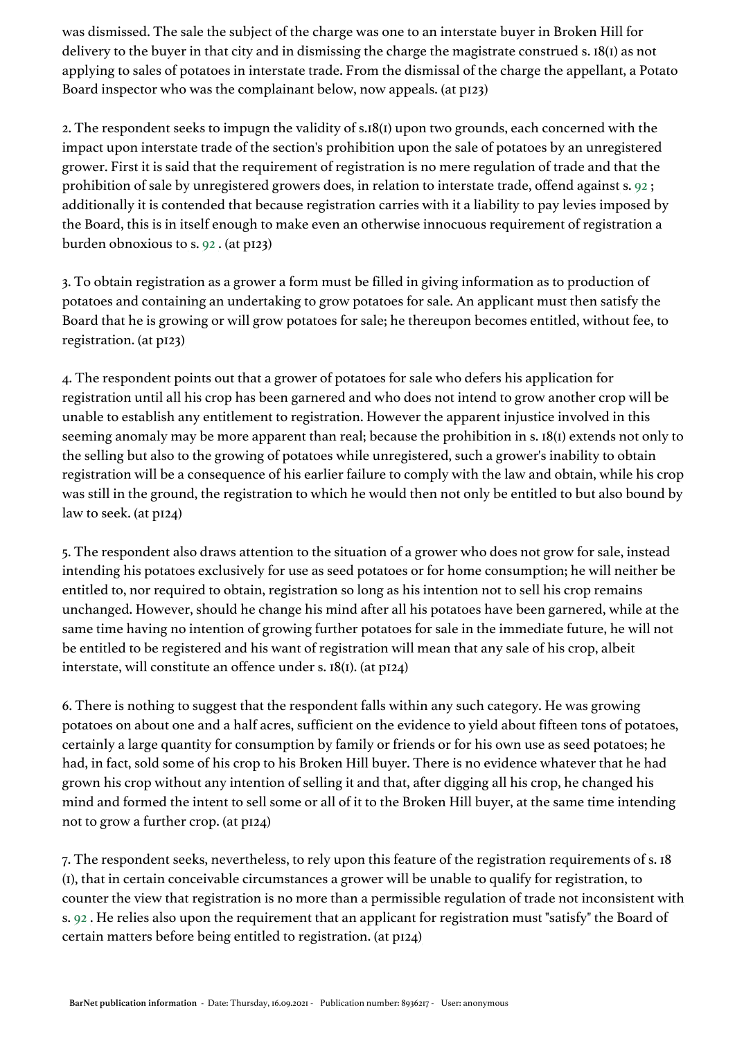was dismissed. The sale the subject of the charge was one to an interstate buyer in Broken Hill for delivery to the buyer in that city and in dismissing the charge the magistrate construed s. 18(1) as not applying to sales of potatoes in interstate trade. From the dismissal of the charge the appellant, a Potato Board inspector who was the complainant below, now appeals. (at p123)

2. The respondent seeks to impugn the validity of s.18(1) upon two grounds, each concerned with the impact upon interstate trade of the section's prohibition upon the sale of potatoes by an unregistered grower. First it is said that the requirement of registration is no mere regulation of trade and that the prohibition of sale by unregistered growers does, in relation to interstate trade, offend against s. 92 ; additionally it is contended that because registration carries with it a liability to pay levies imposed by the Board, this is in itself enough to make even an otherwise innocuous requirement of registration a burden obnoxious to s. 92 . (at p123)

3. To obtain registration as a grower a form must be filled in giving information as to production of potatoes and containing an undertaking to grow potatoes for sale. An applicant must then satisfy the Board that he is growing or will grow potatoes for sale; he thereupon becomes entitled, without fee, to registration. (at p123)

4. The respondent points out that a grower of potatoes for sale who defers his application for registration until all his crop has been garnered and who does not intend to grow another crop will be unable to establish any entitlement to registration. However the apparent injustice involved in this seeming anomaly may be more apparent than real; because the prohibition in s. 18(1) extends not only to the selling but also to the growing of potatoes while unregistered, such a grower's inability to obtain registration will be a consequence of his earlier failure to comply with the law and obtain, while his crop was still in the ground, the registration to which he would then not only be entitled to but also bound by law to seek. (at p124)

5. The respondent also draws attention to the situation of a grower who does not grow for sale, instead intending his potatoes exclusively for use as seed potatoes or for home consumption; he will neither be entitled to, nor required to obtain, registration so long as his intention not to sell his crop remains unchanged. However, should he change his mind after all his potatoes have been garnered, while at the same time having no intention of growing further potatoes for sale in the immediate future, he will not be entitled to be registered and his want of registration will mean that any sale of his crop, albeit interstate, will constitute an offence under s. 18(1). (at p124)

6. There is nothing to suggest that the respondent falls within any such category. He was growing potatoes on about one and a half acres, sufficient on the evidence to yield about fifteen tons of potatoes, certainly a large quantity for consumption by family or friends or for his own use as seed potatoes; he had, in fact, sold some of his crop to his Broken Hill buyer. There is no evidence whatever that he had grown his crop without any intention of selling it and that, after digging all his crop, he changed his mind and formed the intent to sell some or all of it to the Broken Hill buyer, at the same time intending not to grow a further crop. (at p124)

7. The respondent seeks, nevertheless, to rely upon this feature of the registration requirements of s. 18 (1), that in certain conceivable circumstances a grower will be unable to qualify for registration, to counter the view that registration is no more than a permissible regulation of trade not inconsistent with s. 92 . He relies also upon the requirement that an applicant for registration must "satisfy" the Board of certain matters before being entitled to registration. (at p124)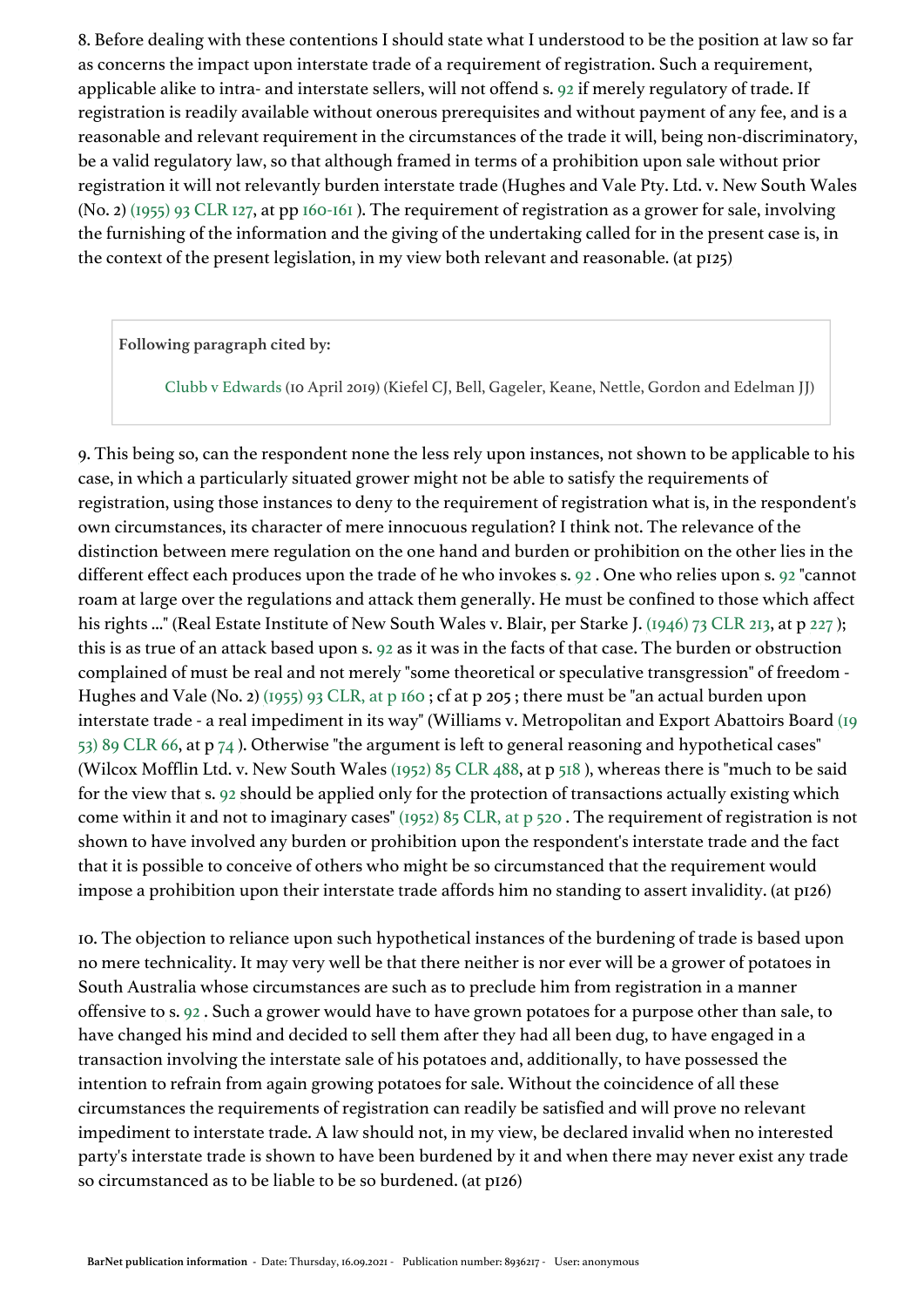8. Before dealing with these contentions I should state what I understood to be the position at law so far as concerns the impact upon interstate trade of a requirement of registration. Such a requirement, applicable alike to intra- and interstate sellers, will not offend s. 92 if merely regulatory of trade. If registration is readily available without onerous prerequisites and without payment of any fee, and is a reasonable and relevant requirement in the circumstances of the trade it will, being non-discriminatory, be a valid regulatory law, so that although framed in terms of a prohibition upon sale without prior registration it will not relevantly burden interstate trade (Hughes and Vale Pty. Ltd. v. New South Wales (No. 2) (1955) 93 CLR 127, at pp 160-161 ). The requirement of registration as a grower for sale, involving the furnishing of the information and the giving of the undertaking called for in the present case is, in the context of the present legislation, in my view both relevant and reasonable. (at p125)

> **Following paragraph cited by:**
>
> Clubb v Edwards (10 April 2019) (Kiefel CJ, Bell, Gageler, Keane, Nettle, Gordon and Edelman JJ)

9. This being so, can the respondent none the less rely upon instances, not shown to be applicable to his case, in which a particularly situated grower might not be able to satisfy the requirements of registration, using those instances to deny to the requirement of registration what is, in the respondent's own circumstances, its character of mere innocuous regulation? I think not. The relevance of the distinction between mere regulation on the one hand and burden or prohibition on the other lies in the different effect each produces upon the trade of he who invokes s. 92 . One who relies upon s. 92 "cannot roam at large over the regulations and attack them generally. He must be confined to those which affect his rights ..." (Real Estate Institute of New South Wales v. Blair, per Starke J. (1946) 73 CLR 213, at p 227 ); this is as true of an attack based upon s. 92 as it was in the facts of that case. The burden or obstruction complained of must be real and not merely "some theoretical or speculative transgression" of freedom - Hughes and Vale (No. 2) (1955) 93 CLR, at p 160 ; cf at p 205 ; there must be "an actual burden upon interstate trade - a real impediment in its way" (Williams v. Metropolitan and Export Abattoirs Board (1953) 89 CLR 66, at p 74 ). Otherwise "the argument is left to general reasoning and hypothetical cases" (Wilcox Mofflin Ltd. v. New South Wales (1952) 85 CLR 488, at p 518 ), whereas there is "much to be said for the view that s. 92 should be applied only for the protection of transactions actually existing which come within it and not to imaginary cases" (1952) 85 CLR, at p 520 . The requirement of registration is not shown to have involved any burden or prohibition upon the respondent's interstate trade and the fact that it is possible to conceive of others who might be so circumstanced that the requirement would impose a prohibition upon their interstate trade affords him no standing to assert invalidity. (at p126)

10. The objection to reliance upon such hypothetical instances of the burdening of trade is based upon no mere technicality. It may very well be that there neither is nor ever will be a grower of potatoes in South Australia whose circumstances are such as to preclude him from registration in a manner offensive to s. 92 . Such a grower would have to have grown potatoes for a purpose other than sale, to have changed his mind and decided to sell them after they had all been dug, to have engaged in a transaction involving the interstate sale of his potatoes and, additionally, to have possessed the intention to refrain from again growing potatoes for sale. Without the coincidence of all these circumstances the requirements of registration can readily be satisfied and will prove no relevant impediment to interstate trade. A law should not, in my view, be declared invalid when no interested party's interstate trade is shown to have been burdened by it and when there may never exist any trade so circumstanced as to be liable to be so burdened. (at p126)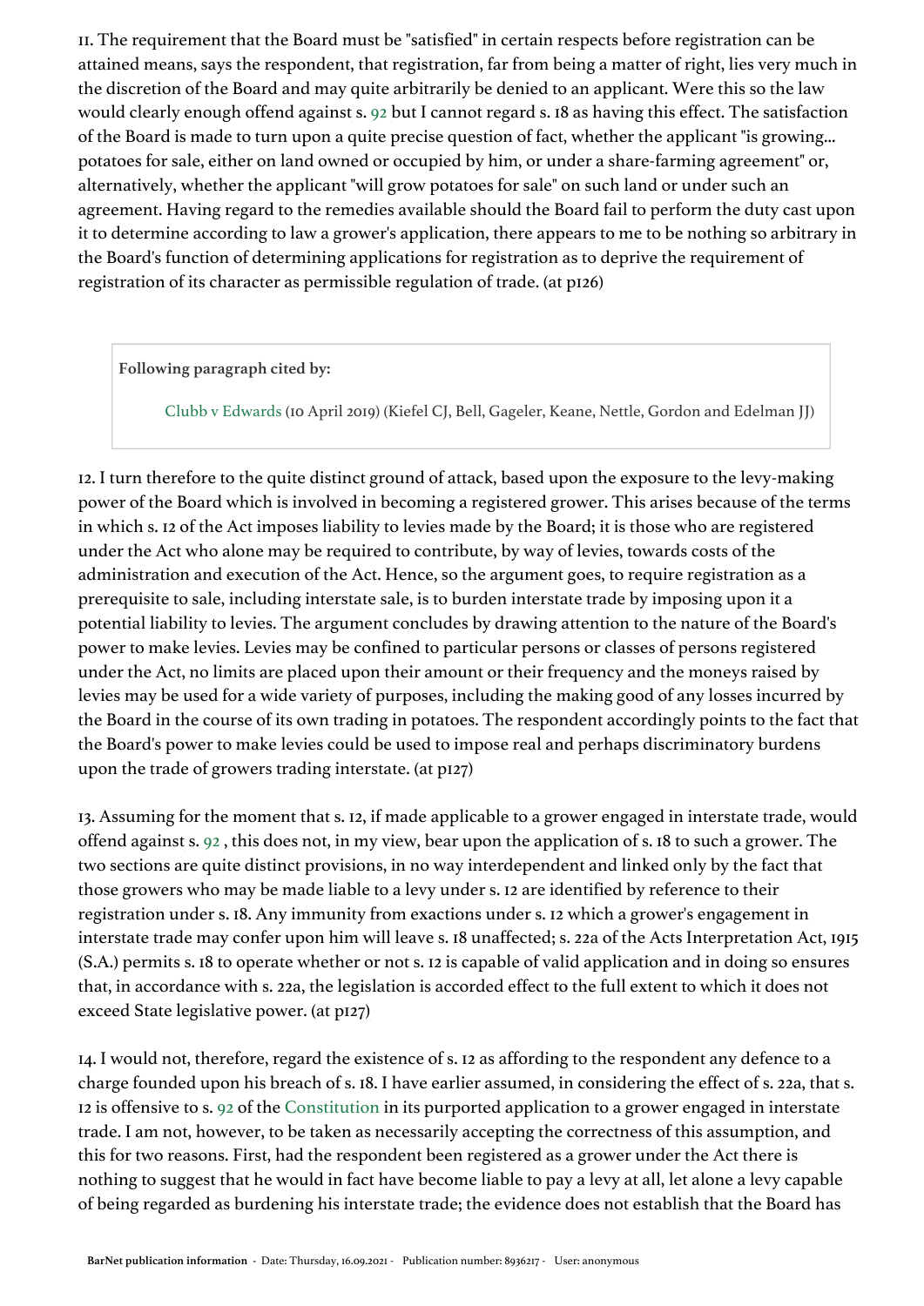11. The requirement that the Board must be "satisfied" in certain respects before registration can be attained means, says the respondent, that registration, far from being a matter of right, lies very much in the discretion of the Board and may quite arbitrarily be denied to an applicant. Were this so the law would clearly enough offend against s. 92 but I cannot regard s. 18 as having this effect. The satisfaction of the Board is made to turn upon a quite precise question of fact, whether the applicant "is growing... potatoes for sale, either on land owned or occupied by him, or under a share-farming agreement" or, alternatively, whether the applicant "will grow potatoes for sale" on such land or under such an agreement. Having regard to the remedies available should the Board fail to perform the duty cast upon it to determine according to law a grower's application, there appears to me to be nothing so arbitrary in the Board's function of determining applications for registration as to deprive the requirement of registration of its character as permissible regulation of trade. (at p126)

> **Following paragraph cited by:**
>
> Clubb v Edwards (10 April 2019) (Kiefel CJ, Bell, Gageler, Keane, Nettle, Gordon and Edelman JJ)

12. I turn therefore to the quite distinct ground of attack, based upon the exposure to the levy-making power of the Board which is involved in becoming a registered grower. This arises because of the terms in which s. 12 of the Act imposes liability to levies made by the Board; it is those who are registered under the Act who alone may be required to contribute, by way of levies, towards costs of the administration and execution of the Act. Hence, so the argument goes, to require registration as a prerequisite to sale, including interstate sale, is to burden interstate trade by imposing upon it a potential liability to levies. The argument concludes by drawing attention to the nature of the Board's power to make levies. Levies may be confined to particular persons or classes of persons registered under the Act, no limits are placed upon their amount or their frequency and the moneys raised by levies may be used for a wide variety of purposes, including the making good of any losses incurred by the Board in the course of its own trading in potatoes. The respondent accordingly points to the fact that the Board's power to make levies could be used to impose real and perhaps discriminatory burdens upon the trade of growers trading interstate. (at p127)

13. Assuming for the moment that s. 12, if made applicable to a grower engaged in interstate trade, would offend against s. 92 , this does not, in my view, bear upon the application of s. 18 to such a grower. The two sections are quite distinct provisions, in no way interdependent and linked only by the fact that those growers who may be made liable to a levy under s. 12 are identified by reference to their registration under s. 18. Any immunity from exactions under s. 12 which a grower's engagement in interstate trade may confer upon him will leave s. 18 unaffected; s. 22a of the Acts Interpretation Act, 1915 (S.A.) permits s. 18 to operate whether or not s. 12 is capable of valid application and in doing so ensures that, in accordance with s. 22a, the legislation is accorded effect to the full extent to which it does not exceed State legislative power. (at p127)

14. I would not, therefore, regard the existence of s. 12 as affording to the respondent any defence to a charge founded upon his breach of s. 18. I have earlier assumed, in considering the effect of s. 22a, that s. 12 is offensive to s. 92 of the Constitution in its purported application to a grower engaged in interstate trade. I am not, however, to be taken as necessarily accepting the correctness of this assumption, and this for two reasons. First, had the respondent been registered as a grower under the Act there is nothing to suggest that he would in fact have become liable to pay a levy at all, let alone a levy capable of being regarded as burdening his interstate trade; the evidence does not establish that the Board has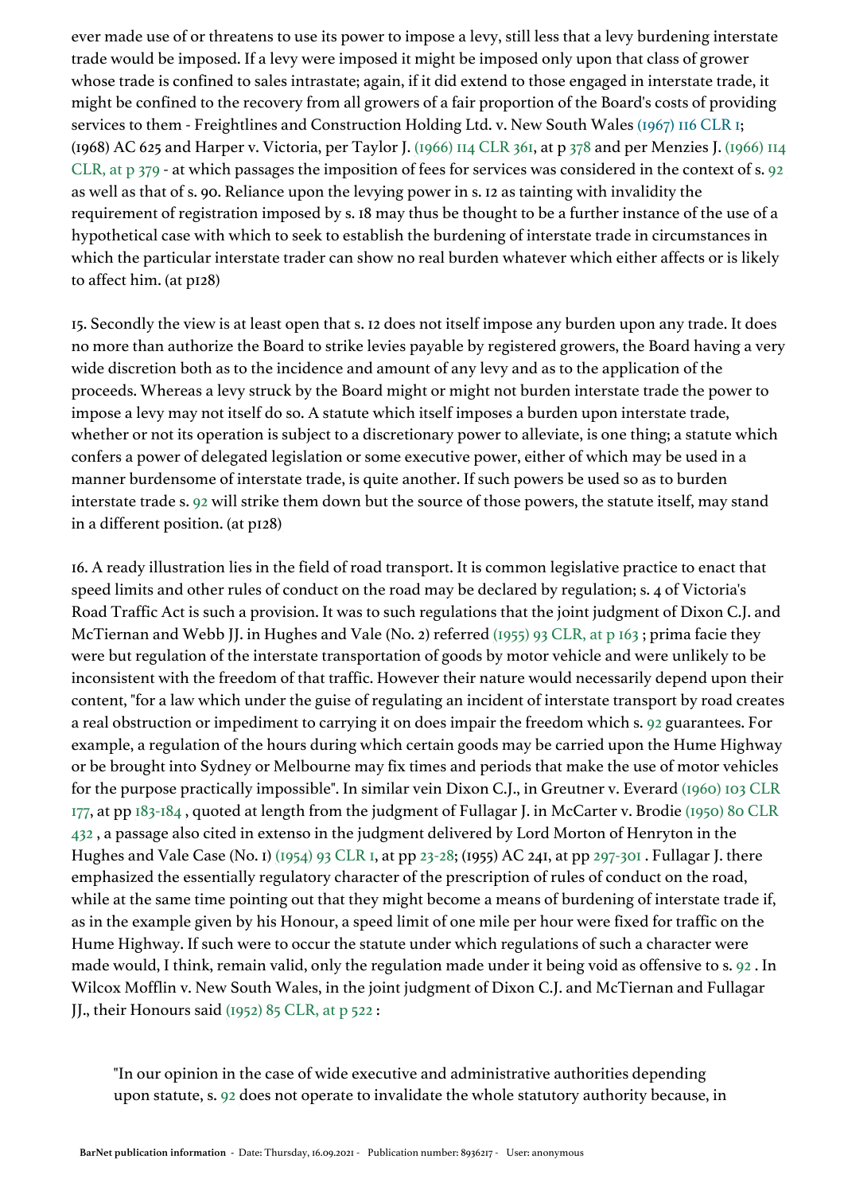ever made use of or threatens to use its power to impose a levy, still less that a levy burdening interstate trade would be imposed. If a levy were imposed it might be imposed only upon that class of grower whose trade is confined to sales intrastate; again, if it did extend to those engaged in interstate trade, it might be confined to the recovery from all growers of a fair proportion of the Board's costs of providing services to them - Freightlines and Construction Holding Ltd. v. New South Wales (1967) 116 CLR 1; (1968) AC 625 and Harper v. Victoria, per Taylor J. (1966) 114 CLR 361, at p 378 and per Menzies J. (1966) 114 CLR, at p 379 - at which passages the imposition of fees for services was considered in the context of s. 92 as well as that of s. 90. Reliance upon the levying power in s. 12 as tainting with invalidity the requirement of registration imposed by s. 18 may thus be thought to be a further instance of the use of a hypothetical case with which to seek to establish the burdening of interstate trade in circumstances in which the particular interstate trader can show no real burden whatever which either affects or is likely to affect him. (at p128)

15. Secondly the view is at least open that s. 12 does not itself impose any burden upon any trade. It does no more than authorize the Board to strike levies payable by registered growers, the Board having a very wide discretion both as to the incidence and amount of any levy and as to the application of the proceeds. Whereas a levy struck by the Board might or might not burden interstate trade the power to impose a levy may not itself do so. A statute which itself imposes a burden upon interstate trade, whether or not its operation is subject to a discretionary power to alleviate, is one thing; a statute which confers a power of delegated legislation or some executive power, either of which may be used in a manner burdensome of interstate trade, is quite another. If such powers be used so as to burden interstate trade s. 92 will strike them down but the source of those powers, the statute itself, may stand in a different position. (at p128)

16. A ready illustration lies in the field of road transport. It is common legislative practice to enact that speed limits and other rules of conduct on the road may be declared by regulation; s. 4 of Victoria's Road Traffic Act is such a provision. It was to such regulations that the joint judgment of Dixon C.J. and McTiernan and Webb JJ. in Hughes and Vale (No. 2) referred (1955) 93 CLR, at p 163 ; prima facie they were but regulation of the interstate transportation of goods by motor vehicle and were unlikely to be inconsistent with the freedom of that traffic. However their nature would necessarily depend upon their content, "for a law which under the guise of regulating an incident of interstate transport by road creates a real obstruction or impediment to carrying it on does impair the freedom which s. 92 guarantees. For example, a regulation of the hours during which certain goods may be carried upon the Hume Highway or be brought into Sydney or Melbourne may fix times and periods that make the use of motor vehicles for the purpose practically impossible". In similar vein Dixon C.J., in Greutner v. Everard (1960) 103 CLR 177, at pp 183-184 , quoted at length from the judgment of Fullagar J. in McCarter v. Brodie (1950) 80 CLR 432 , a passage also cited in extenso in the judgment delivered by Lord Morton of Henryton in the Hughes and Vale Case (No. 1) (1954) 93 CLR 1, at pp 23-28; (1955) AC 241, at pp 297-301 . Fullagar J. there emphasized the essentially regulatory character of the prescription of rules of conduct on the road, while at the same time pointing out that they might become a means of burdening of interstate trade if, as in the example given by his Honour, a speed limit of one mile per hour were fixed for traffic on the Hume Highway. If such were to occur the statute under which regulations of such a character were made would, I think, remain valid, only the regulation made under it being void as offensive to s. 92 . In Wilcox Mofflin v. New South Wales, in the joint judgment of Dixon C.J. and McTiernan and Fullagar JJ., their Honours said (1952) 85 CLR, at p 522 :

> "In our opinion in the case of wide executive and administrative authorities depending upon statute, s. 92 does not operate to invalidate the whole statutory authority because, in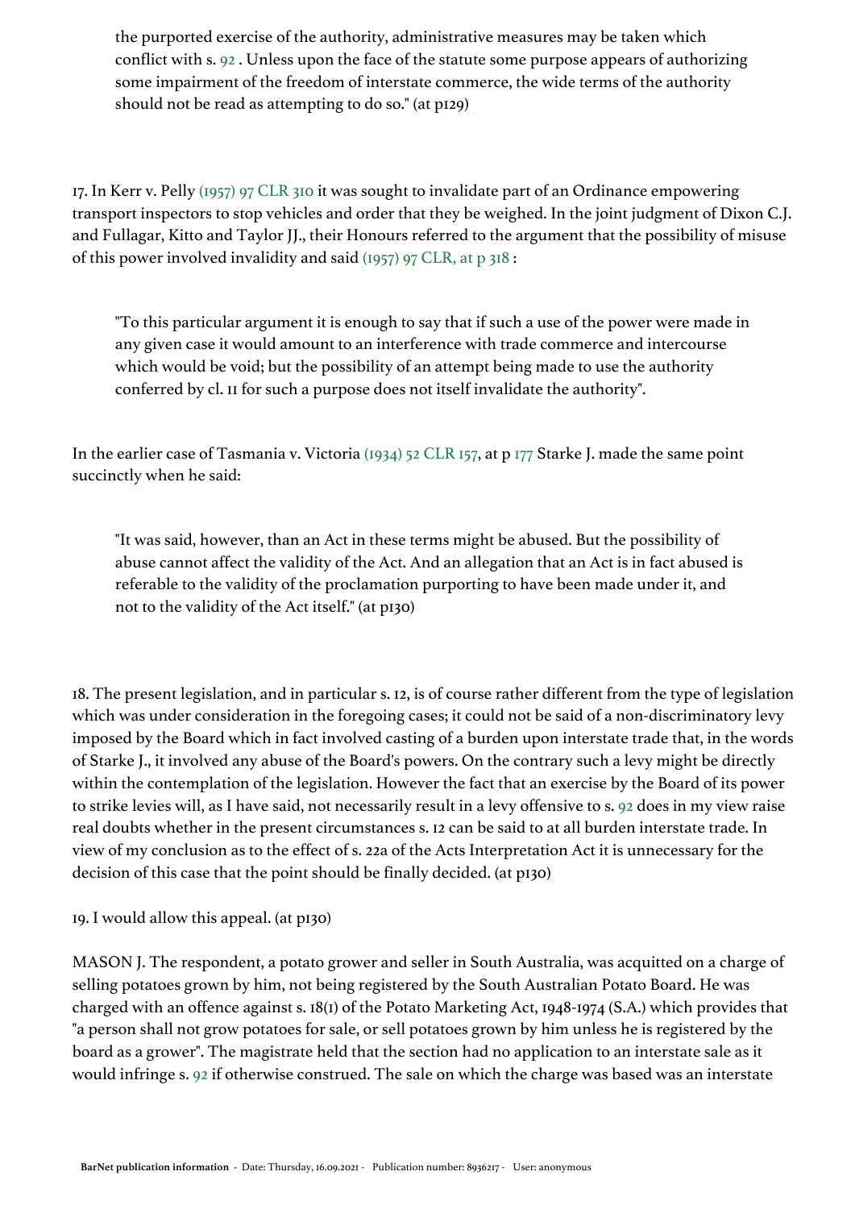> the purported exercise of the authority, administrative measures may be taken which conflict with s. 92 . Unless upon the face of the statute some purpose appears of authorizing some impairment of the freedom of interstate commerce, the wide terms of the authority should not be read as attempting to do so." (at p129)

17. In Kerr v. Pelly (1957) 97 CLR 310 it was sought to invalidate part of an Ordinance empowering transport inspectors to stop vehicles and order that they be weighed. In the joint judgment of Dixon C.J. and Fullagar, Kitto and Taylor JJ., their Honours referred to the argument that the possibility of misuse of this power involved invalidity and said (1957) 97 CLR, at p 318 :

> "To this particular argument it is enough to say that if such a use of the power were made in any given case it would amount to an interference with trade commerce and intercourse which would be void; but the possibility of an attempt being made to use the authority conferred by cl. 11 for such a purpose does not itself invalidate the authority".

In the earlier case of Tasmania v. Victoria (1934) 52 CLR 157, at p 177 Starke J. made the same point succinctly when he said:

> "It was said, however, than an Act in these terms might be abused. But the possibility of abuse cannot affect the validity of the Act. And an allegation that an Act is in fact abused is referable to the validity of the proclamation purporting to have been made under it, and not to the validity of the Act itself." (at p130)

18. The present legislation, and in particular s. 12, is of course rather different from the type of legislation which was under consideration in the foregoing cases; it could not be said of a non-discriminatory levy imposed by the Board which in fact involved casting of a burden upon interstate trade that, in the words of Starke J., it involved any abuse of the Board's powers. On the contrary such a levy might be directly within the contemplation of the legislation. However the fact that an exercise by the Board of its power to strike levies will, as I have said, not necessarily result in a levy offensive to s. 92 does in my view raise real doubts whether in the present circumstances s. 12 can be said to at all burden interstate trade. In view of my conclusion as to the effect of s. 22a of the Acts Interpretation Act it is unnecessary for the decision of this case that the point should be finally decided. (at p130)

19. I would allow this appeal. (at p130)

MASON J. The respondent, a potato grower and seller in South Australia, was acquitted on a charge of selling potatoes grown by him, not being registered by the South Australian Potato Board. He was charged with an offence against s. 18(1) of the Potato Marketing Act, 1948-1974 (S.A.) which provides that "a person shall not grow potatoes for sale, or sell potatoes grown by him unless he is registered by the board as a grower". The magistrate held that the section had no application to an interstate sale as it would infringe s. 92 if otherwise construed. The sale on which the charge was based was an interstate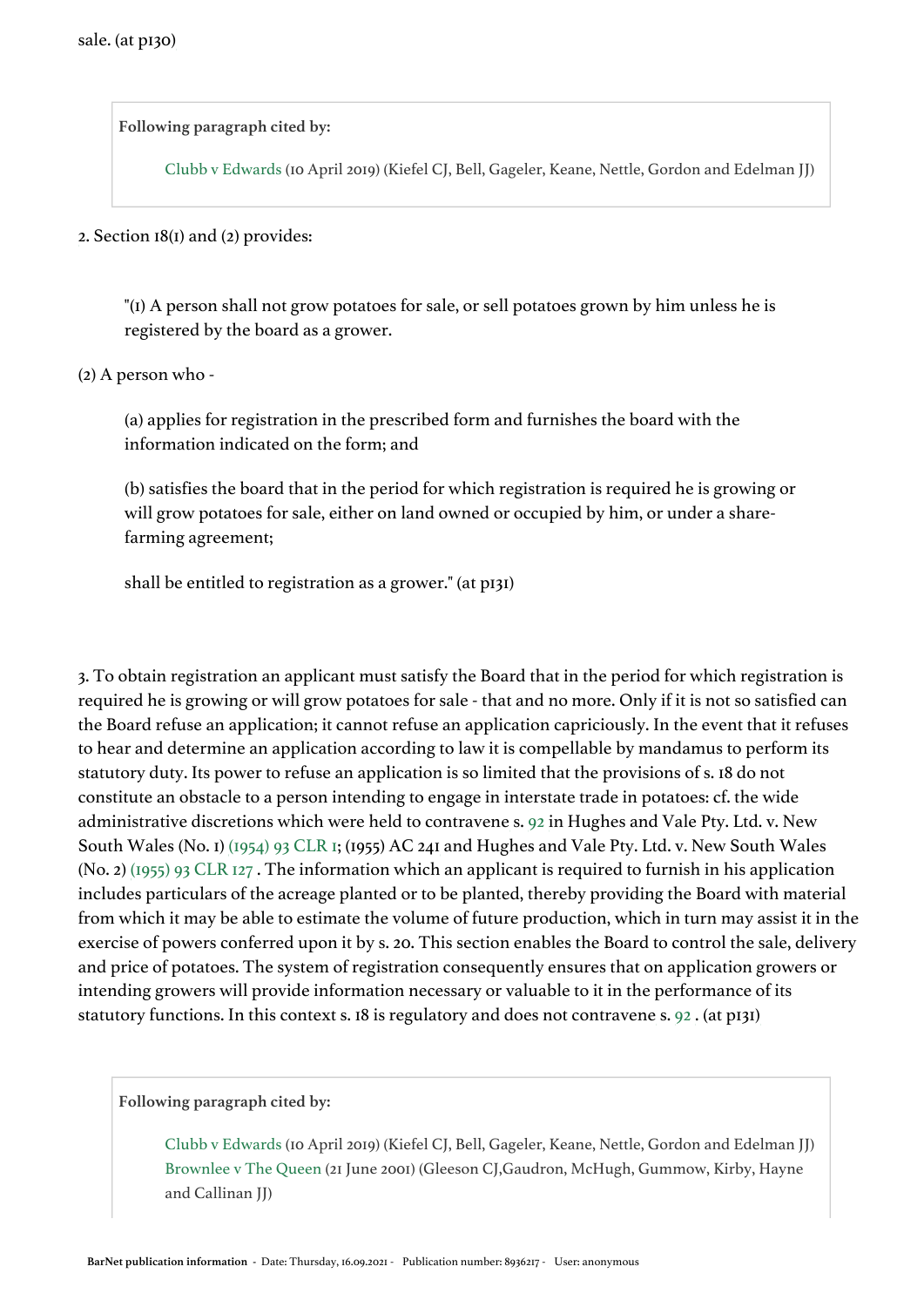sale. (at p130)

> **Following paragraph cited by:**
>
> Clubb v Edwards (10 April 2019) (Kiefel CJ, Bell, Gageler, Keane, Nettle, Gordon and Edelman JJ)

2. Section 18(1) and (2) provides:

> "(1) A person shall not grow potatoes for sale, or sell potatoes grown by him unless he is registered by the board as a grower.

(2) A person who -

> (a) applies for registration in the prescribed form and furnishes the board with the information indicated on the form; and
>
> (b) satisfies the board that in the period for which registration is required he is growing or will grow potatoes for sale, either on land owned or occupied by him, or under a share-farming agreement;
>
> shall be entitled to registration as a grower." (at p131)

3. To obtain registration an applicant must satisfy the Board that in the period for which registration is required he is growing or will grow potatoes for sale - that and no more. Only if it is not so satisfied can the Board refuse an application; it cannot refuse an application capriciously. In the event that it refuses to hear and determine an application according to law it is compellable by mandamus to perform its statutory duty. Its power to refuse an application is so limited that the provisions of s. 18 do not constitute an obstacle to a person intending to engage in interstate trade in potatoes: cf. the wide administrative discretions which were held to contravene s. 92 in Hughes and Vale Pty. Ltd. v. New South Wales (No. 1) (1954) 93 CLR 1; (1955) AC 241 and Hughes and Vale Pty. Ltd. v. New South Wales (No. 2) (1955) 93 CLR 127 . The information which an applicant is required to furnish in his application includes particulars of the acreage planted or to be planted, thereby providing the Board with material from which it may be able to estimate the volume of future production, which in turn may assist it in the exercise of powers conferred upon it by s. 20. This section enables the Board to control the sale, delivery and price of potatoes. The system of registration consequently ensures that on application growers or intending growers will provide information necessary or valuable to it in the performance of its statutory functions. In this context s. 18 is regulatory and does not contravene s. 92 . (at p131)

> **Following paragraph cited by:**
>
> Clubb v Edwards (10 April 2019) (Kiefel CJ, Bell, Gageler, Keane, Nettle, Gordon and Edelman JJ)
> Brownlee v The Queen (21 June 2001) (Gleeson CJ,Gaudron, McHugh, Gummow, Kirby, Hayne and Callinan JJ)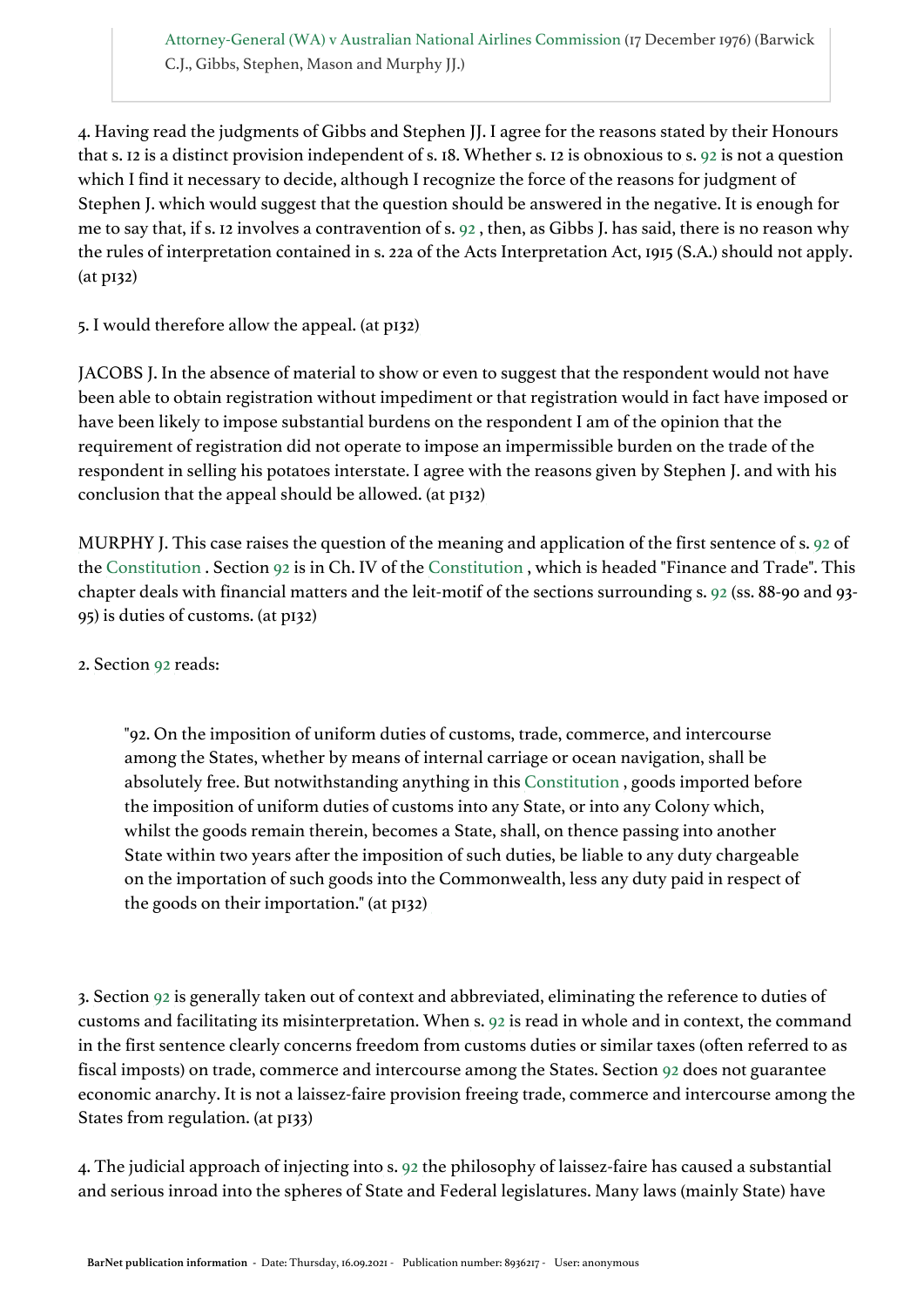Attorney-General (WA) v Australian National Airlines Commission (17 December 1976) (Barwick C.J., Gibbs, Stephen, Mason and Murphy JJ.)

4. Having read the judgments of Gibbs and Stephen JJ. I agree for the reasons stated by their Honours that s. 12 is a distinct provision independent of s. 18. Whether s. 12 is obnoxious to s. 92 is not a question which I find it necessary to decide, although I recognize the force of the reasons for judgment of Stephen J. which would suggest that the question should be answered in the negative. It is enough for me to say that, if s. 12 involves a contravention of s. 92 , then, as Gibbs J. has said, there is no reason why the rules of interpretation contained in s. 22a of the Acts Interpretation Act, 1915 (S.A.) should not apply. (at p132)

5. I would therefore allow the appeal. (at p132)

JACOBS J. In the absence of material to show or even to suggest that the respondent would not have been able to obtain registration without impediment or that registration would in fact have imposed or have been likely to impose substantial burdens on the respondent I am of the opinion that the requirement of registration did not operate to impose an impermissible burden on the trade of the respondent in selling his potatoes interstate. I agree with the reasons given by Stephen J. and with his conclusion that the appeal should be allowed. (at p132)

MURPHY J. This case raises the question of the meaning and application of the first sentence of s. 92 of the Constitution . Section 92 is in Ch. IV of the Constitution , which is headed "Finance and Trade". This chapter deals with financial matters and the leit-motif of the sections surrounding s. 92 (ss. 88-90 and 93-95) is duties of customs. (at p132)

2. Section 92 reads:

> "92. On the imposition of uniform duties of customs, trade, commerce, and intercourse among the States, whether by means of internal carriage or ocean navigation, shall be absolutely free. But notwithstanding anything in this Constitution , goods imported before the imposition of uniform duties of customs into any State, or into any Colony which, whilst the goods remain therein, becomes a State, shall, on thence passing into another State within two years after the imposition of such duties, be liable to any duty chargeable on the importation of such goods into the Commonwealth, less any duty paid in respect of the goods on their importation." (at p132)

3. Section 92 is generally taken out of context and abbreviated, eliminating the reference to duties of customs and facilitating its misinterpretation. When s. 92 is read in whole and in context, the command in the first sentence clearly concerns freedom from customs duties or similar taxes (often referred to as fiscal imposts) on trade, commerce and intercourse among the States. Section 92 does not guarantee economic anarchy. It is not a laissez-faire provision freeing trade, commerce and intercourse among the States from regulation. (at p133)

4. The judicial approach of injecting into s. 92 the philosophy of laissez-faire has caused a substantial and serious inroad into the spheres of State and Federal legislatures. Many laws (mainly State) have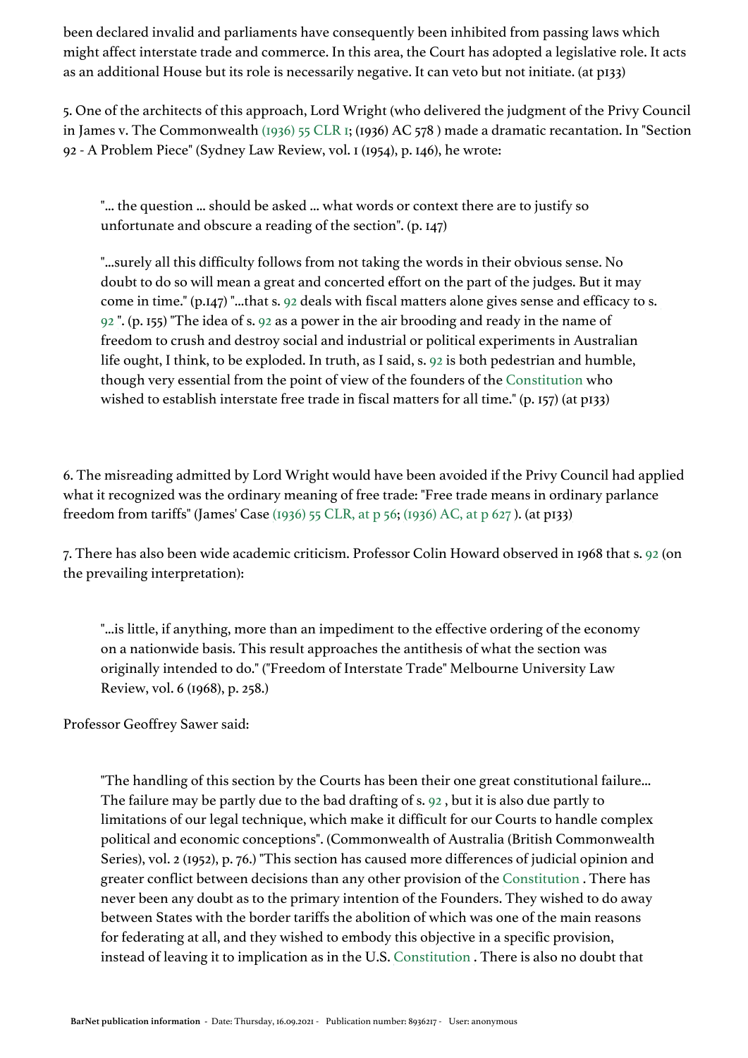been declared invalid and parliaments have consequently been inhibited from passing laws which might affect interstate trade and commerce. In this area, the Court has adopted a legislative role. It acts as an additional House but its role is necessarily negative. It can veto but not initiate. (at p133)

5. One of the architects of this approach, Lord Wright (who delivered the judgment of the Privy Council in James v. The Commonwealth (1936) 55 CLR 1; (1936) AC 578 ) made a dramatic recantation. In "Section 92 - A Problem Piece" (Sydney Law Review, vol. 1 (1954), p. 146), he wrote:

> "... the question ... should be asked ... what words or context there are to justify so unfortunate and obscure a reading of the section". (p. 147)
>
> "...surely all this difficulty follows from not taking the words in their obvious sense. No doubt to do so will mean a great and concerted effort on the part of the judges. But it may come in time." (p.147) "...that s. 92 deals with fiscal matters alone gives sense and efficacy to s. 92 ". (p. 155) "The idea of s. 92 as a power in the air brooding and ready in the name of freedom to crush and destroy social and industrial or political experiments in Australian life ought, I think, to be exploded. In truth, as I said, s. 92 is both pedestrian and humble, though very essential from the point of view of the founders of the Constitution who wished to establish interstate free trade in fiscal matters for all time." (p. 157) (at p133)

6. The misreading admitted by Lord Wright would have been avoided if the Privy Council had applied what it recognized was the ordinary meaning of free trade: "Free trade means in ordinary parlance freedom from tariffs" (James' Case (1936) 55 CLR, at p 56; (1936) AC, at p 627 ). (at p133)

7. There has also been wide academic criticism. Professor Colin Howard observed in 1968 that s. 92 (on the prevailing interpretation):

> "...is little, if anything, more than an impediment to the effective ordering of the economy on a nationwide basis. This result approaches the antithesis of what the section was originally intended to do." ("Freedom of Interstate Trade" Melbourne University Law Review, vol. 6 (1968), p. 258.)

Professor Geoffrey Sawer said:

> "The handling of this section by the Courts has been their one great constitutional failure... The failure may be partly due to the bad drafting of s. 92 , but it is also due partly to limitations of our legal technique, which make it difficult for our Courts to handle complex political and economic conceptions". (Commonwealth of Australia (British Commonwealth Series), vol. 2 (1952), p. 76.) "This section has caused more differences of judicial opinion and greater conflict between decisions than any other provision of the Constitution . There has never been any doubt as to the primary intention of the Founders. They wished to do away between States with the border tariffs the abolition of which was one of the main reasons for federating at all, and they wished to embody this objective in a specific provision, instead of leaving it to implication as in the U.S. Constitution . There is also no doubt that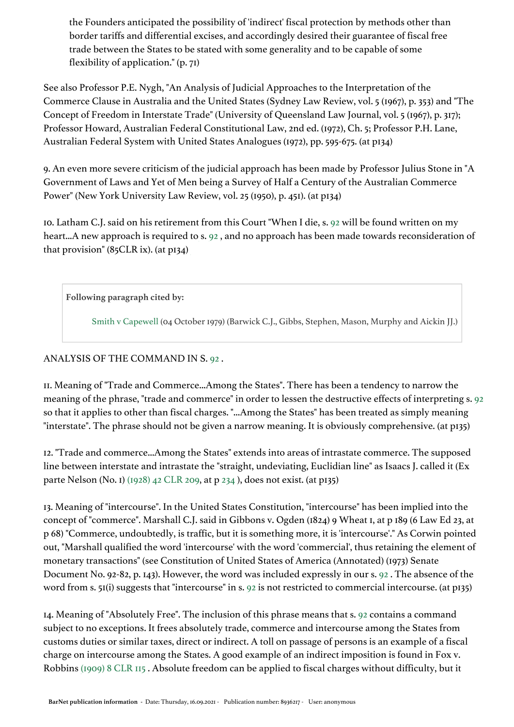the Founders anticipated the possibility of 'indirect' fiscal protection by methods other than border tariffs and differential excises, and accordingly desired their guarantee of fiscal free trade between the States to be stated with some generality and to be capable of some flexibility of application." (p. 71)

See also Professor P.E. Nygh, "An Analysis of Judicial Approaches to the Interpretation of the Commerce Clause in Australia and the United States (Sydney Law Review, vol. 5 (1967), p. 353) and "The Concept of Freedom in Interstate Trade" (University of Queensland Law Journal, vol. 5 (1967), p. 317); Professor Howard, Australian Federal Constitutional Law, 2nd ed. (1972), Ch. 5; Professor P.H. Lane, Australian Federal System with United States Analogues (1972), pp. 595-675. (at p134)

9. An even more severe criticism of the judicial approach has been made by Professor Julius Stone in "A Government of Laws and Yet of Men being a Survey of Half a Century of the Australian Commerce Power" (New York University Law Review, vol. 25 (1950), p. 451). (at p134)

10. Latham C.J. said on his retirement from this Court "When I die, s. 92 will be found written on my heart...A new approach is required to s. 92 , and no approach has been made towards reconsideration of that provision" (85CLR ix). (at p134)

> **Following paragraph cited by:**
>
> Smith v Capewell (04 October 1979) (Barwick C.J., Gibbs, Stephen, Mason, Murphy and Aickin JJ.)

ANALYSIS OF THE COMMAND IN S. 92 .

11. Meaning of "Trade and Commerce...Among the States". There has been a tendency to narrow the meaning of the phrase, "trade and commerce" in order to lessen the destructive effects of interpreting s. 92 so that it applies to other than fiscal charges. "...Among the States" has been treated as simply meaning "interstate". The phrase should not be given a narrow meaning. It is obviously comprehensive. (at p135)

12. "Trade and commerce...Among the States" extends into areas of intrastate commerce. The supposed line between interstate and intrastate the "straight, undeviating, Euclidian line" as Isaacs J. called it (Ex parte Nelson (No. 1) (1928) 42 CLR 209, at p 234 ), does not exist. (at p135)

13. Meaning of "intercourse". In the United States Constitution, "intercourse" has been implied into the concept of "commerce". Marshall C.J. said in Gibbons v. Ogden (1824) 9 Wheat 1, at p 189 (6 Law Ed 23, at p 68) "Commerce, undoubtedly, is traffic, but it is something more, it is 'intercourse'." As Corwin pointed out, "Marshall qualified the word 'intercourse' with the word 'commercial', thus retaining the element of monetary transactions" (see Constitution of United States of America (Annotated) (1973) Senate Document No. 92-82, p. 143). However, the word was included expressly in our s. 92 . The absence of the word from s. 51(i) suggests that "intercourse" in s. 92 is not restricted to commercial intercourse. (at p135)

14. Meaning of "Absolutely Free". The inclusion of this phrase means that s. 92 contains a command subject to no exceptions. It frees absolutely trade, commerce and intercourse among the States from customs duties or similar taxes, direct or indirect. A toll on passage of persons is an example of a fiscal charge on intercourse among the States. A good example of an indirect imposition is found in Fox v. Robbins (1909) 8 CLR 115 . Absolute freedom can be applied to fiscal charges without difficulty, but it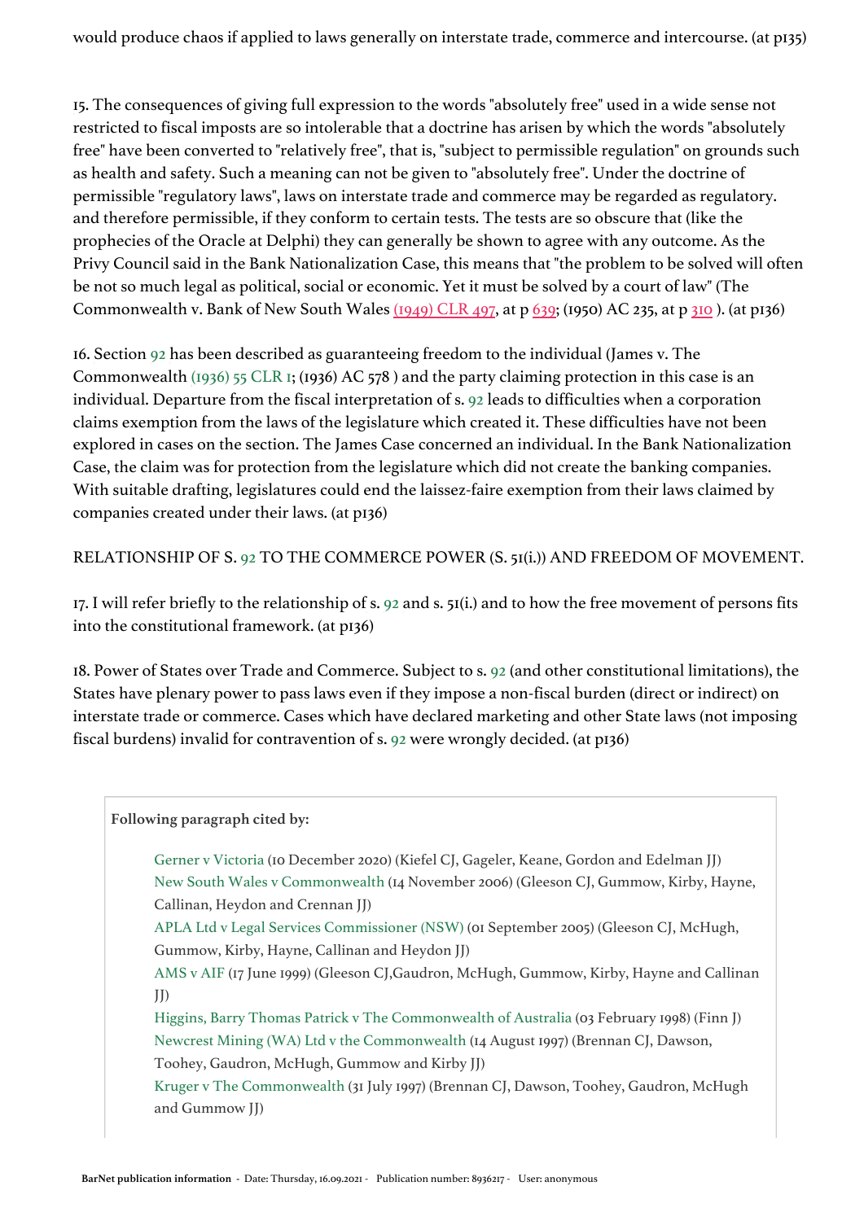would produce chaos if applied to laws generally on interstate trade, commerce and intercourse. (at p135)

15. The consequences of giving full expression to the words "absolutely free" used in a wide sense not restricted to fiscal imposts are so intolerable that a doctrine has arisen by which the words "absolutely free" have been converted to "relatively free", that is, "subject to permissible regulation" on grounds such as health and safety. Such a meaning can not be given to "absolutely free". Under the doctrine of permissible "regulatory laws", laws on interstate trade and commerce may be regarded as regulatory. and therefore permissible, if they conform to certain tests. The tests are so obscure that (like the prophecies of the Oracle at Delphi) they can generally be shown to agree with any outcome. As the Privy Council said in the Bank Nationalization Case, this means that "the problem to be solved will often be not so much legal as political, social or economic. Yet it must be solved by a court of law" (The Commonwealth v. Bank of New South Wales (1949) CLR 497, at p 639; (1950) AC 235, at p 310 ). (at p136)

16. Section 92 has been described as guaranteeing freedom to the individual (James v. The Commonwealth (1936) 55 CLR 1; (1936) AC 578 ) and the party claiming protection in this case is an individual. Departure from the fiscal interpretation of s. 92 leads to difficulties when a corporation claims exemption from the laws of the legislature which created it. These difficulties have not been explored in cases on the section. The James Case concerned an individual. In the Bank Nationalization Case, the claim was for protection from the legislature which did not create the banking companies. With suitable drafting, legislatures could end the laissez-faire exemption from their laws claimed by companies created under their laws. (at p136)

RELATIONSHIP OF S. 92 TO THE COMMERCE POWER (S. 51(i.)) AND FREEDOM OF MOVEMENT.

17. I will refer briefly to the relationship of s. 92 and s. 51(i.) and to how the free movement of persons fits into the constitutional framework. (at p136)

18. Power of States over Trade and Commerce. Subject to s. 92 (and other constitutional limitations), the States have plenary power to pass laws even if they impose a non-fiscal burden (direct or indirect) on interstate trade or commerce. Cases which have declared marketing and other State laws (not imposing fiscal burdens) invalid for contravention of s. 92 were wrongly decided. (at p136)

**Following paragraph cited by:**

- Gerner v Victoria (10 December 2020) (Kiefel CJ, Gageler, Keane, Gordon and Edelman JJ)
- New South Wales v Commonwealth (14 November 2006) (Gleeson CJ, Gummow, Kirby, Hayne, Callinan, Heydon and Crennan JJ)
- APLA Ltd v Legal Services Commissioner (NSW) (01 September 2005) (Gleeson CJ, McHugh, Gummow, Kirby, Hayne, Callinan and Heydon JJ)
- AMS v AIF (17 June 1999) (Gleeson CJ,Gaudron, McHugh, Gummow, Kirby, Hayne and Callinan JJ)
- Higgins, Barry Thomas Patrick v The Commonwealth of Australia (03 February 1998) (Finn J)
- Newcrest Mining (WA) Ltd v the Commonwealth (14 August 1997) (Brennan CJ, Dawson, Toohey, Gaudron, McHugh, Gummow and Kirby JJ)
- Kruger v The Commonwealth (31 July 1997) (Brennan CJ, Dawson, Toohey, Gaudron, McHugh and Gummow JJ)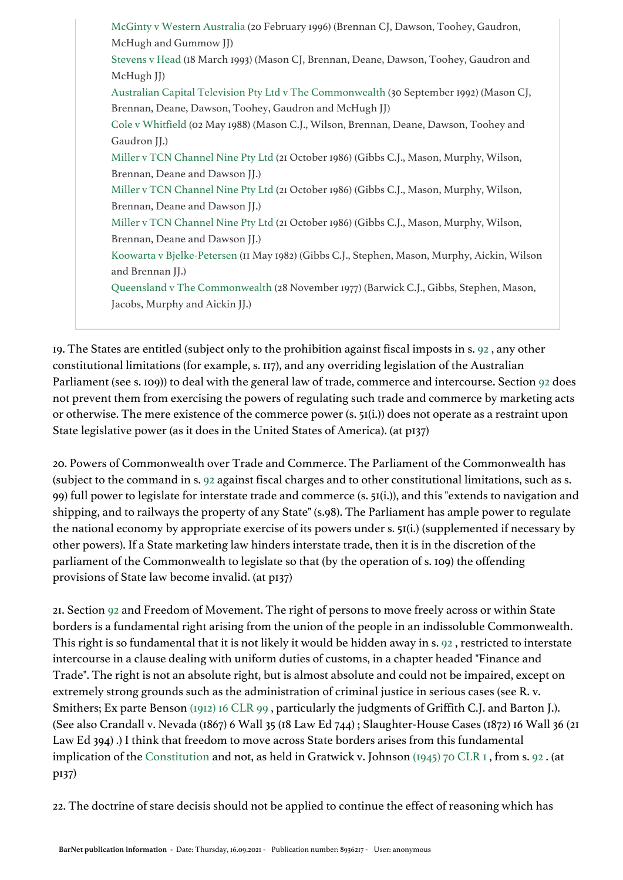McGinty v Western Australia (20 February 1996) (Brennan CJ, Dawson, Toohey, Gaudron, McHugh and Gummow JJ)

Stevens v Head (18 March 1993) (Mason CJ, Brennan, Deane, Dawson, Toohey, Gaudron and McHugh JJ)

Australian Capital Television Pty Ltd v The Commonwealth (30 September 1992) (Mason CJ, Brennan, Deane, Dawson, Toohey, Gaudron and McHugh JJ)

Cole v Whitfield (02 May 1988) (Mason C.J., Wilson, Brennan, Deane, Dawson, Toohey and Gaudron JJ.)

Miller v TCN Channel Nine Pty Ltd (21 October 1986) (Gibbs C.J., Mason, Murphy, Wilson, Brennan, Deane and Dawson JJ.)

Miller v TCN Channel Nine Pty Ltd (21 October 1986) (Gibbs C.J., Mason, Murphy, Wilson, Brennan, Deane and Dawson JJ.)

Miller v TCN Channel Nine Pty Ltd (21 October 1986) (Gibbs C.J., Mason, Murphy, Wilson, Brennan, Deane and Dawson JJ.)

Koowarta v Bjelke-Petersen (11 May 1982) (Gibbs C.J., Stephen, Mason, Murphy, Aickin, Wilson and Brennan JJ.)

Queensland v The Commonwealth (28 November 1977) (Barwick C.J., Gibbs, Stephen, Mason, Jacobs, Murphy and Aickin JJ.)

19. The States are entitled (subject only to the prohibition against fiscal imposts in s. 92 , any other constitutional limitations (for example, s. 117), and any overriding legislation of the Australian Parliament (see s. 109)) to deal with the general law of trade, commerce and intercourse. Section 92 does not prevent them from exercising the powers of regulating such trade and commerce by marketing acts or otherwise. The mere existence of the commerce power (s. 51(i.)) does not operate as a restraint upon State legislative power (as it does in the United States of America). (at p137)

20. Powers of Commonwealth over Trade and Commerce. The Parliament of the Commonwealth has (subject to the command in s. 92 against fiscal charges and to other constitutional limitations, such as s. 99) full power to legislate for interstate trade and commerce (s. 51(i.)), and this "extends to navigation and shipping, and to railways the property of any State" (s.98). The Parliament has ample power to regulate the national economy by appropriate exercise of its powers under s. 51(i.) (supplemented if necessary by other powers). If a State marketing law hinders interstate trade, then it is in the discretion of the parliament of the Commonwealth to legislate so that (by the operation of s. 109) the offending provisions of State law become invalid. (at p137)

21. Section 92 and Freedom of Movement. The right of persons to move freely across or within State borders is a fundamental right arising from the union of the people in an indissoluble Commonwealth. This right is so fundamental that it is not likely it would be hidden away in s. 92 , restricted to interstate intercourse in a clause dealing with uniform duties of customs, in a chapter headed "Finance and Trade". The right is not an absolute right, but is almost absolute and could not be impaired, except on extremely strong grounds such as the administration of criminal justice in serious cases (see R. v. Smithers; Ex parte Benson (1912) 16 CLR 99 , particularly the judgments of Griffith C.J. and Barton J.). (See also Crandall v. Nevada (1867) 6 Wall 35 (18 Law Ed 744) ; Slaughter-House Cases (1872) 16 Wall 36 (21 Law Ed 394) .) I think that freedom to move across State borders arises from this fundamental implication of the Constitution and not, as held in Gratwick v. Johnson (1945) 70 CLR 1 , from s. 92 . (at p137)

22. The doctrine of stare decisis should not be applied to continue the effect of reasoning which has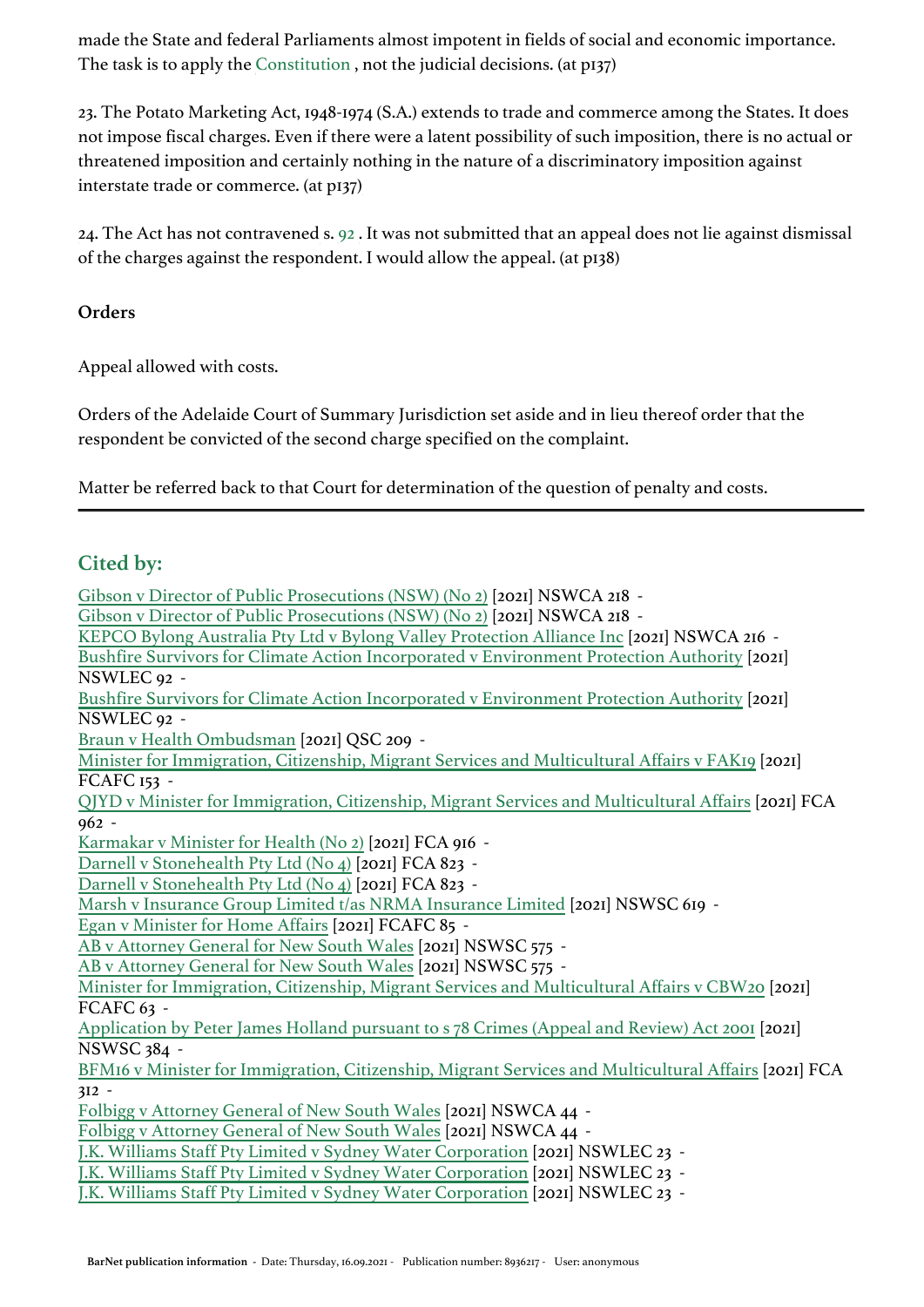made the State and federal Parliaments almost impotent in fields of social and economic importance. The task is to apply the Constitution , not the judicial decisions. (at p137)

23. The Potato Marketing Act, 1948-1974 (S.A.) extends to trade and commerce among the States. It does not impose fiscal charges. Even if there were a latent possibility of such imposition, there is no actual or threatened imposition and certainly nothing in the nature of a discriminatory imposition against interstate trade or commerce. (at p137)

24. The Act has not contravened s. 92 . It was not submitted that an appeal does not lie against dismissal of the charges against the respondent. I would allow the appeal. (at p138)

**Orders**

Appeal allowed with costs.

Orders of the Adelaide Court of Summary Jurisdiction set aside and in lieu thereof order that the respondent be convicted of the second charge specified on the complaint.

Matter be referred back to that Court for determination of the question of penalty and costs.

---

## Cited by:

Gibson v Director of Public Prosecutions (NSW) (No 2) [2021] NSWCA 218 -
Gibson v Director of Public Prosecutions (NSW) (No 2) [2021] NSWCA 218 -
KEPCO Bylong Australia Pty Ltd v Bylong Valley Protection Alliance Inc [2021] NSWCA 216 -
Bushfire Survivors for Climate Action Incorporated v Environment Protection Authority [2021] NSWLEC 92 -
Bushfire Survivors for Climate Action Incorporated v Environment Protection Authority [2021] NSWLEC 92 -
Braun v Health Ombudsman [2021] QSC 209 -
Minister for Immigration, Citizenship, Migrant Services and Multicultural Affairs v FAK19 [2021] FCAFC 153 -
QJYD v Minister for Immigration, Citizenship, Migrant Services and Multicultural Affairs [2021] FCA 962 -
Karmakar v Minister for Health (No 2) [2021] FCA 916 -
Darnell v Stonehealth Pty Ltd (No 4) [2021] FCA 823 -
Darnell v Stonehealth Pty Ltd (No 4) [2021] FCA 823 -
Marsh v Insurance Group Limited t/as NRMA Insurance Limited [2021] NSWSC 619 -
Egan v Minister for Home Affairs [2021] FCAFC 85 -
AB v Attorney General for New South Wales [2021] NSWSC 575 -
AB v Attorney General for New South Wales [2021] NSWSC 575 -
Minister for Immigration, Citizenship, Migrant Services and Multicultural Affairs v CBW20 [2021] FCAFC 63 -
Application by Peter James Holland pursuant to s 78 Crimes (Appeal and Review) Act 2001 [2021] NSWSC 384 -
BFM16 v Minister for Immigration, Citizenship, Migrant Services and Multicultural Affairs [2021] FCA 312 -
Folbigg v Attorney General of New South Wales [2021] NSWCA 44 -
Folbigg v Attorney General of New South Wales [2021] NSWCA 44 -
J.K. Williams Staff Pty Limited v Sydney Water Corporation [2021] NSWLEC 23 -
J.K. Williams Staff Pty Limited v Sydney Water Corporation [2021] NSWLEC 23 -
J.K. Williams Staff Pty Limited v Sydney Water Corporation [2021] NSWLEC 23 -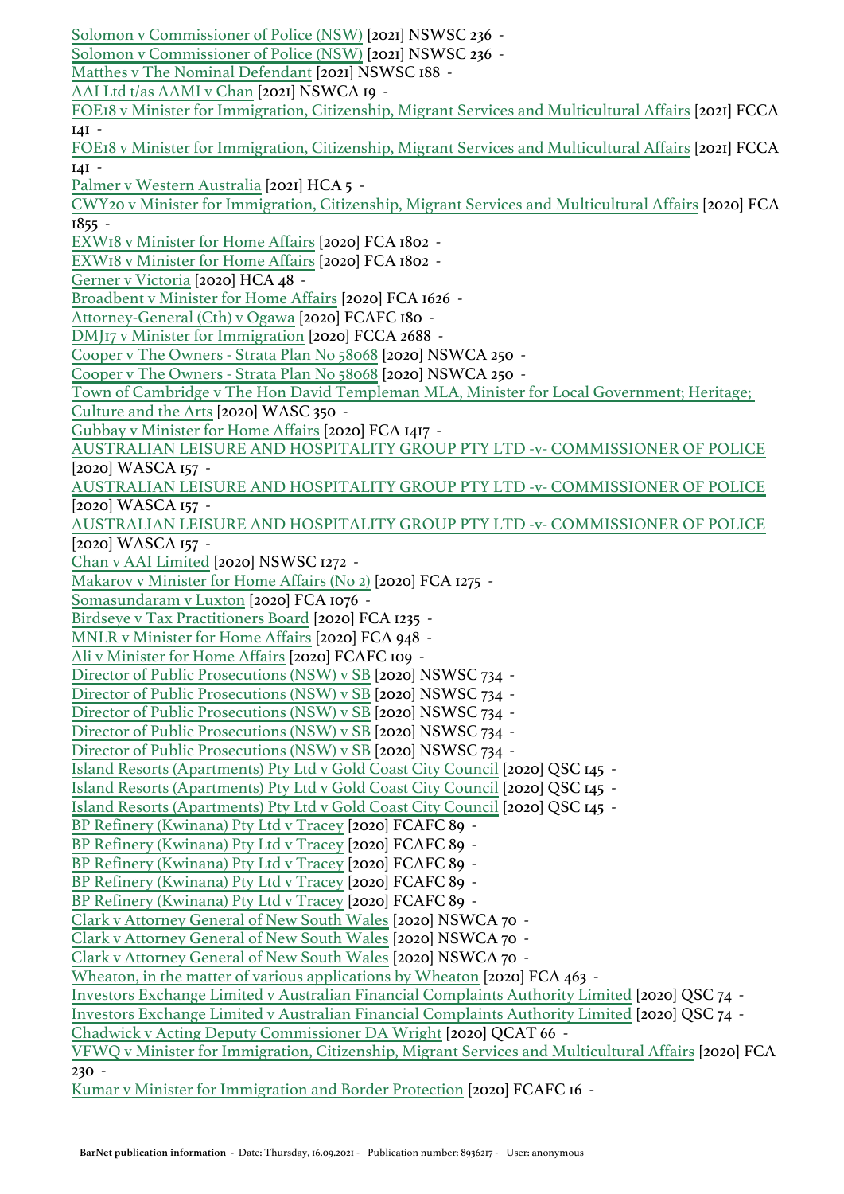Solomon v Commissioner of Police (NSW) [2021] NSWSC 236 -
Solomon v Commissioner of Police (NSW) [2021] NSWSC 236 -
Matthes v The Nominal Defendant [2021] NSWSC 188 -
AAI Ltd t/as AAMI v Chan [2021] NSWCA 19 -
FOE18 v Minister for Immigration, Citizenship, Migrant Services and Multicultural Affairs [2021] FCCA 141 -
FOE18 v Minister for Immigration, Citizenship, Migrant Services and Multicultural Affairs [2021] FCCA 141 -
Palmer v Western Australia [2021] HCA 5 -
CWY20 v Minister for Immigration, Citizenship, Migrant Services and Multicultural Affairs [2020] FCA 1855 -
EXW18 v Minister for Home Affairs [2020] FCA 1802 -
EXW18 v Minister for Home Affairs [2020] FCA 1802 -
Gerner v Victoria [2020] HCA 48 -
Broadbent v Minister for Home Affairs [2020] FCA 1626 -
Attorney-General (Cth) v Ogawa [2020] FCAFC 180 -
DMJ17 v Minister for Immigration [2020] FCCA 2688 -
Cooper v The Owners - Strata Plan No 58068 [2020] NSWCA 250 -
Cooper v The Owners - Strata Plan No 58068 [2020] NSWCA 250 -
Town of Cambridge v The Hon David Templeman MLA, Minister for Local Government; Heritage; Culture and the Arts [2020] WASC 350 -
Gubbay v Minister for Home Affairs [2020] FCA 1417 -
AUSTRALIAN LEISURE AND HOSPITALITY GROUP PTY LTD -v- COMMISSIONER OF POLICE [2020] WASCA 157 -
AUSTRALIAN LEISURE AND HOSPITALITY GROUP PTY LTD -v- COMMISSIONER OF POLICE [2020] WASCA 157 -
AUSTRALIAN LEISURE AND HOSPITALITY GROUP PTY LTD -v- COMMISSIONER OF POLICE [2020] WASCA 157 -
Chan v AAI Limited [2020] NSWSC 1272 -
Makarov v Minister for Home Affairs (No 2) [2020] FCA 1275 -
Somasundaram v Luxton [2020] FCA 1076 -
Birdseye v Tax Practitioners Board [2020] FCA 1235 -
MNLR v Minister for Home Affairs [2020] FCA 948 -
Ali v Minister for Home Affairs [2020] FCAFC 109 -
Director of Public Prosecutions (NSW) v SB [2020] NSWSC 734 -
Director of Public Prosecutions (NSW) v SB [2020] NSWSC 734 -
Director of Public Prosecutions (NSW) v SB [2020] NSWSC 734 -
Director of Public Prosecutions (NSW) v SB [2020] NSWSC 734 -
Director of Public Prosecutions (NSW) v SB [2020] NSWSC 734 -
Island Resorts (Apartments) Pty Ltd v Gold Coast City Council [2020] QSC 145 -
Island Resorts (Apartments) Pty Ltd v Gold Coast City Council [2020] QSC 145 -
Island Resorts (Apartments) Pty Ltd v Gold Coast City Council [2020] QSC 145 -
BP Refinery (Kwinana) Pty Ltd v Tracey [2020] FCAFC 89 -
BP Refinery (Kwinana) Pty Ltd v Tracey [2020] FCAFC 89 -
BP Refinery (Kwinana) Pty Ltd v Tracey [2020] FCAFC 89 -
BP Refinery (Kwinana) Pty Ltd v Tracey [2020] FCAFC 89 -
BP Refinery (Kwinana) Pty Ltd v Tracey [2020] FCAFC 89 -
Clark v Attorney General of New South Wales [2020] NSWCA 70 -
Clark v Attorney General of New South Wales [2020] NSWCA 70 -
Clark v Attorney General of New South Wales [2020] NSWCA 70 -
Wheaton, in the matter of various applications by Wheaton [2020] FCA 463 -
Investors Exchange Limited v Australian Financial Complaints Authority Limited [2020] QSC 74 -
Investors Exchange Limited v Australian Financial Complaints Authority Limited [2020] QSC 74 -
Chadwick v Acting Deputy Commissioner DA Wright [2020] QCAT 66 -
VFWQ v Minister for Immigration, Citizenship, Migrant Services and Multicultural Affairs [2020] FCA 230 -
Kumar v Minister for Immigration and Border Protection [2020] FCAFC 16 -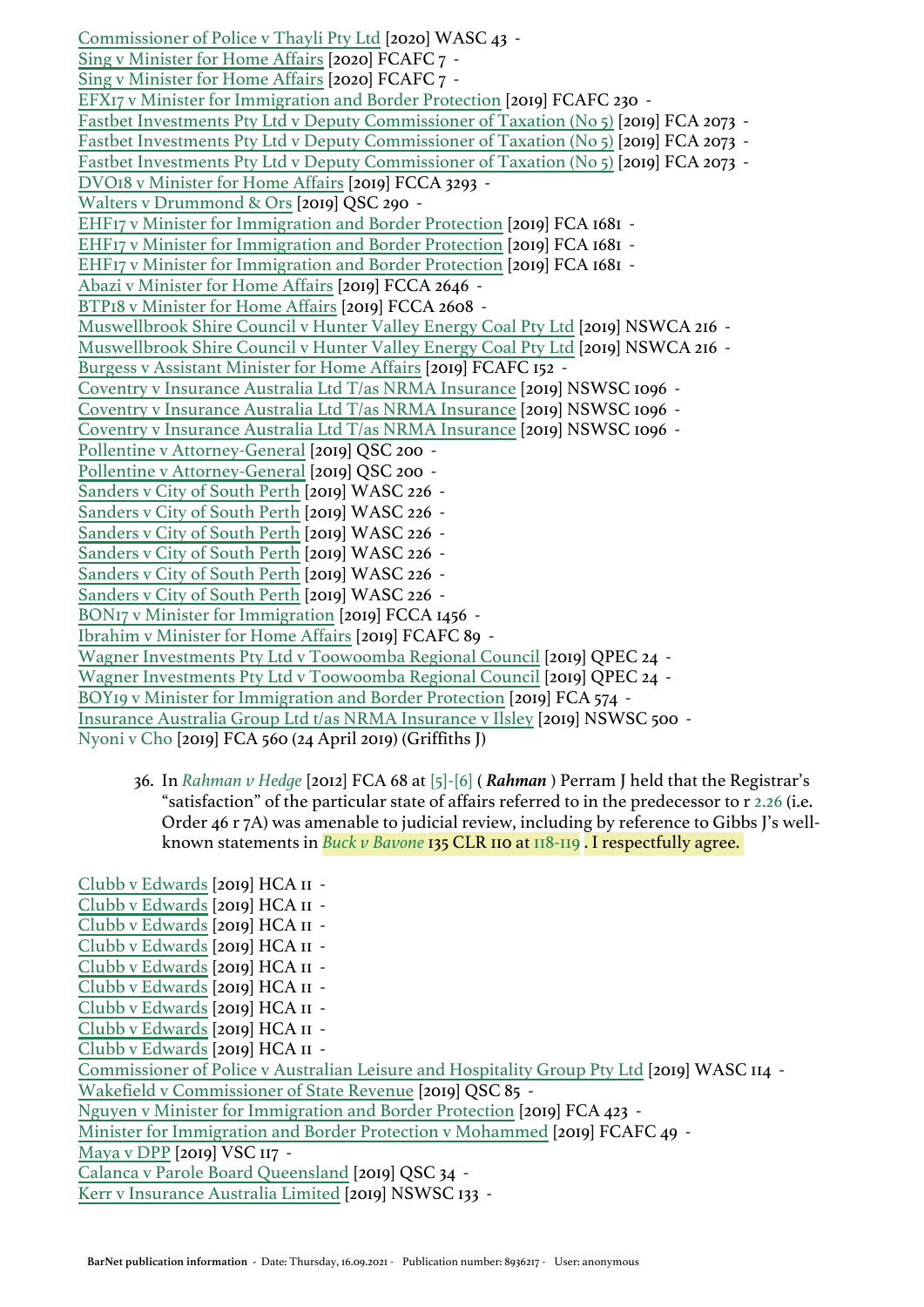Commissioner of Police v Thayli Pty Ltd [2020] WASC 43 -
Sing v Minister for Home Affairs [2020] FCAFC 7 -
Sing v Minister for Home Affairs [2020] FCAFC 7 -
EFX17 v Minister for Immigration and Border Protection [2019] FCAFC 230 -
Fastbet Investments Pty Ltd v Deputy Commissioner of Taxation (No 5) [2019] FCA 2073 -
Fastbet Investments Pty Ltd v Deputy Commissioner of Taxation (No 5) [2019] FCA 2073 -
Fastbet Investments Pty Ltd v Deputy Commissioner of Taxation (No 5) [2019] FCA 2073 -
DVO18 v Minister for Home Affairs [2019] FCCA 3293 -
Walters v Drummond & Ors [2019] QSC 290 -
EHF17 v Minister for Immigration and Border Protection [2019] FCA 1681 -
EHF17 v Minister for Immigration and Border Protection [2019] FCA 1681 -
EHF17 v Minister for Immigration and Border Protection [2019] FCA 1681 -
Abazi v Minister for Home Affairs [2019] FCCA 2646 -
BTP18 v Minister for Home Affairs [2019] FCCA 2608 -
Muswellbrook Shire Council v Hunter Valley Energy Coal Pty Ltd [2019] NSWCA 216 -
Muswellbrook Shire Council v Hunter Valley Energy Coal Pty Ltd [2019] NSWCA 216 -
Burgess v Assistant Minister for Home Affairs [2019] FCAFC 152 -
Coventry v Insurance Australia Ltd T/as NRMA Insurance [2019] NSWSC 1096 -
Coventry v Insurance Australia Ltd T/as NRMA Insurance [2019] NSWSC 1096 -
Coventry v Insurance Australia Ltd T/as NRMA Insurance [2019] NSWSC 1096 -
Pollentine v Attorney-General [2019] QSC 200 -
Pollentine v Attorney-General [2019] QSC 200 -
Sanders v City of South Perth [2019] WASC 226 -
Sanders v City of South Perth [2019] WASC 226 -
Sanders v City of South Perth [2019] WASC 226 -
Sanders v City of South Perth [2019] WASC 226 -
Sanders v City of South Perth [2019] WASC 226 -
Sanders v City of South Perth [2019] WASC 226 -
BON17 v Minister for Immigration [2019] FCCA 1456 -
Ibrahim v Minister for Home Affairs [2019] FCAFC 89 -
Wagner Investments Pty Ltd v Toowoomba Regional Council [2019] QPEC 24 -
Wagner Investments Pty Ltd v Toowoomba Regional Council [2019] QPEC 24 -
BOY19 v Minister for Immigration and Border Protection [2019] FCA 574 -
Insurance Australia Group Ltd t/as NRMA Insurance v Ilsley [2019] NSWSC 500 -
Nyoni v Cho [2019] FCA 560 (24 April 2019) (Griffiths J)

> 36. In *Rahman v Hedge* [2012] FCA 68 at [5]-[6] ( ***Rahman*** ) Perram J held that the Registrar's "satisfaction" of the particular state of affairs referred to in the predecessor to r 2.26 (i.e. Order 46 r 7A) was amenable to judicial review, including by reference to Gibbs J's well-known statements in *Buck v Bavone* 135 CLR 110 at 118-119 . I respectfully agree.

Clubb v Edwards [2019] HCA 11 -
Clubb v Edwards [2019] HCA 11 -
Clubb v Edwards [2019] HCA 11 -
Clubb v Edwards [2019] HCA 11 -
Clubb v Edwards [2019] HCA 11 -
Clubb v Edwards [2019] HCA 11 -
Clubb v Edwards [2019] HCA 11 -
Clubb v Edwards [2019] HCA 11 -
Clubb v Edwards [2019] HCA 11 -
Commissioner of Police v Australian Leisure and Hospitality Group Pty Ltd [2019] WASC 114 -
Wakefield v Commissioner of State Revenue [2019] QSC 85 -
Nguyen v Minister for Immigration and Border Protection [2019] FCA 423 -
Minister for Immigration and Border Protection v Mohammed [2019] FCAFC 49 -
Maya v DPP [2019] VSC 117 -
Calanca v Parole Board Queensland [2019] QSC 34 -
Kerr v Insurance Australia Limited [2019] NSWSC 133 -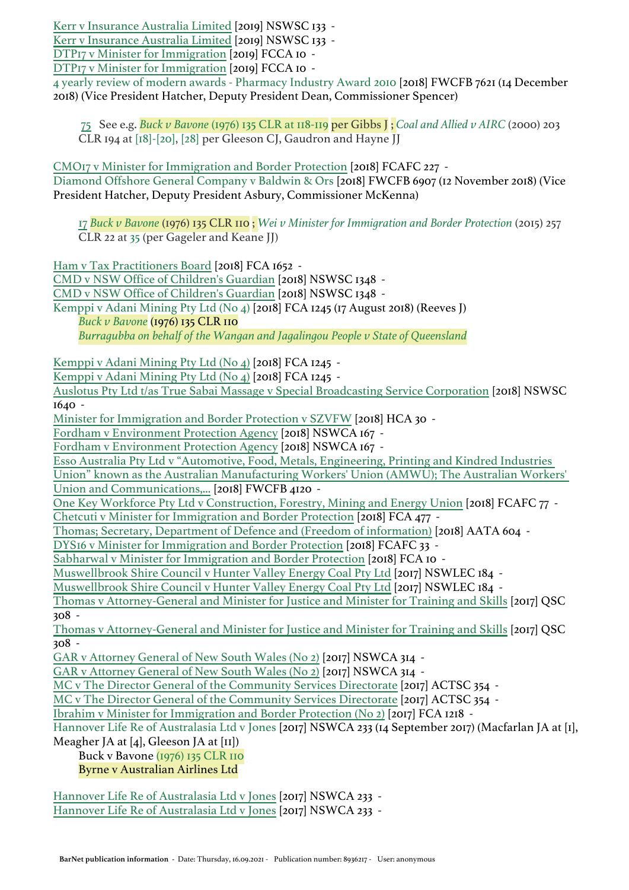Kerr v Insurance Australia Limited [2019] NSWSC 133 -
Kerr v Insurance Australia Limited [2019] NSWSC 133 -
DTP17 v Minister for Immigration [2019] FCCA 10 -
DTP17 v Minister for Immigration [2019] FCCA 10 -
4 yearly review of modern awards - Pharmacy Industry Award 2010 [2018] FWCFB 7621 (14 December 2018) (Vice President Hatcher, Deputy President Dean, Commissioner Spencer)

> 75 See e.g. *Buck v Bavone* (1976) 135 CLR at 118-119 per Gibbs J ; *Coal and Allied v AIRC* (2000) 203 CLR 194 at [18]-[20], [28] per Gleeson CJ, Gaudron and Hayne JJ

CMO17 v Minister for Immigration and Border Protection [2018] FCAFC 227 -
Diamond Offshore General Company v Baldwin & Ors [2018] FWCFB 6907 (12 November 2018) (Vice President Hatcher, Deputy President Asbury, Commissioner McKenna)

> 17 *Buck v Bavone* (1976) 135 CLR 110 ; *Wei v Minister for Immigration and Border Protection* (2015) 257 CLR 22 at 35 (per Gageler and Keane JJ)

Ham v Tax Practitioners Board [2018] FCA 1652 -
CMD v NSW Office of Children's Guardian [2018] NSWSC 1348 -
CMD v NSW Office of Children's Guardian [2018] NSWSC 1348 -
Kemppi v Adani Mining Pty Ltd (No 4) [2018] FCA 1245 (17 August 2018) (Reeves J)

> *Buck v Bavone* (1976) 135 CLR 110
> *Burragubba on behalf of the Wangan and Jagalingou People v State of Queensland*

Kemppi v Adani Mining Pty Ltd (No 4) [2018] FCA 1245 -
Kemppi v Adani Mining Pty Ltd (No 4) [2018] FCA 1245 -
Auslotus Pty Ltd t/as True Sabai Massage v Special Broadcasting Service Corporation [2018] NSWSC 1640 -
Minister for Immigration and Border Protection v SZVFW [2018] HCA 30 -
Fordham v Environment Protection Agency [2018] NSWCA 167 -
Fordham v Environment Protection Agency [2018] NSWCA 167 -
Esso Australia Pty Ltd v "Automotive, Food, Metals, Engineering, Printing and Kindred Industries Union" known as the Australian Manufacturing Workers' Union (AMWU); The Australian Workers' Union and Communications,... [2018] FWCFB 4120 -
One Key Workforce Pty Ltd v Construction, Forestry, Mining and Energy Union [2018] FCAFC 77 -
Chetcuti v Minister for Immigration and Border Protection [2018] FCA 477 -
Thomas; Secretary, Department of Defence and (Freedom of information) [2018] AATA 604 -
DYS16 v Minister for Immigration and Border Protection [2018] FCAFC 33 -
Sabharwal v Minister for Immigration and Border Protection [2018] FCA 10 -
Muswellbrook Shire Council v Hunter Valley Energy Coal Pty Ltd [2017] NSWLEC 184 -
Muswellbrook Shire Council v Hunter Valley Energy Coal Pty Ltd [2017] NSWLEC 184 -
Thomas v Attorney-General and Minister for Justice and Minister for Training and Skills [2017] QSC 308 -
Thomas v Attorney-General and Minister for Justice and Minister for Training and Skills [2017] QSC 308 -
GAR v Attorney General of New South Wales (No 2) [2017] NSWCA 314 -
GAR v Attorney General of New South Wales (No 2) [2017] NSWCA 314 -
MC v The Director General of the Community Services Directorate [2017] ACTSC 354 -
MC v The Director General of the Community Services Directorate [2017] ACTSC 354 -
Ibrahim v Minister for Immigration and Border Protection (No 2) [2017] FCA 1218 -
Hannover Life Re of Australasia Ltd v Jones [2017] NSWCA 233 (14 September 2017) (Macfarlan JA at [1], Meagher JA at [4], Gleeson JA at [11])

> Buck v Bavone (1976) 135 CLR 110
> Byrne v Australian Airlines Ltd

Hannover Life Re of Australasia Ltd v Jones [2017] NSWCA 233 -
Hannover Life Re of Australasia Ltd v Jones [2017] NSWCA 233 -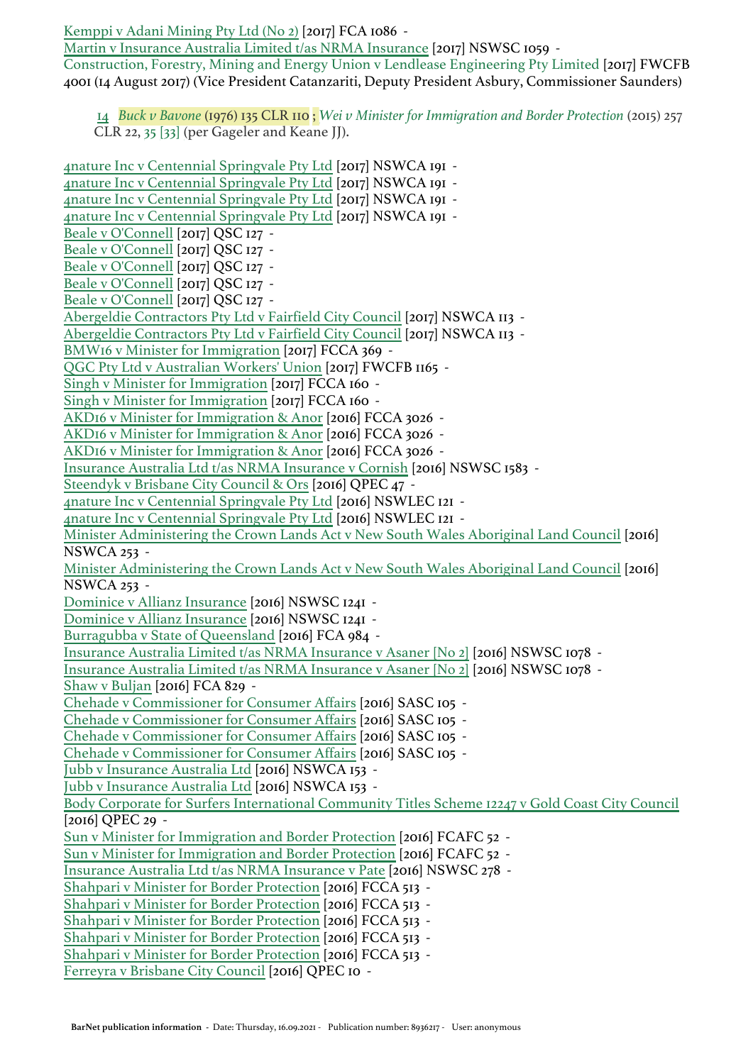Kemppi v Adani Mining Pty Ltd (No 2) [2017] FCA 1086 -
Martin v Insurance Australia Limited t/as NRMA Insurance [2017] NSWSC 1059 -
Construction, Forestry, Mining and Energy Union v Lendlease Engineering Pty Limited [2017] FWCFB 4001 (14 August 2017) (Vice President Catanzariti, Deputy President Asbury, Commissioner Saunders)

> 14 *Buck v Bavone* (1976) 135 CLR 110 ; *Wei v Minister for Immigration and Border Protection* (2015) 257 CLR 22, 35 [33] (per Gageler and Keane JJ).

4nature Inc v Centennial Springvale Pty Ltd [2017] NSWCA 191 -
4nature Inc v Centennial Springvale Pty Ltd [2017] NSWCA 191 -
4nature Inc v Centennial Springvale Pty Ltd [2017] NSWCA 191 -
4nature Inc v Centennial Springvale Pty Ltd [2017] NSWCA 191 -
Beale v O'Connell [2017] QSC 127 -
Beale v O'Connell [2017] QSC 127 -
Beale v O'Connell [2017] QSC 127 -
Beale v O'Connell [2017] QSC 127 -
Beale v O'Connell [2017] QSC 127 -
Abergeldie Contractors Pty Ltd v Fairfield City Council [2017] NSWCA 113 -
Abergeldie Contractors Pty Ltd v Fairfield City Council [2017] NSWCA 113 -
BMW16 v Minister for Immigration [2017] FCCA 369 -
QGC Pty Ltd v Australian Workers' Union [2017] FWCFB 1165 -
Singh v Minister for Immigration [2017] FCCA 160 -
Singh v Minister for Immigration [2017] FCCA 160 -
AKD16 v Minister for Immigration & Anor [2016] FCCA 3026 -
AKD16 v Minister for Immigration & Anor [2016] FCCA 3026 -
AKD16 v Minister for Immigration & Anor [2016] FCCA 3026 -
Insurance Australia Ltd t/as NRMA Insurance v Cornish [2016] NSWSC 1583 -
Steendyk v Brisbane City Council & Ors [2016] QPEC 47 -
4nature Inc v Centennial Springvale Pty Ltd [2016] NSWLEC 121 -
4nature Inc v Centennial Springvale Pty Ltd [2016] NSWLEC 121 -
Minister Administering the Crown Lands Act v New South Wales Aboriginal Land Council [2016] NSWCA 253 -
Minister Administering the Crown Lands Act v New South Wales Aboriginal Land Council [2016] NSWCA 253 -
Dominice v Allianz Insurance [2016] NSWSC 1241 -
Dominice v Allianz Insurance [2016] NSWSC 1241 -
Burragubba v State of Queensland [2016] FCA 984 -
Insurance Australia Limited t/as NRMA Insurance v Asaner [No 2] [2016] NSWSC 1078 -
Insurance Australia Limited t/as NRMA Insurance v Asaner [No 2] [2016] NSWSC 1078 -
Shaw v Buljan [2016] FCA 829 -
Chehade v Commissioner for Consumer Affairs [2016] SASC 105 -
Chehade v Commissioner for Consumer Affairs [2016] SASC 105 -
Chehade v Commissioner for Consumer Affairs [2016] SASC 105 -
Chehade v Commissioner for Consumer Affairs [2016] SASC 105 -
Jubb v Insurance Australia Ltd [2016] NSWCA 153 -
Jubb v Insurance Australia Ltd [2016] NSWCA 153 -
Body Corporate for Surfers International Community Titles Scheme 12247 v Gold Coast City Council [2016] QPEC 29 -
Sun v Minister for Immigration and Border Protection [2016] FCAFC 52 -
Sun v Minister for Immigration and Border Protection [2016] FCAFC 52 -
Insurance Australia Ltd t/as NRMA Insurance v Pate [2016] NSWSC 278 -
Shahpari v Minister for Border Protection [2016] FCCA 513 -
Shahpari v Minister for Border Protection [2016] FCCA 513 -
Shahpari v Minister for Border Protection [2016] FCCA 513 -
Shahpari v Minister for Border Protection [2016] FCCA 513 -
Shahpari v Minister for Border Protection [2016] FCCA 513 -
Ferreyra v Brisbane City Council [2016] QPEC 10 -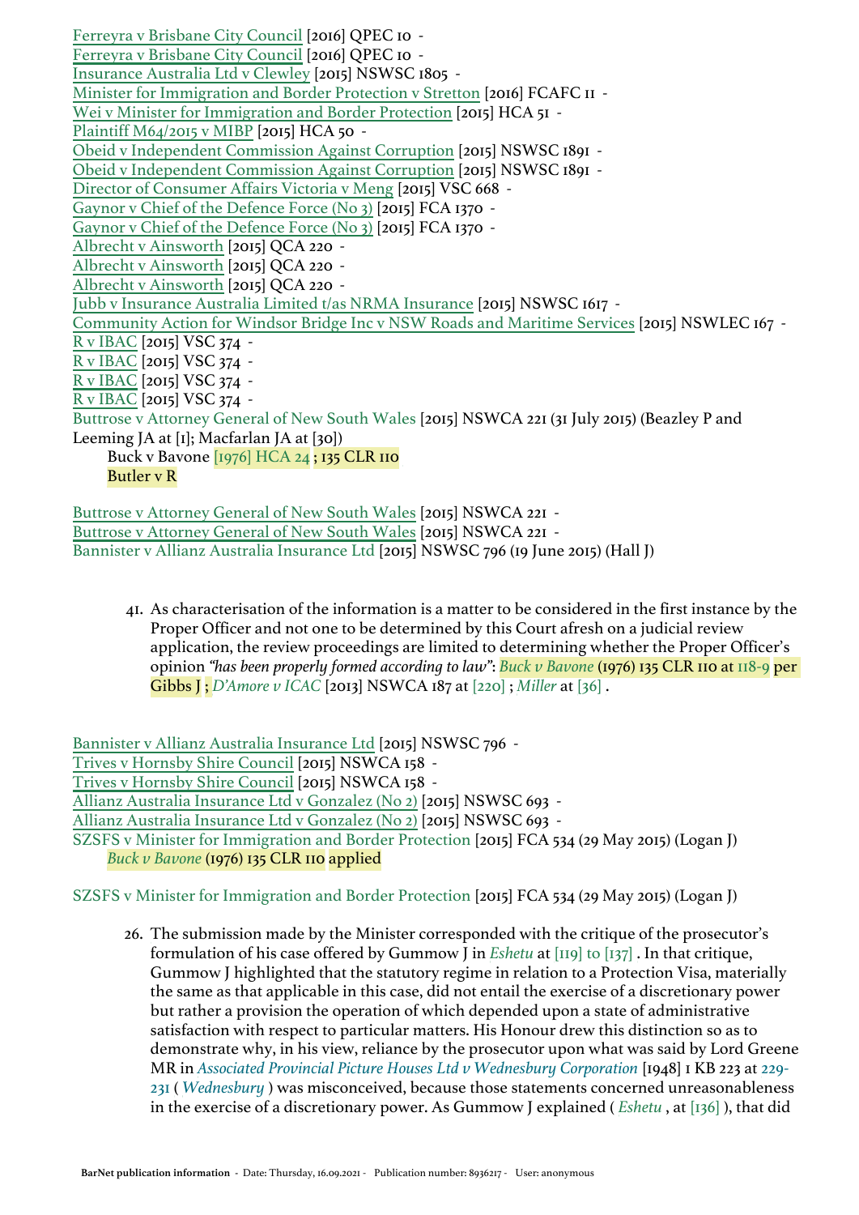Ferreyra v Brisbane City Council [2016] QPEC 10 -
Ferreyra v Brisbane City Council [2016] QPEC 10 -
Insurance Australia Ltd v Clewley [2015] NSWSC 1805 -
Minister for Immigration and Border Protection v Stretton [2016] FCAFC 11 -
Wei v Minister for Immigration and Border Protection [2015] HCA 51 -
Plaintiff M64/2015 v MIBP [2015] HCA 50 -
Obeid v Independent Commission Against Corruption [2015] NSWSC 1891 -
Obeid v Independent Commission Against Corruption [2015] NSWSC 1891 -
Director of Consumer Affairs Victoria v Meng [2015] VSC 668 -
Gaynor v Chief of the Defence Force (No 3) [2015] FCA 1370 -
Gaynor v Chief of the Defence Force (No 3) [2015] FCA 1370 -
Albrecht v Ainsworth [2015] QCA 220 -
Albrecht v Ainsworth [2015] QCA 220 -
Albrecht v Ainsworth [2015] QCA 220 -
Jubb v Insurance Australia Limited t/as NRMA Insurance [2015] NSWSC 1617 -
Community Action for Windsor Bridge Inc v NSW Roads and Maritime Services [2015] NSWLEC 167 -
R v IBAC [2015] VSC 374 -
R v IBAC [2015] VSC 374 -
R v IBAC [2015] VSC 374 -
R v IBAC [2015] VSC 374 -
Buttrose v Attorney General of New South Wales [2015] NSWCA 221 (31 July 2015) (Beazley P and Leeming JA at [1]; Macfarlan JA at [30])

> Buck v Bavone [1976] HCA 24 ; 135 CLR 110
> Butler v R

Buttrose v Attorney General of New South Wales [2015] NSWCA 221 -
Buttrose v Attorney General of New South Wales [2015] NSWCA 221 -
Bannister v Allianz Australia Insurance Ltd [2015] NSWSC 796 (19 June 2015) (Hall J)

> 41. As characterisation of the information is a matter to be considered in the first instance by the Proper Officer and not one to be determined by this Court afresh on a judicial review application, the review proceedings are limited to determining whether the Proper Officer's opinion *"has been properly formed according to law"*: *Buck v Bavone* (1976) 135 CLR 110 at 118-9 per Gibbs J ; *D'Amore v ICAC* [2013] NSWCA 187 at [220] ; *Miller* at [36] .

Bannister v Allianz Australia Insurance Ltd [2015] NSWSC 796 -
Trives v Hornsby Shire Council [2015] NSWCA 158 -
Trives v Hornsby Shire Council [2015] NSWCA 158 -
Allianz Australia Insurance Ltd v Gonzalez (No 2) [2015] NSWSC 693 -
Allianz Australia Insurance Ltd v Gonzalez (No 2) [2015] NSWSC 693 -
SZSFS v Minister for Immigration and Border Protection [2015] FCA 534 (29 May 2015) (Logan J)

> *Buck v Bavone* (1976) 135 CLR 110 applied

SZSFS v Minister for Immigration and Border Protection [2015] FCA 534 (29 May 2015) (Logan J)

> 26. The submission made by the Minister corresponded with the critique of the prosecutor's formulation of his case offered by Gummow J in *Eshetu* at [119] to [137] . In that critique, Gummow J highlighted that the statutory regime in relation to a Protection Visa, materially the same as that applicable in this case, did not entail the exercise of a discretionary power but rather a provision the operation of which depended upon a state of administrative satisfaction with respect to particular matters. His Honour drew this distinction so as to demonstrate why, in his view, reliance by the prosecutor upon what was said by Lord Greene MR in *Associated Provincial Picture Houses Ltd v Wednesbury Corporation* [1948] 1 KB 223 at 229-231 ( *Wednesbury* ) was misconceived, because those statements concerned unreasonableness in the exercise of a discretionary power. As Gummow J explained ( *Eshetu* , at [136] ), that did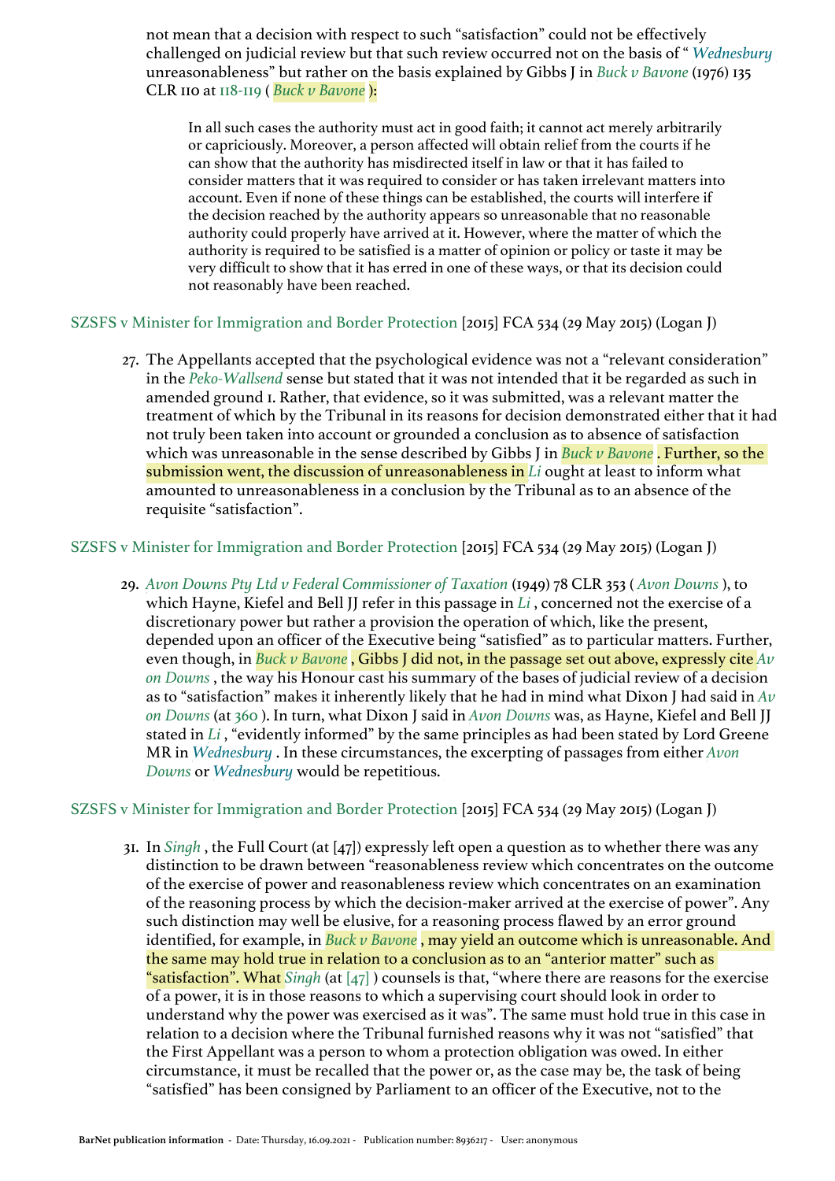not mean that a decision with respect to such “satisfaction” could not be effectively challenged on judicial review but that such review occurred not on the basis of “ *Wednesbury* unreasonableness” but rather on the basis explained by Gibbs J in *Buck v Bavone* (1976) 135 CLR 110 at 118-119 ( *Buck v Bavone* ):

> In all such cases the authority must act in good faith; it cannot act merely arbitrarily or capriciously. Moreover, a person affected will obtain relief from the courts if he can show that the authority has misdirected itself in law or that it has failed to consider matters that it was required to consider or has taken irrelevant matters into account. Even if none of these things can be established, the courts will interfere if the decision reached by the authority appears so unreasonable that no reasonable authority could properly have arrived at it. However, where the matter of which the authority is required to be satisfied is a matter of opinion or policy or taste it may be very difficult to show that it has erred in one of these ways, or that its decision could not reasonably have been reached.

SZSFS v Minister for Immigration and Border Protection [2015] FCA 534 (29 May 2015) (Logan J)

27. The Appellants accepted that the psychological evidence was not a “relevant consideration” in the *Peko-Wallsend* sense but stated that it was not intended that it be regarded as such in amended ground 1. Rather, that evidence, so it was submitted, was a relevant matter the treatment of which by the Tribunal in its reasons for decision demonstrated either that it had not truly been taken into account or grounded a conclusion as to absence of satisfaction which was unreasonable in the sense described by Gibbs J in *Buck v Bavone* . Further, so the submission went, the discussion of unreasonableness in *Li* ought at least to inform what amounted to unreasonableness in a conclusion by the Tribunal as to an absence of the requisite “satisfaction”.

SZSFS v Minister for Immigration and Border Protection [2015] FCA 534 (29 May 2015) (Logan J)

29. *Avon Downs Pty Ltd v Federal Commissioner of Taxation* (1949) 78 CLR 353 ( *Avon Downs* ), to which Hayne, Kiefel and Bell JJ refer in this passage in *Li* , concerned not the exercise of a discretionary power but rather a provision the operation of which, like the present, depended upon an officer of the Executive being “satisfied” as to particular matters. Further, even though, in *Buck v Bavone* , Gibbs J did not, in the passage set out above, expressly cite *Avon Downs* , the way his Honour cast his summary of the bases of judicial review of a decision as to “satisfaction” makes it inherently likely that he had in mind what Dixon J had said in *Avon Downs* (at 360 ). In turn, what Dixon J said in *Avon Downs* was, as Hayne, Kiefel and Bell JJ stated in *Li* , “evidently informed” by the same principles as had been stated by Lord Greene MR in *Wednesbury* . In these circumstances, the excerpting of passages from either *Avon Downs* or *Wednesbury* would be repetitious.

SZSFS v Minister for Immigration and Border Protection [2015] FCA 534 (29 May 2015) (Logan J)

31. In *Singh* , the Full Court (at [47]) expressly left open a question as to whether there was any distinction to be drawn between “reasonableness review which concentrates on the outcome of the exercise of power and reasonableness review which concentrates on an examination of the reasoning process by which the decision-maker arrived at the exercise of power”. Any such distinction may well be elusive, for a reasoning process flawed by an error ground identified, for example, in *Buck v Bavone* , may yield an outcome which is unreasonable. And the same may hold true in relation to a conclusion as to an “anterior matter” such as “satisfaction”. What *Singh* (at [47] ) counsels is that, “where there are reasons for the exercise of a power, it is in those reasons to which a supervising court should look in order to understand why the power was exercised as it was”. The same must hold true in this case in relation to a decision where the Tribunal furnished reasons why it was not “satisfied” that the First Appellant was a person to whom a protection obligation was owed. In either circumstance, it must be recalled that the power or, as the case may be, the task of being “satisfied” has been consigned by Parliament to an officer of the Executive, not to the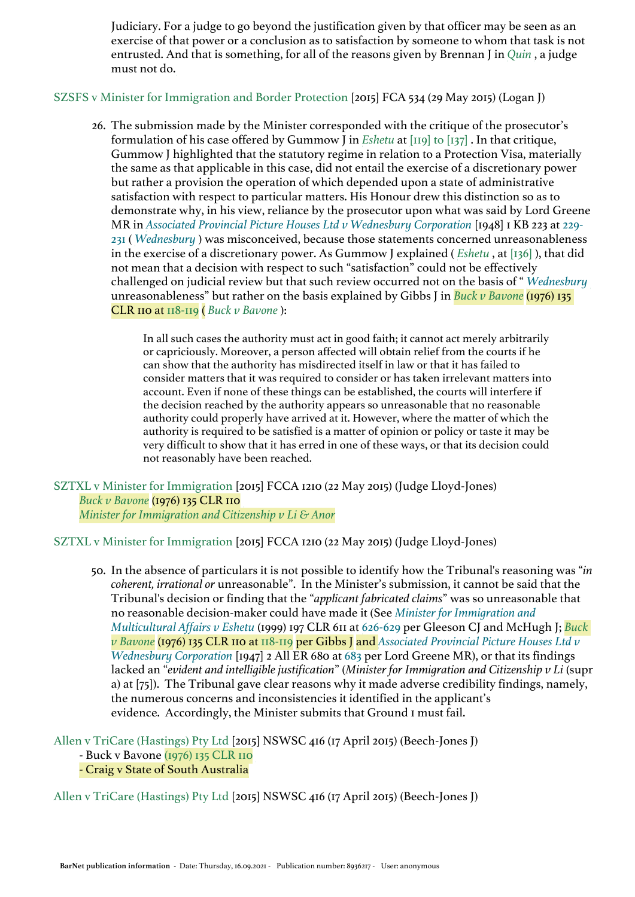Judiciary. For a judge to go beyond the justification given by that officer may be seen as an exercise of that power or a conclusion as to satisfaction by someone to whom that task is not entrusted. And that is something, for all of the reasons given by Brennan J in *Quin* , a judge must not do.

SZSFS v Minister for Immigration and Border Protection [2015] FCA 534 (29 May 2015) (Logan J)

> 26. The submission made by the Minister corresponded with the critique of the prosecutor's formulation of his case offered by Gummow J in *Eshetu* at [119] to [137] . In that critique, Gummow J highlighted that the statutory regime in relation to a Protection Visa, materially the same as that applicable in this case, did not entail the exercise of a discretionary power but rather a provision the operation of which depended upon a state of administrative satisfaction with respect to particular matters. His Honour drew this distinction so as to demonstrate why, in his view, reliance by the prosecutor upon what was said by Lord Greene MR in *Associated Provincial Picture Houses Ltd v Wednesbury Corporation* [1948] 1 KB 223 at 229-231 ( *Wednesbury* ) was misconceived, because those statements concerned unreasonableness in the exercise of a discretionary power. As Gummow J explained ( *Eshetu* , at [136] ), that did not mean that a decision with respect to such "satisfaction" could not be effectively challenged on judicial review but that such review occurred not on the basis of " *Wednesbury* unreasonableness" but rather on the basis explained by Gibbs J in *Buck v Bavone* (1976) 135 CLR 110 at 118-119 ( *Buck v Bavone* ):
>
> > In all such cases the authority must act in good faith; it cannot act merely arbitrarily or capriciously. Moreover, a person affected will obtain relief from the courts if he can show that the authority has misdirected itself in law or that it has failed to consider matters that it was required to consider or has taken irrelevant matters into account. Even if none of these things can be established, the courts will interfere if the decision reached by the authority appears so unreasonable that no reasonable authority could properly have arrived at it. However, where the matter of which the authority is required to be satisfied is a matter of opinion or policy or taste it may be very difficult to show that it has erred in one of these ways, or that its decision could not reasonably have been reached.

SZTXL v Minister for Immigration [2015] FCCA 1210 (22 May 2015) (Judge Lloyd-Jones)
*Buck v Bavone* (1976) 135 CLR 110
*Minister for Immigration and Citizenship v Li & Anor*

SZTXL v Minister for Immigration [2015] FCCA 1210 (22 May 2015) (Judge Lloyd-Jones)

> 50. In the absence of particulars it is not possible to identify how the Tribunal's reasoning was "*in coherent, irrational or* unreasonable". In the Minister's submission, it cannot be said that the Tribunal's decision or finding that the "*applicant fabricated claims*" was so unreasonable that no reasonable decision-maker could have made it (See *Minister for Immigration and Multicultural Affairs v Eshetu* (1999) 197 CLR 611 at 626-629 per Gleeson CJ and McHugh J; *Buck v Bavone* (1976) 135 CLR 110 at 118-119 per Gibbs J and *Associated Provincial Picture Houses Ltd v Wednesbury Corporation* [1947] 2 All ER 680 at 683 per Lord Greene MR), or that its findings lacked an "*evident and intelligible justification*" (*Minister for Immigration and Citizenship v Li* (supr a) at [75]). The Tribunal gave clear reasons why it made adverse credibility findings, namely, the numerous concerns and inconsistencies it identified in the applicant's evidence. Accordingly, the Minister submits that Ground 1 must fail.

Allen v TriCare (Hastings) Pty Ltd [2015] NSWSC 416 (17 April 2015) (Beech-Jones J)
- Buck v Bavone (1976) 135 CLR 110
- Craig v State of South Australia

Allen v TriCare (Hastings) Pty Ltd [2015] NSWSC 416 (17 April 2015) (Beech-Jones J)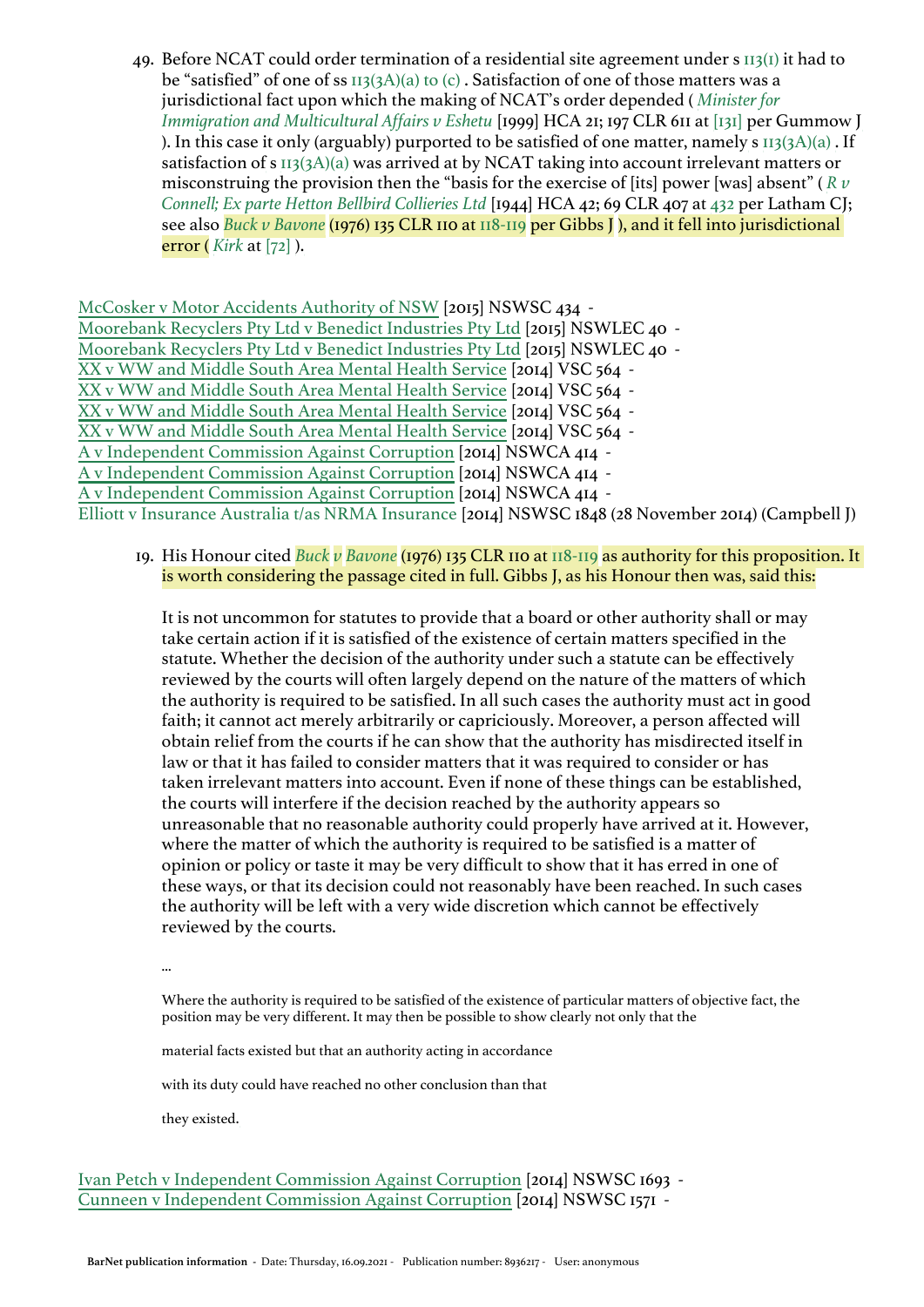49. Before NCAT could order termination of a residential site agreement under s 113(1) it had to be "satisfied" of one of ss 113(3A)(a) to (c) . Satisfaction of one of those matters was a jurisdictional fact upon which the making of NCAT's order depended ( *Minister for Immigration and Multicultural Affairs v Eshetu* [1999] HCA 21; 197 CLR 611 at [131] per Gummow J ). In this case it only (arguably) purported to be satisfied of one matter, namely s 113(3A)(a) . If satisfaction of s 113(3A)(a) was arrived at by NCAT taking into account irrelevant matters or misconstruing the provision then the "basis for the exercise of [its] power [was] absent" ( *R v Connell; Ex parte Hetton Bellbird Collieries Ltd* [1944] HCA 42; 69 CLR 407 at 432 per Latham CJ; see also *Buck v Bavone* (1976) 135 CLR 110 at 118-119 per Gibbs J ), and it fell into jurisdictional error ( *Kirk* at [72] ).

McCosker v Motor Accidents Authority of NSW [2015] NSWSC 434 -
Moorebank Recyclers Pty Ltd v Benedict Industries Pty Ltd [2015] NSWLEC 40 -
Moorebank Recyclers Pty Ltd v Benedict Industries Pty Ltd [2015] NSWLEC 40 -
XX v WW and Middle South Area Mental Health Service [2014] VSC 564 -
XX v WW and Middle South Area Mental Health Service [2014] VSC 564 -
XX v WW and Middle South Area Mental Health Service [2014] VSC 564 -
XX v WW and Middle South Area Mental Health Service [2014] VSC 564 -
A v Independent Commission Against Corruption [2014] NSWCA 414 -
A v Independent Commission Against Corruption [2014] NSWCA 414 -
A v Independent Commission Against Corruption [2014] NSWCA 414 -
Elliott v Insurance Australia t/as NRMA Insurance [2014] NSWSC 1848 (28 November 2014) (Campbell J)

19. His Honour cited *Buck v Bavone* (1976) 135 CLR 110 at 118-119 as authority for this proposition. It is worth considering the passage cited in full. Gibbs J, as his Honour then was, said this:

It is not uncommon for statutes to provide that a board or other authority shall or may take certain action if it is satisfied of the existence of certain matters specified in the statute. Whether the decision of the authority under such a statute can be effectively reviewed by the courts will often largely depend on the nature of the matters of which the authority is required to be satisfied. In all such cases the authority must act in good faith; it cannot act merely arbitrarily or capriciously. Moreover, a person affected will obtain relief from the courts if he can show that the authority has misdirected itself in law or that it has failed to consider matters that it was required to consider or has taken irrelevant matters into account. Even if none of these things can be established, the courts will interfere if the decision reached by the authority appears so unreasonable that no reasonable authority could properly have arrived at it. However, where the matter of which the authority is required to be satisfied is a matter of opinion or policy or taste it may be very difficult to show that it has erred in one of these ways, or that its decision could not reasonably have been reached. In such cases the authority will be left with a very wide discretion which cannot be effectively reviewed by the courts.

...

Where the authority is required to be satisfied of the existence of particular matters of objective fact, the position may be very different. It may then be possible to show clearly not only that the

material facts existed but that an authority acting in accordance

with its duty could have reached no other conclusion than that

they existed.

Ivan Petch v Independent Commission Against Corruption [2014] NSWSC 1693 -
Cunneen v Independent Commission Against Corruption [2014] NSWSC 1571 -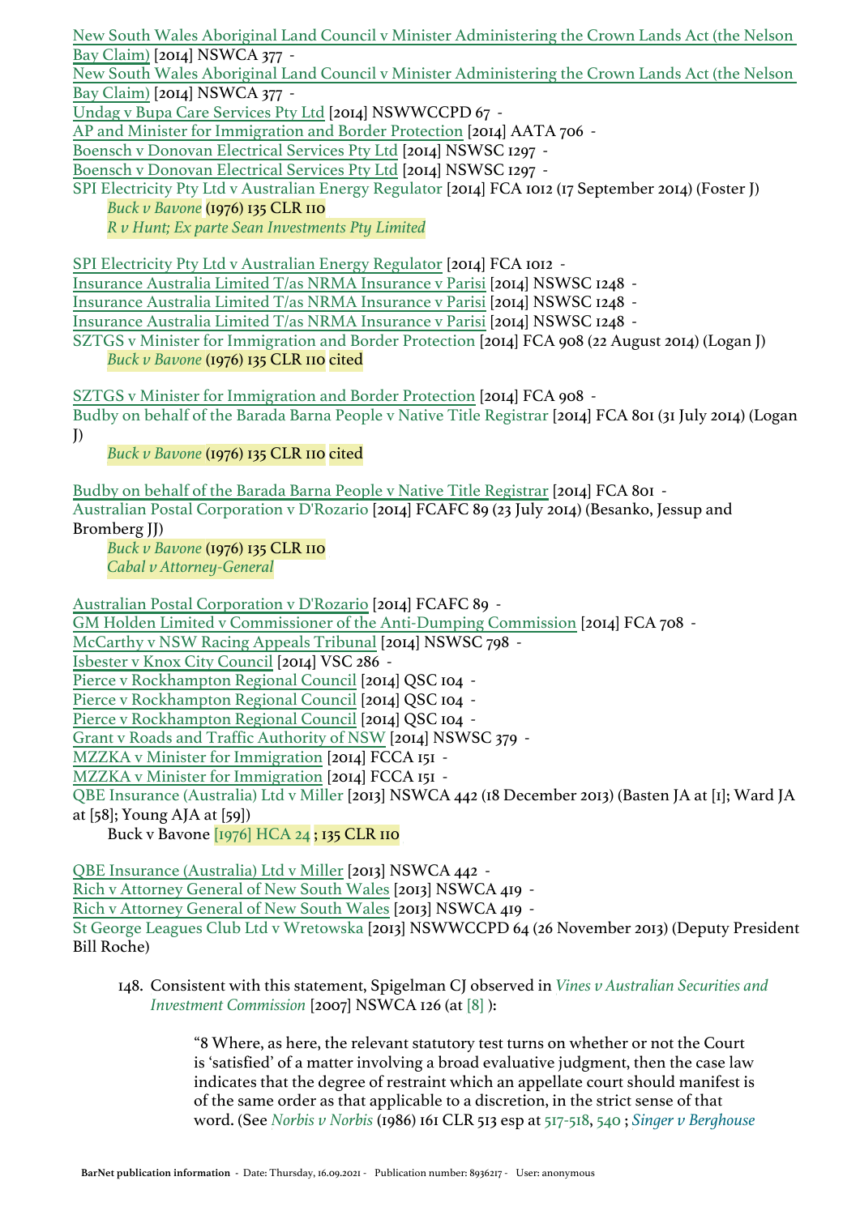New South Wales Aboriginal Land Council v Minister Administering the Crown Lands Act (the Nelson Bay Claim) [2014] NSWCA 377 -
New South Wales Aboriginal Land Council v Minister Administering the Crown Lands Act (the Nelson Bay Claim) [2014] NSWCA 377 -
Undag v Bupa Care Services Pty Ltd [2014] NSWWCCPD 67 -
AP and Minister for Immigration and Border Protection [2014] AATA 706 -
Boensch v Donovan Electrical Services Pty Ltd [2014] NSWSC 1297 -
Boensch v Donovan Electrical Services Pty Ltd [2014] NSWSC 1297 -
SPI Electricity Pty Ltd v Australian Energy Regulator [2014] FCA 1012 (17 September 2014) (Foster J)

*Buck v Bavone* (1976) 135 CLR 110
*R v Hunt; Ex parte Sean Investments Pty Limited*

SPI Electricity Pty Ltd v Australian Energy Regulator [2014] FCA 1012 -
Insurance Australia Limited T/as NRMA Insurance v Parisi [2014] NSWSC 1248 -
Insurance Australia Limited T/as NRMA Insurance v Parisi [2014] NSWSC 1248 -
Insurance Australia Limited T/as NRMA Insurance v Parisi [2014] NSWSC 1248 -
SZTGS v Minister for Immigration and Border Protection [2014] FCA 908 (22 August 2014) (Logan J)

*Buck v Bavone* (1976) 135 CLR 110 cited

SZTGS v Minister for Immigration and Border Protection [2014] FCA 908 -
Budby on behalf of the Barada Barna People v Native Title Registrar [2014] FCA 801 (31 July 2014) (Logan J)

*Buck v Bavone* (1976) 135 CLR 110 cited

Budby on behalf of the Barada Barna People v Native Title Registrar [2014] FCA 801 -
Australian Postal Corporation v D'Rozario [2014] FCAFC 89 (23 July 2014) (Besanko, Jessup and Bromberg JJ)

*Buck v Bavone* (1976) 135 CLR 110
*Cabal v Attorney-General*

Australian Postal Corporation v D'Rozario [2014] FCAFC 89 -
GM Holden Limited v Commissioner of the Anti-Dumping Commission [2014] FCA 708 -
McCarthy v NSW Racing Appeals Tribunal [2014] NSWSC 798 -
Isbester v Knox City Council [2014] VSC 286 -
Pierce v Rockhampton Regional Council [2014] QSC 104 -
Pierce v Rockhampton Regional Council [2014] QSC 104 -
Pierce v Rockhampton Regional Council [2014] QSC 104 -
Grant v Roads and Traffic Authority of NSW [2014] NSWSC 379 -
MZZKA v Minister for Immigration [2014] FCCA 151 -
MZZKA v Minister for Immigration [2014] FCCA 151 -
QBE Insurance (Australia) Ltd v Miller [2013] NSWCA 442 (18 December 2013) (Basten JA at [1]; Ward JA at [58]; Young AJA at [59])

Buck v Bavone [1976] HCA 24 ; 135 CLR 110

QBE Insurance (Australia) Ltd v Miller [2013] NSWCA 442 -
Rich v Attorney General of New South Wales [2013] NSWCA 419 -
Rich v Attorney General of New South Wales [2013] NSWCA 419 -
St George Leagues Club Ltd v Wretowska [2013] NSWWCCPD 64 (26 November 2013) (Deputy President Bill Roche)

148. Consistent with this statement, Spigelman CJ observed in *Vines v Australian Securities and Investment Commission* [2007] NSWCA 126 (at [8] ):

> "8 Where, as here, the relevant statutory test turns on whether or not the Court is 'satisfied' of a matter involving a broad evaluative judgment, then the case law indicates that the degree of restraint which an appellate court should manifest is of the same order as that applicable to a discretion, in the strict sense of that word. (See *Norbis v Norbis* (1986) 161 CLR 513 esp at 517-518, 540 ; *Singer v Berghouse*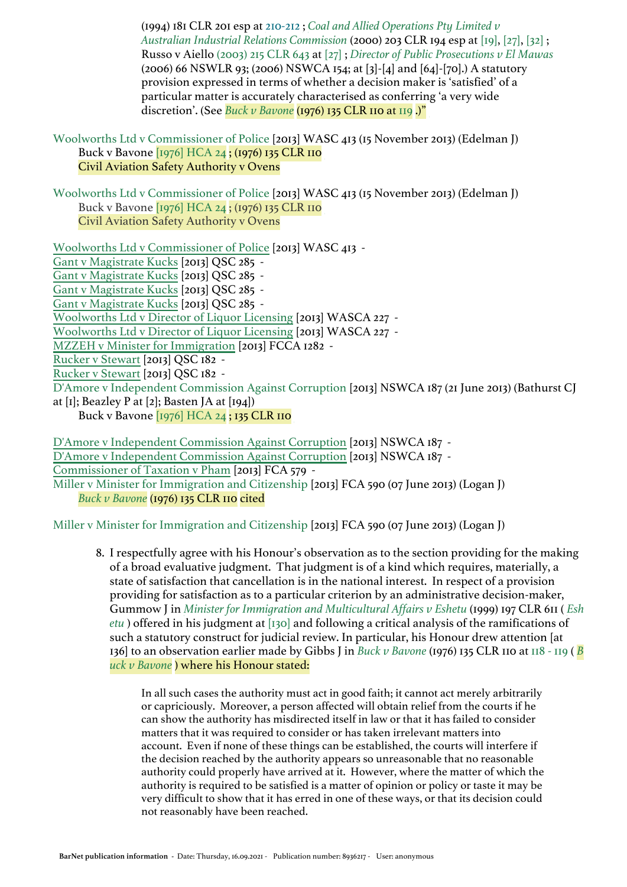(1994) 181 CLR 201 esp at 210-212 ; *Coal and Allied Operations Pty Limited v Australian Industrial Relations Commission* (2000) 203 CLR 194 esp at [19], [27], [32] ; Russo v Aiello (2003) 215 CLR 643 at [27] ; *Director of Public Prosecutions v El Mawas* (2006) 66 NSWLR 93; (2006) NSWCA 154; at [3]-[4] and [64]-[70].) A statutory provision expressed in terms of whether a decision maker is 'satisfied' of a particular matter is accurately characterised as conferring 'a very wide discretion'. (See *Buck v Bavone* (1976) 135 CLR 110 at 119 .)"

Woolworths Ltd v Commissioner of Police [2013] WASC 413 (15 November 2013) (Edelman J)
Buck v Bavone [1976] HCA 24 ; (1976) 135 CLR 110
Civil Aviation Safety Authority v Ovens

Woolworths Ltd v Commissioner of Police [2013] WASC 413 (15 November 2013) (Edelman J)
Buck v Bavone [1976] HCA 24 ; (1976) 135 CLR 110
Civil Aviation Safety Authority v Ovens

Woolworths Ltd v Commissioner of Police [2013] WASC 413 -
Gant v Magistrate Kucks [2013] QSC 285 -
Gant v Magistrate Kucks [2013] QSC 285 -
Gant v Magistrate Kucks [2013] QSC 285 -
Gant v Magistrate Kucks [2013] QSC 285 -
Woolworths Ltd v Director of Liquor Licensing [2013] WASCA 227 -
Woolworths Ltd v Director of Liquor Licensing [2013] WASCA 227 -
MZZEH v Minister for Immigration [2013] FCCA 1282 -
Rucker v Stewart [2013] QSC 182 -
Rucker v Stewart [2013] QSC 182 -
D'Amore v Independent Commission Against Corruption [2013] NSWCA 187 (21 June 2013) (Bathurst CJ at [1]; Beazley P at [2]; Basten JA at [194])
Buck v Bavone [1976] HCA 24 ; 135 CLR 110

D'Amore v Independent Commission Against Corruption [2013] NSWCA 187 -
D'Amore v Independent Commission Against Corruption [2013] NSWCA 187 -
Commissioner of Taxation v Pham [2013] FCA 579 -
Miller v Minister for Immigration and Citizenship [2013] FCA 590 (07 June 2013) (Logan J)
*Buck v Bavone* (1976) 135 CLR 110 cited

Miller v Minister for Immigration and Citizenship [2013] FCA 590 (07 June 2013) (Logan J)

8. I respectfully agree with his Honour's observation as to the section providing for the making of a broad evaluative judgment. That judgment is of a kind which requires, materially, a state of satisfaction that cancellation is in the national interest. In respect of a provision providing for satisfaction as to a particular criterion by an administrative decision-maker, Gummow J in *Minister for Immigration and Multicultural Affairs v Eshetu* (1999) 197 CLR 611 ( *Eshetu* ) offered in his judgment at [130] and following a critical analysis of the ramifications of such a statutory construct for judicial review. In particular, his Honour drew attention [at 136] to an observation earlier made by Gibbs J in *Buck v Bavone* (1976) 135 CLR 110 at 118 - 119 ( *Buck v Bavone* ) where his Honour stated:

> In all such cases the authority must act in good faith; it cannot act merely arbitrarily or capriciously. Moreover, a person affected will obtain relief from the courts if he can show the authority has misdirected itself in law or that it has failed to consider matters that it was required to consider or has taken irrelevant matters into account. Even if none of these things can be established, the courts will interfere if the decision reached by the authority appears so unreasonable that no reasonable authority could properly have arrived at it. However, where the matter of which the authority is required to be satisfied is a matter of opinion or policy or taste it may be very difficult to show that it has erred in one of these ways, or that its decision could not reasonably have been reached.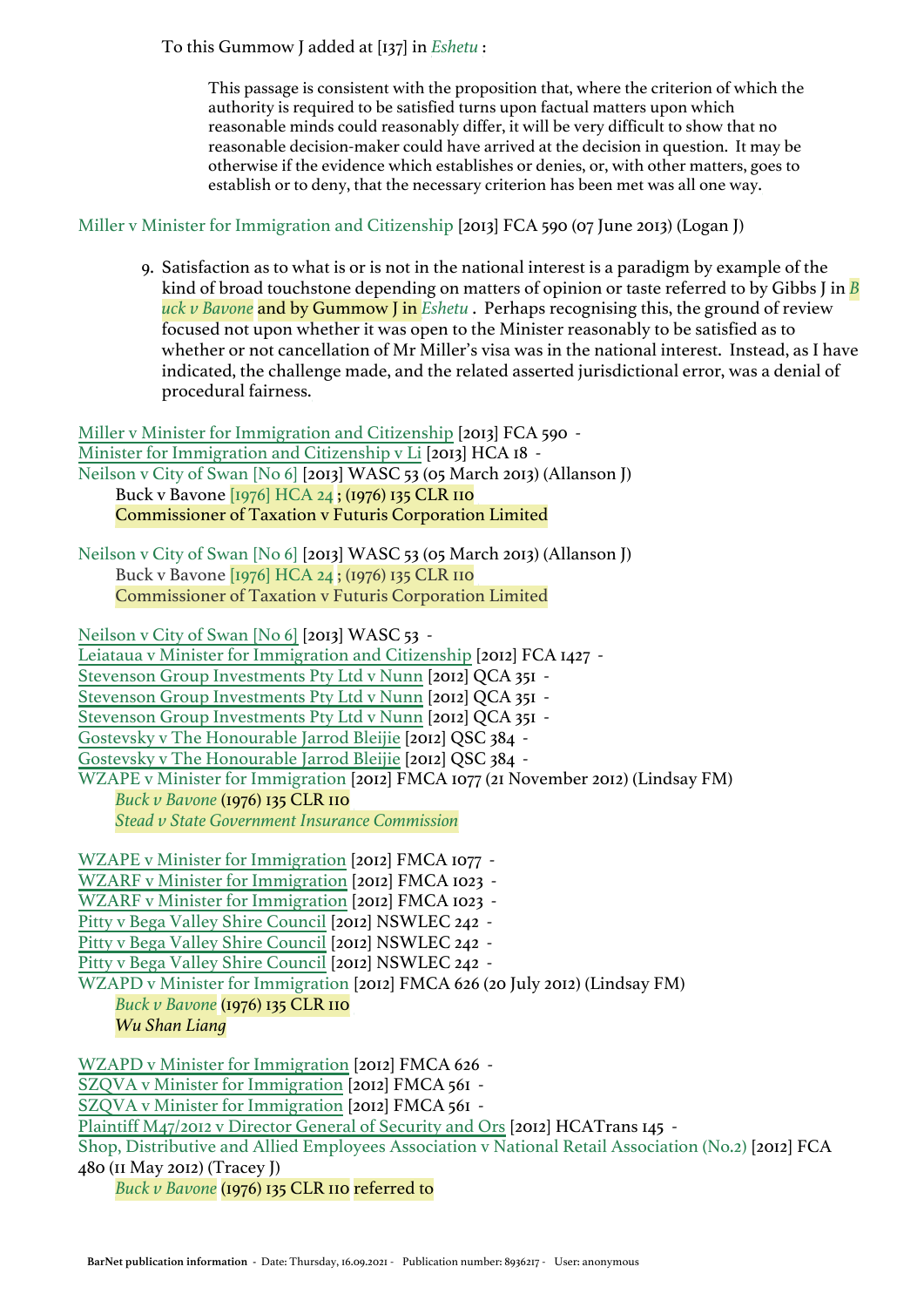To this Gummow J added at [137] in *Eshetu* :

> This passage is consistent with the proposition that, where the criterion of which the authority is required to be satisfied turns upon factual matters upon which reasonable minds could reasonably differ, it will be very difficult to show that no reasonable decision-maker could have arrived at the decision in question. It may be otherwise if the evidence which establishes or denies, or, with other matters, goes to establish or to deny, that the necessary criterion has been met was all one way.

Miller v Minister for Immigration and Citizenship [2013] FCA 590 (07 June 2013) (Logan J)

> 9. Satisfaction as to what is or is not in the national interest is a paradigm by example of the kind of broad touchstone depending on matters of opinion or taste referred to by Gibbs J in *Buck v Bavone* and by Gummow J in *Eshetu* . Perhaps recognising this, the ground of review focused not upon whether it was open to the Minister reasonably to be satisfied as to whether or not cancellation of Mr Miller's visa was in the national interest. Instead, as I have indicated, the challenge made, and the related asserted jurisdictional error, was a denial of procedural fairness.

Miller v Minister for Immigration and Citizenship [2013] FCA 590 -
Minister for Immigration and Citizenship v Li [2013] HCA 18 -
Neilson v City of Swan [No 6] [2013] WASC 53 (05 March 2013) (Allanson J)
  Buck v Bavone [1976] HCA 24 ; (1976) 135 CLR 110
  Commissioner of Taxation v Futuris Corporation Limited

Neilson v City of Swan [No 6] [2013] WASC 53 (05 March 2013) (Allanson J)
  Buck v Bavone [1976] HCA 24 ; (1976) 135 CLR 110
  Commissioner of Taxation v Futuris Corporation Limited

Neilson v City of Swan [No 6] [2013] WASC 53 -
Leiataua v Minister for Immigration and Citizenship [2012] FCA 1427 -
Stevenson Group Investments Pty Ltd v Nunn [2012] QCA 351 -
Stevenson Group Investments Pty Ltd v Nunn [2012] QCA 351 -
Stevenson Group Investments Pty Ltd v Nunn [2012] QCA 351 -
Gostevsky v The Honourable Jarrod Bleijie [2012] QSC 384 -
Gostevsky v The Honourable Jarrod Bleijie [2012] QSC 384 -
WZAPE v Minister for Immigration [2012] FMCA 1077 (21 November 2012) (Lindsay FM)
  *Buck v Bavone* (1976) 135 CLR 110
  *Stead v State Government Insurance Commission*

WZAPE v Minister for Immigration [2012] FMCA 1077 -
WZARF v Minister for Immigration [2012] FMCA 1023 -
WZARF v Minister for Immigration [2012] FMCA 1023 -
Pitty v Bega Valley Shire Council [2012] NSWLEC 242 -
Pitty v Bega Valley Shire Council [2012] NSWLEC 242 -
Pitty v Bega Valley Shire Council [2012] NSWLEC 242 -
WZAPD v Minister for Immigration [2012] FMCA 626 (20 July 2012) (Lindsay FM)
  *Buck v Bavone* (1976) 135 CLR 110
  *Wu Shan Liang*

WZAPD v Minister for Immigration [2012] FMCA 626 -
SZQVA v Minister for Immigration [2012] FMCA 561 -
SZQVA v Minister for Immigration [2012] FMCA 561 -
Plaintiff M47/2012 v Director General of Security and Ors [2012] HCATrans 145 -
Shop, Distributive and Allied Employees Association v National Retail Association (No.2) [2012] FCA 480 (11 May 2012) (Tracey J)
  *Buck v Bavone* (1976) 135 CLR 110 referred to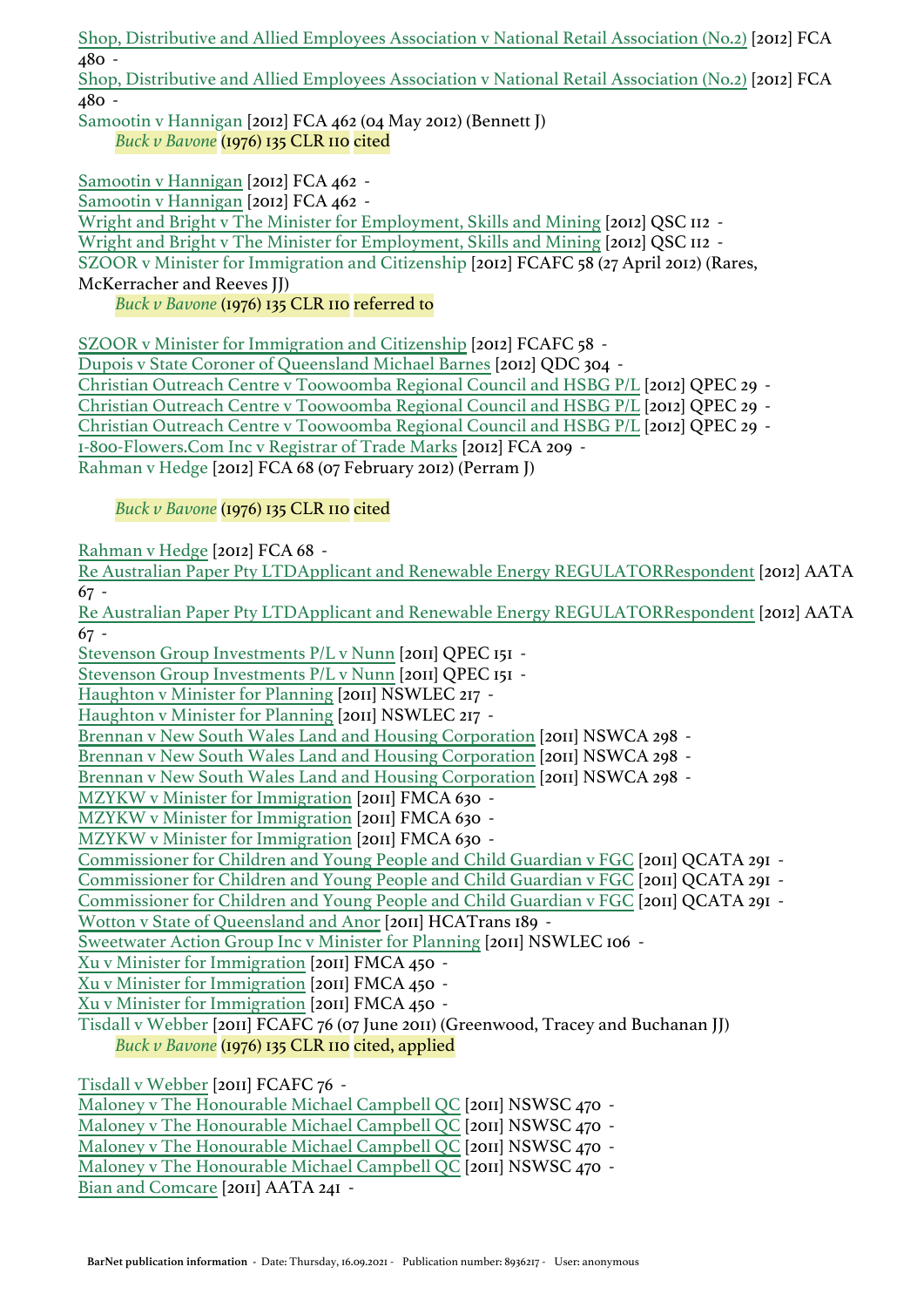Shop, Distributive and Allied Employees Association v National Retail Association (No.2) [2012] FCA 480 -
Shop, Distributive and Allied Employees Association v National Retail Association (No.2) [2012] FCA 480 -
Samootin v Hannigan [2012] FCA 462 (04 May 2012) (Bennett J)

*Buck v Bavone* (1976) 135 CLR 110 cited

Samootin v Hannigan [2012] FCA 462 -
Samootin v Hannigan [2012] FCA 462 -
Wright and Bright v The Minister for Employment, Skills and Mining [2012] QSC 112 -
Wright and Bright v The Minister for Employment, Skills and Mining [2012] QSC 112 -
SZOOR v Minister for Immigration and Citizenship [2012] FCAFC 58 (27 April 2012) (Rares, McKerracher and Reeves JJ)

*Buck v Bavone* (1976) 135 CLR 110 referred to

SZOOR v Minister for Immigration and Citizenship [2012] FCAFC 58 -
Dupois v State Coroner of Queensland Michael Barnes [2012] QDC 304 -
Christian Outreach Centre v Toowoomba Regional Council and HSBG P/L [2012] QPEC 29 -
Christian Outreach Centre v Toowoomba Regional Council and HSBG P/L [2012] QPEC 29 -
Christian Outreach Centre v Toowoomba Regional Council and HSBG P/L [2012] QPEC 29 -
1-800-Flowers.Com Inc v Registrar of Trade Marks [2012] FCA 209 -
Rahman v Hedge [2012] FCA 68 (07 February 2012) (Perram J)

*Buck v Bavone* (1976) 135 CLR 110 cited

Rahman v Hedge [2012] FCA 68 -
Re Australian Paper Pty LTDApplicant and Renewable Energy REGULATORRespondent [2012] AATA 67 -
Re Australian Paper Pty LTDApplicant and Renewable Energy REGULATORRespondent [2012] AATA 67 -
Stevenson Group Investments P/L v Nunn [2011] QPEC 151 -
Stevenson Group Investments P/L v Nunn [2011] QPEC 151 -
Haughton v Minister for Planning [2011] NSWLEC 217 -
Haughton v Minister for Planning [2011] NSWLEC 217 -
Brennan v New South Wales Land and Housing Corporation [2011] NSWCA 298 -
Brennan v New South Wales Land and Housing Corporation [2011] NSWCA 298 -
Brennan v New South Wales Land and Housing Corporation [2011] NSWCA 298 -
MZYKW v Minister for Immigration [2011] FMCA 630 -
MZYKW v Minister for Immigration [2011] FMCA 630 -
MZYKW v Minister for Immigration [2011] FMCA 630 -
Commissioner for Children and Young People and Child Guardian v FGC [2011] QCATA 291 -
Commissioner for Children and Young People and Child Guardian v FGC [2011] QCATA 291 -
Commissioner for Children and Young People and Child Guardian v FGC [2011] QCATA 291 -
Wotton v State of Queensland and Anor [2011] HCATrans 189 -
Sweetwater Action Group Inc v Minister for Planning [2011] NSWLEC 106 -
Xu v Minister for Immigration [2011] FMCA 450 -
Xu v Minister for Immigration [2011] FMCA 450 -
Xu v Minister for Immigration [2011] FMCA 450 -
Tisdall v Webber [2011] FCAFC 76 (07 June 2011) (Greenwood, Tracey and Buchanan JJ)

*Buck v Bavone* (1976) 135 CLR 110 cited, applied

Tisdall v Webber [2011] FCAFC 76 -
Maloney v The Honourable Michael Campbell QC [2011] NSWSC 470 -
Maloney v The Honourable Michael Campbell QC [2011] NSWSC 470 -
Maloney v The Honourable Michael Campbell QC [2011] NSWSC 470 -
Maloney v The Honourable Michael Campbell QC [2011] NSWSC 470 -
Bian and Comcare [2011] AATA 241 -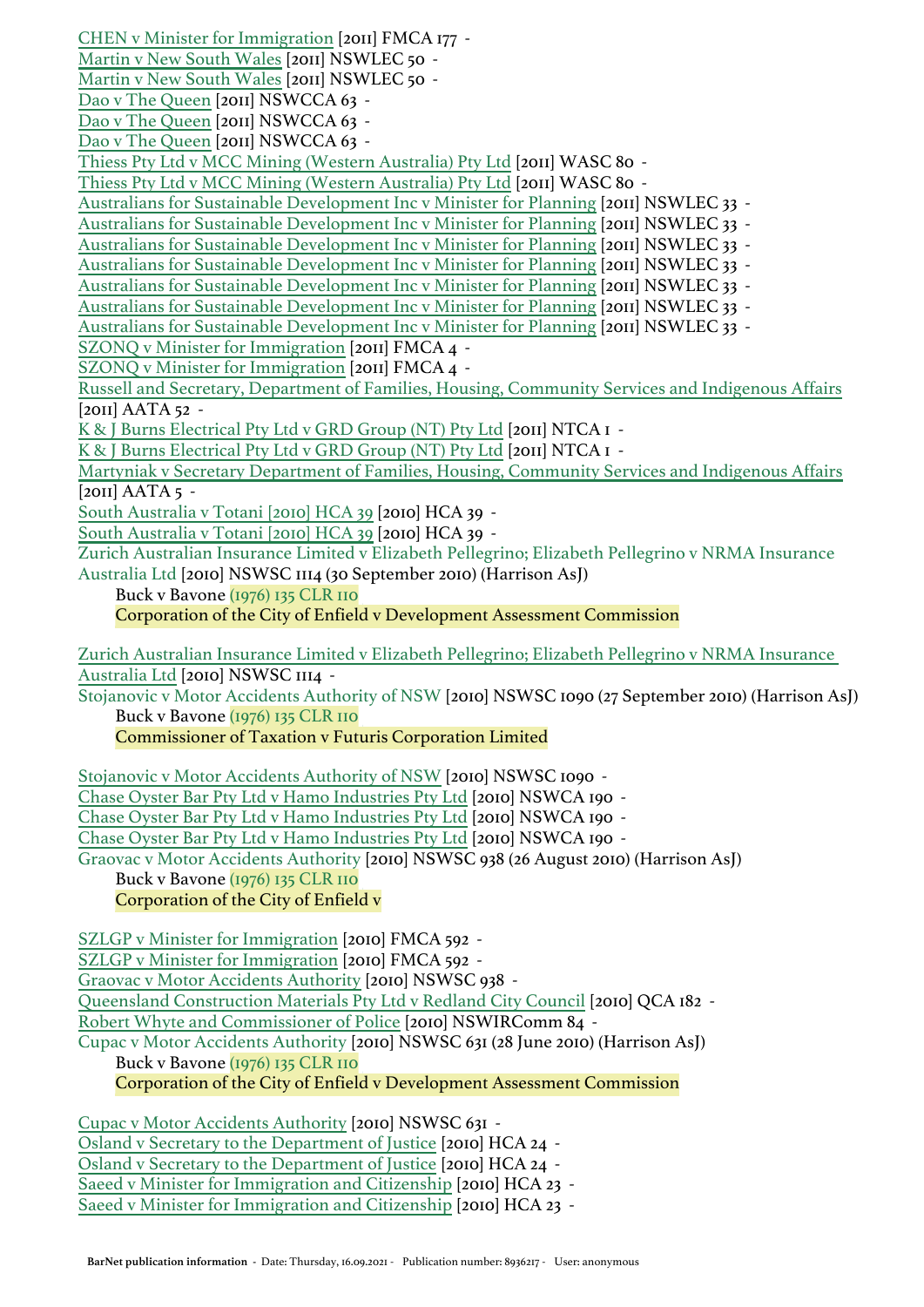CHEN v Minister for Immigration [2011] FMCA 177 -
Martin v New South Wales [2011] NSWLEC 50 -
Martin v New South Wales [2011] NSWLEC 50 -
Dao v The Queen [2011] NSWCCA 63 -
Dao v The Queen [2011] NSWCCA 63 -
Dao v The Queen [2011] NSWCCA 63 -
Thiess Pty Ltd v MCC Mining (Western Australia) Pty Ltd [2011] WASC 80 -
Thiess Pty Ltd v MCC Mining (Western Australia) Pty Ltd [2011] WASC 80 -
Australians for Sustainable Development Inc v Minister for Planning [2011] NSWLEC 33 -
Australians for Sustainable Development Inc v Minister for Planning [2011] NSWLEC 33 -
Australians for Sustainable Development Inc v Minister for Planning [2011] NSWLEC 33 -
Australians for Sustainable Development Inc v Minister for Planning [2011] NSWLEC 33 -
Australians for Sustainable Development Inc v Minister for Planning [2011] NSWLEC 33 -
Australians for Sustainable Development Inc v Minister for Planning [2011] NSWLEC 33 -
Australians for Sustainable Development Inc v Minister for Planning [2011] NSWLEC 33 -
SZONQ v Minister for Immigration [2011] FMCA 4 -
SZONQ v Minister for Immigration [2011] FMCA 4 -
Russell and Secretary, Department of Families, Housing, Community Services and Indigenous Affairs [2011] AATA 52 -
K & J Burns Electrical Pty Ltd v GRD Group (NT) Pty Ltd [2011] NTCA 1 -
K & J Burns Electrical Pty Ltd v GRD Group (NT) Pty Ltd [2011] NTCA 1 -
Martyniak v Secretary Department of Families, Housing, Community Services and Indigenous Affairs [2011] AATA 5 -
South Australia v Totani [2010] HCA 39 [2010] HCA 39 -
South Australia v Totani [2010] HCA 39 [2010] HCA 39 -
Zurich Australian Insurance Limited v Elizabeth Pellegrino; Elizabeth Pellegrino v NRMA Insurance Australia Ltd [2010] NSWSC 1114 (30 September 2010) (Harrison AsJ)

Buck v Bavone (1976) 135 CLR 110
Corporation of the City of Enfield v Development Assessment Commission

Zurich Australian Insurance Limited v Elizabeth Pellegrino; Elizabeth Pellegrino v NRMA Insurance Australia Ltd [2010] NSWSC 1114 -
Stojanovic v Motor Accidents Authority of NSW [2010] NSWSC 1090 (27 September 2010) (Harrison AsJ)

Buck v Bavone (1976) 135 CLR 110
Commissioner of Taxation v Futuris Corporation Limited

Stojanovic v Motor Accidents Authority of NSW [2010] NSWSC 1090 -
Chase Oyster Bar Pty Ltd v Hamo Industries Pty Ltd [2010] NSWCA 190 -
Chase Oyster Bar Pty Ltd v Hamo Industries Pty Ltd [2010] NSWCA 190 -
Chase Oyster Bar Pty Ltd v Hamo Industries Pty Ltd [2010] NSWCA 190 -
Graovac v Motor Accidents Authority [2010] NSWSC 938 (26 August 2010) (Harrison AsJ)

Buck v Bavone (1976) 135 CLR 110
Corporation of the City of Enfield v

SZLGP v Minister for Immigration [2010] FMCA 592 -
SZLGP v Minister for Immigration [2010] FMCA 592 -
Graovac v Motor Accidents Authority [2010] NSWSC 938 -
Queensland Construction Materials Pty Ltd v Redland City Council [2010] QCA 182 -
Robert Whyte and Commissioner of Police [2010] NSWIRComm 84 -
Cupac v Motor Accidents Authority [2010] NSWSC 631 (28 June 2010) (Harrison AsJ)

Buck v Bavone (1976) 135 CLR 110
Corporation of the City of Enfield v Development Assessment Commission

Cupac v Motor Accidents Authority [2010] NSWSC 631 -
Osland v Secretary to the Department of Justice [2010] HCA 24 -
Osland v Secretary to the Department of Justice [2010] HCA 24 -
Saeed v Minister for Immigration and Citizenship [2010] HCA 23 -
Saeed v Minister for Immigration and Citizenship [2010] HCA 23 -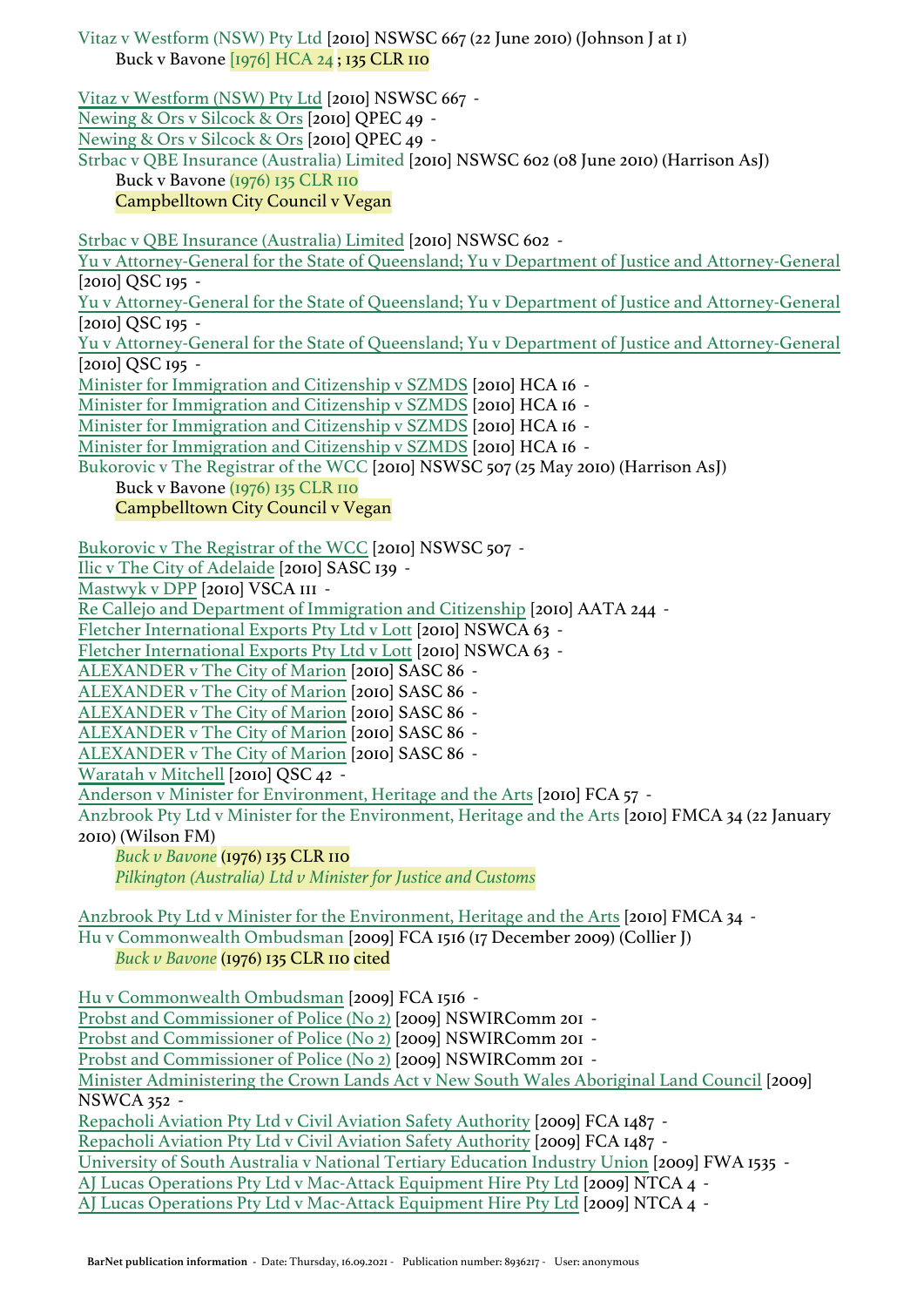Vitaz v Westform (NSW) Pty Ltd [2010] NSWSC 667 (22 June 2010) (Johnson J at 1)

Buck v Bavone [1976] HCA 24 ; 135 CLR 110

Vitaz v Westform (NSW) Pty Ltd [2010] NSWSC 667 -
Newing & Ors v Silcock & Ors [2010] QPEC 49 -
Newing & Ors v Silcock & Ors [2010] QPEC 49 -
Strbac v QBE Insurance (Australia) Limited [2010] NSWSC 602 (08 June 2010) (Harrison AsJ)

Buck v Bavone (1976) 135 CLR 110
Campbelltown City Council v Vegan

Strbac v QBE Insurance (Australia) Limited [2010] NSWSC 602 -
Yu v Attorney-General for the State of Queensland; Yu v Department of Justice and Attorney-General [2010] QSC 195 -
Yu v Attorney-General for the State of Queensland; Yu v Department of Justice and Attorney-General [2010] QSC 195 -
Yu v Attorney-General for the State of Queensland; Yu v Department of Justice and Attorney-General [2010] QSC 195 -
Minister for Immigration and Citizenship v SZMDS [2010] HCA 16 -
Minister for Immigration and Citizenship v SZMDS [2010] HCA 16 -
Minister for Immigration and Citizenship v SZMDS [2010] HCA 16 -
Minister for Immigration and Citizenship v SZMDS [2010] HCA 16 -
Bukorovic v The Registrar of the WCC [2010] NSWSC 507 (25 May 2010) (Harrison AsJ)

Buck v Bavone (1976) 135 CLR 110
Campbelltown City Council v Vegan

Bukorovic v The Registrar of the WCC [2010] NSWSC 507 -
Ilic v The City of Adelaide [2010] SASC 139 -
Mastwyk v DPP [2010] VSCA 111 -
Re Callejo and Department of Immigration and Citizenship [2010] AATA 244 -
Fletcher International Exports Pty Ltd v Lott [2010] NSWCA 63 -
Fletcher International Exports Pty Ltd v Lott [2010] NSWCA 63 -
ALEXANDER v The City of Marion [2010] SASC 86 -
ALEXANDER v The City of Marion [2010] SASC 86 -
ALEXANDER v The City of Marion [2010] SASC 86 -
ALEXANDER v The City of Marion [2010] SASC 86 -
ALEXANDER v The City of Marion [2010] SASC 86 -
Waratah v Mitchell [2010] QSC 42 -
Anderson v Minister for Environment, Heritage and the Arts [2010] FCA 57 -
Anzbrook Pty Ltd v Minister for the Environment, Heritage and the Arts [2010] FMCA 34 (22 January 2010) (Wilson FM)

*Buck v Bavone* (1976) 135 CLR 110
*Pilkington (Australia) Ltd v Minister for Justice and Customs*

Anzbrook Pty Ltd v Minister for the Environment, Heritage and the Arts [2010] FMCA 34 -
Hu v Commonwealth Ombudsman [2009] FCA 1516 (17 December 2009) (Collier J)

*Buck v Bavone* (1976) 135 CLR 110 cited

Hu v Commonwealth Ombudsman [2009] FCA 1516 -
Probst and Commissioner of Police (No 2) [2009] NSWIRComm 201 -
Probst and Commissioner of Police (No 2) [2009] NSWIRComm 201 -
Probst and Commissioner of Police (No 2) [2009] NSWIRComm 201 -
Minister Administering the Crown Lands Act v New South Wales Aboriginal Land Council [2009] NSWCA 352 -
Repacholi Aviation Pty Ltd v Civil Aviation Safety Authority [2009] FCA 1487 -
Repacholi Aviation Pty Ltd v Civil Aviation Safety Authority [2009] FCA 1487 -
University of South Australia v National Tertiary Education Industry Union [2009] FWA 1535 -
AJ Lucas Operations Pty Ltd v Mac-Attack Equipment Hire Pty Ltd [2009] NTCA 4 -
AJ Lucas Operations Pty Ltd v Mac-Attack Equipment Hire Pty Ltd [2009] NTCA 4 -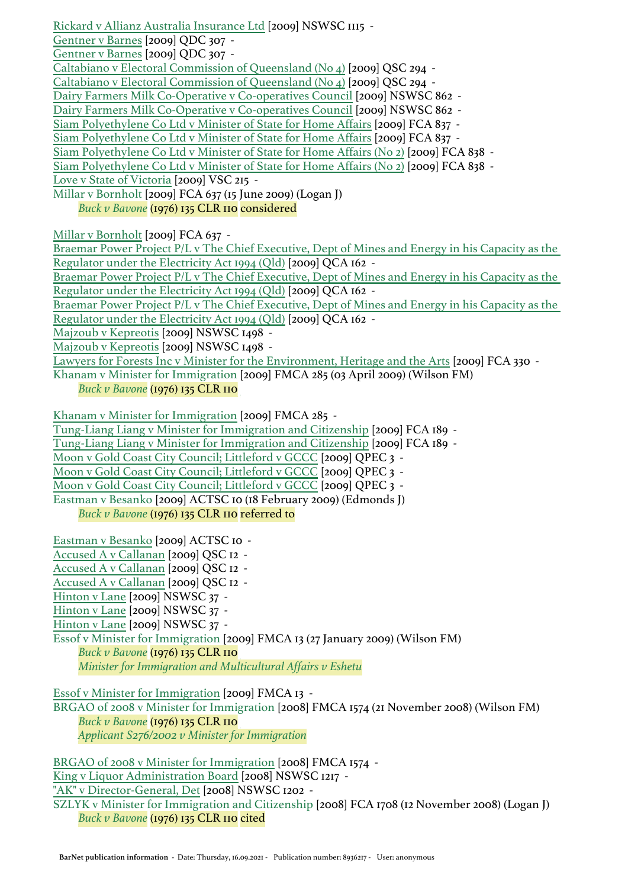Rickard v Allianz Australia Insurance Ltd [2009] NSWSC 1115 -
Gentner v Barnes [2009] QDC 307 -
Gentner v Barnes [2009] QDC 307 -
Caltabiano v Electoral Commission of Queensland (No 4) [2009] QSC 294 -
Caltabiano v Electoral Commission of Queensland (No 4) [2009] QSC 294 -
Dairy Farmers Milk Co-Operative v Co-operatives Council [2009] NSWSC 862 -
Dairy Farmers Milk Co-Operative v Co-operatives Council [2009] NSWSC 862 -
Siam Polyethylene Co Ltd v Minister of State for Home Affairs [2009] FCA 837 -
Siam Polyethylene Co Ltd v Minister of State for Home Affairs [2009] FCA 837 -
Siam Polyethylene Co Ltd v Minister of State for Home Affairs (No 2) [2009] FCA 838 -
Siam Polyethylene Co Ltd v Minister of State for Home Affairs (No 2) [2009] FCA 838 -
Love v State of Victoria [2009] VSC 215 -
Millar v Bornholt [2009] FCA 637 (15 June 2009) (Logan J)
*Buck v Bavone* (1976) 135 CLR 110 considered

Millar v Bornholt [2009] FCA 637 -
Braemar Power Project P/L v The Chief Executive, Dept of Mines and Energy in his Capacity as the Regulator under the Electricity Act 1994 (Qld) [2009] QCA 162 -
Braemar Power Project P/L v The Chief Executive, Dept of Mines and Energy in his Capacity as the Regulator under the Electricity Act 1994 (Qld) [2009] QCA 162 -
Braemar Power Project P/L v The Chief Executive, Dept of Mines and Energy in his Capacity as the Regulator under the Electricity Act 1994 (Qld) [2009] QCA 162 -
Majzoub v Kepreotis [2009] NSWSC 1498 -
Majzoub v Kepreotis [2009] NSWSC 1498 -
Lawyers for Forests Inc v Minister for the Environment, Heritage and the Arts [2009] FCA 330 -
Khanam v Minister for Immigration [2009] FMCA 285 (03 April 2009) (Wilson FM)
*Buck v Bavone* (1976) 135 CLR 110

Khanam v Minister for Immigration [2009] FMCA 285 -
Tung-Liang Liang v Minister for Immigration and Citizenship [2009] FCA 189 -
Tung-Liang Liang v Minister for Immigration and Citizenship [2009] FCA 189 -
Moon v Gold Coast City Council; Littleford v GCCC [2009] QPEC 3 -
Moon v Gold Coast City Council; Littleford v GCCC [2009] QPEC 3 -
Moon v Gold Coast City Council; Littleford v GCCC [2009] QPEC 3 -
Eastman v Besanko [2009] ACTSC 10 (18 February 2009) (Edmonds J)
*Buck v Bavone* (1976) 135 CLR 110 referred to

Eastman v Besanko [2009] ACTSC 10 -
Accused A v Callanan [2009] QSC 12 -
Accused A v Callanan [2009] QSC 12 -
Accused A v Callanan [2009] QSC 12 -
Hinton v Lane [2009] NSWSC 37 -
Hinton v Lane [2009] NSWSC 37 -
Hinton v Lane [2009] NSWSC 37 -
Essof v Minister for Immigration [2009] FMCA 13 (27 January 2009) (Wilson FM)
*Buck v Bavone* (1976) 135 CLR 110
*Minister for Immigration and Multicultural Affairs v Eshetu*

Essof v Minister for Immigration [2009] FMCA 13 -
BRGAO of 2008 v Minister for Immigration [2008] FMCA 1574 (21 November 2008) (Wilson FM)
*Buck v Bavone* (1976) 135 CLR 110
*Applicant S276/2002 v Minister for Immigration*

BRGAO of 2008 v Minister for Immigration [2008] FMCA 1574 -
King v Liquor Administration Board [2008] NSWSC 1217 -
"AK" v Director-General, Det [2008] NSWSC 1202 -
SZLYK v Minister for Immigration and Citizenship [2008] FCA 1708 (12 November 2008) (Logan J)
*Buck v Bavone* (1976) 135 CLR 110 cited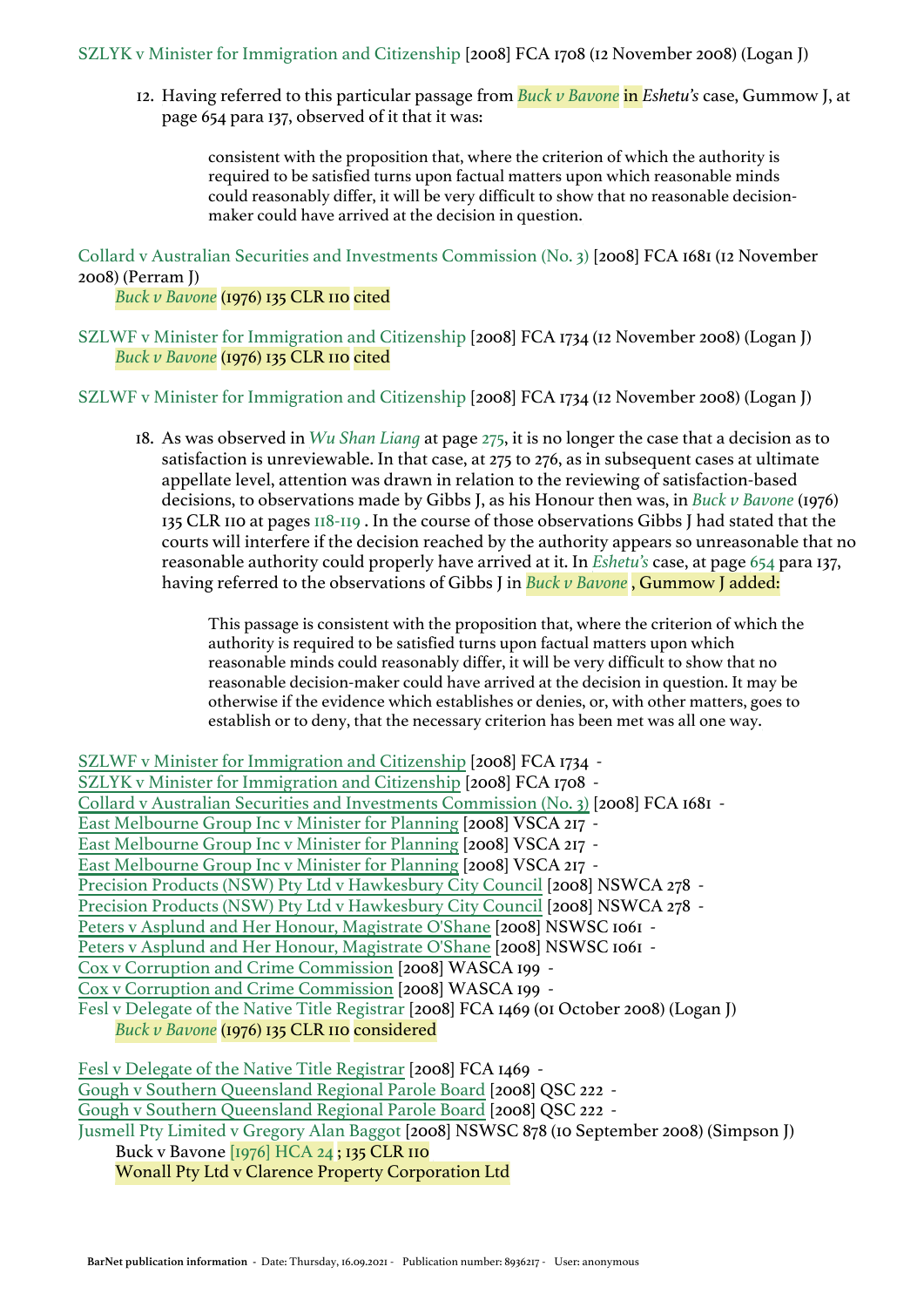SZLYK v Minister for Immigration and Citizenship [2008] FCA 1708 (12 November 2008) (Logan J)

> 12. Having referred to this particular passage from *Buck v Bavone* in *Eshetu's* case, Gummow J, at page 654 para 137, observed of it that it was:
>
> > consistent with the proposition that, where the criterion of which the authority is required to be satisfied turns upon factual matters upon which reasonable minds could reasonably differ, it will be very difficult to show that no reasonable decision-maker could have arrived at the decision in question.

Collard v Australian Securities and Investments Commission (No. 3) [2008] FCA 1681 (12 November 2008) (Perram J)

*Buck v Bavone* (1976) 135 CLR 110 cited

SZLWF v Minister for Immigration and Citizenship [2008] FCA 1734 (12 November 2008) (Logan J)

*Buck v Bavone* (1976) 135 CLR 110 cited

SZLWF v Minister for Immigration and Citizenship [2008] FCA 1734 (12 November 2008) (Logan J)

> 18. As was observed in *Wu Shan Liang* at page 275, it is no longer the case that a decision as to satisfaction is unreviewable. In that case, at 275 to 276, as in subsequent cases at ultimate appellate level, attention was drawn in relation to the reviewing of satisfaction-based decisions, to observations made by Gibbs J, as his Honour then was, in *Buck v Bavone* (1976) 135 CLR 110 at pages 118-119 . In the course of those observations Gibbs J had stated that the courts will interfere if the decision reached by the authority appears so unreasonable that no reasonable authority could properly have arrived at it. In *Eshetu's* case, at page 654 para 137, having referred to the observations of Gibbs J in *Buck v Bavone* , Gummow J added:
>
> > This passage is consistent with the proposition that, where the criterion of which the authority is required to be satisfied turns upon factual matters upon which reasonable minds could reasonably differ, it will be very difficult to show that no reasonable decision-maker could have arrived at the decision in question. It may be otherwise if the evidence which establishes or denies, or, with other matters, goes to establish or to deny, that the necessary criterion has been met was all one way.

SZLWF v Minister for Immigration and Citizenship [2008] FCA 1734 -
SZLYK v Minister for Immigration and Citizenship [2008] FCA 1708 -
Collard v Australian Securities and Investments Commission (No. 3) [2008] FCA 1681 -
East Melbourne Group Inc v Minister for Planning [2008] VSCA 217 -
East Melbourne Group Inc v Minister for Planning [2008] VSCA 217 -
East Melbourne Group Inc v Minister for Planning [2008] VSCA 217 -
Precision Products (NSW) Pty Ltd v Hawkesbury City Council [2008] NSWCA 278 -
Precision Products (NSW) Pty Ltd v Hawkesbury City Council [2008] NSWCA 278 -
Peters v Asplund and Her Honour, Magistrate O'Shane [2008] NSWSC 1061 -
Peters v Asplund and Her Honour, Magistrate O'Shane [2008] NSWSC 1061 -
Cox v Corruption and Crime Commission [2008] WASCA 199 -
Cox v Corruption and Crime Commission [2008] WASCA 199 -
Fesl v Delegate of the Native Title Registrar [2008] FCA 1469 (01 October 2008) (Logan J)

*Buck v Bavone* (1976) 135 CLR 110 considered

Fesl v Delegate of the Native Title Registrar [2008] FCA 1469 -
Gough v Southern Queensland Regional Parole Board [2008] QSC 222 -
Gough v Southern Queensland Regional Parole Board [2008] QSC 222 -
Jusmell Pty Limited v Gregory Alan Baggot [2008] NSWSC 878 (10 September 2008) (Simpson J)

Buck v Bavone [1976] HCA 24 ; 135 CLR 110
Wonall Pty Ltd v Clarence Property Corporation Ltd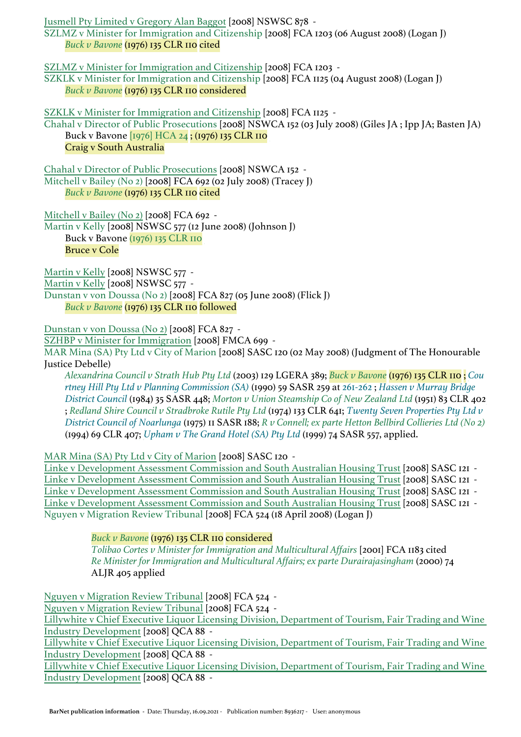Jusmell Pty Limited v Gregory Alan Baggot [2008] NSWSC 878 -
SZLMZ v Minister for Immigration and Citizenship [2008] FCA 1203 (06 August 2008) (Logan J)

*Buck v Bavone* (1976) 135 CLR 110 cited

SZLMZ v Minister for Immigration and Citizenship [2008] FCA 1203 -
SZKLK v Minister for Immigration and Citizenship [2008] FCA 1125 (04 August 2008) (Logan J)

*Buck v Bavone* (1976) 135 CLR 110 considered

SZKLK v Minister for Immigration and Citizenship [2008] FCA 1125 -
Chahal v Director of Public Prosecutions [2008] NSWCA 152 (03 July 2008) (Giles JA ; Ipp JA; Basten JA)

Buck v Bavone [1976] HCA 24 ; (1976) 135 CLR 110
Craig v South Australia

Chahal v Director of Public Prosecutions [2008] NSWCA 152 -
Mitchell v Bailey (No 2) [2008] FCA 692 (02 July 2008) (Tracey J)

*Buck v Bavone* (1976) 135 CLR 110 cited

Mitchell v Bailey (No 2) [2008] FCA 692 -
Martin v Kelly [2008] NSWSC 577 (12 June 2008) (Johnson J)

Buck v Bavone (1976) 135 CLR 110
Bruce v Cole

Martin v Kelly [2008] NSWSC 577 -
Martin v Kelly [2008] NSWSC 577 -
Dunstan v von Doussa (No 2) [2008] FCA 827 (05 June 2008) (Flick J)

*Buck v Bavone* (1976) 135 CLR 110 followed

Dunstan v von Doussa (No 2) [2008] FCA 827 -
SZHBP v Minister for Immigration [2008] FMCA 699 -
MAR Mina (SA) Pty Ltd v City of Marion [2008] SASC 120 (02 May 2008) (Judgment of The Honourable Justice Debelle)

*Alexandrina Council v Strath Hub Pty Ltd* (2003) 129 LGERA 389; *Buck v Bavone* (1976) 135 CLR 110 ; *Courtney Hill Pty Ltd v Planning Commission (SA)* (1990) 59 SASR 259 at 261-262 ; *Hassen v Murray Bridge District Council* (1984) 35 SASR 448; *Morton v Union Steamship Co of New Zealand Ltd* (1951) 83 CLR 402 ; *Redland Shire Council v Stradbroke Rutile Pty Ltd* (1974) 133 CLR 641; *Twenty Seven Properties Pty Ltd v District Council of Noarlunga* (1975) 11 SASR 188; *R v Connell; ex parte Hetton Bellbird Collieries Ltd (No 2)* (1994) 69 CLR 407; *Upham v The Grand Hotel (SA) Pty Ltd* (1999) 74 SASR 557, applied.

MAR Mina (SA) Pty Ltd v City of Marion [2008] SASC 120 -
Linke v Development Assessment Commission and South Australian Housing Trust [2008] SASC 121 -
Linke v Development Assessment Commission and South Australian Housing Trust [2008] SASC 121 -
Linke v Development Assessment Commission and South Australian Housing Trust [2008] SASC 121 -
Linke v Development Assessment Commission and South Australian Housing Trust [2008] SASC 121 -
Nguyen v Migration Review Tribunal [2008] FCA 524 (18 April 2008) (Logan J)

*Buck v Bavone* (1976) 135 CLR 110 considered
*Tolibao Cortes v Minister for Immigration and Multicultural Affairs* [2001] FCA 1183 cited
*Re Minister for Immigration and Multicultural Affairs; ex parte Durairajasingham* (2000) 74 ALJR 405 applied

Nguyen v Migration Review Tribunal [2008] FCA 524 -
Nguyen v Migration Review Tribunal [2008] FCA 524 -
Lillywhite v Chief Executive Liquor Licensing Division, Department of Tourism, Fair Trading and Wine Industry Development [2008] QCA 88 -
Lillywhite v Chief Executive Liquor Licensing Division, Department of Tourism, Fair Trading and Wine Industry Development [2008] QCA 88 -
Lillywhite v Chief Executive Liquor Licensing Division, Department of Tourism, Fair Trading and Wine Industry Development [2008] QCA 88 -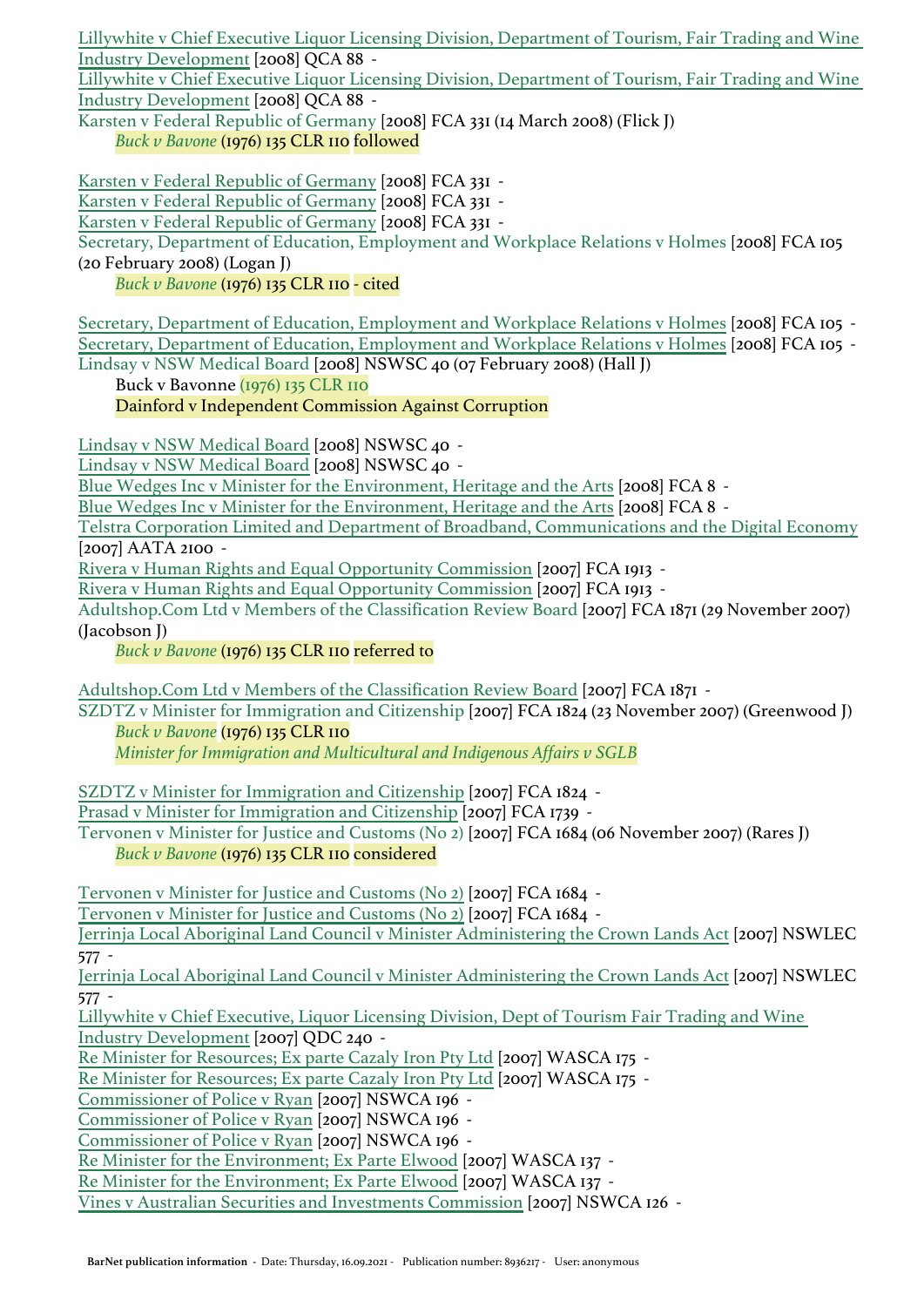Lillywhite v Chief Executive Liquor Licensing Division, Department of Tourism, Fair Trading and Wine Industry Development [2008] QCA 88 -
Lillywhite v Chief Executive Liquor Licensing Division, Department of Tourism, Fair Trading and Wine Industry Development [2008] QCA 88 -
Karsten v Federal Republic of Germany [2008] FCA 331 (14 March 2008) (Flick J)
   *Buck v Bavone* (1976) 135 CLR 110 followed

Karsten v Federal Republic of Germany [2008] FCA 331 -
Karsten v Federal Republic of Germany [2008] FCA 331 -
Karsten v Federal Republic of Germany [2008] FCA 331 -
Secretary, Department of Education, Employment and Workplace Relations v Holmes [2008] FCA 105 (20 February 2008) (Logan J)
   *Buck v Bavone* (1976) 135 CLR 110 - cited

Secretary, Department of Education, Employment and Workplace Relations v Holmes [2008] FCA 105 -
Secretary, Department of Education, Employment and Workplace Relations v Holmes [2008] FCA 105 -
Lindsay v NSW Medical Board [2008] NSWSC 40 (07 February 2008) (Hall J)
   Buck v Bavonne (1976) 135 CLR 110
   Dainford v Independent Commission Against Corruption

Lindsay v NSW Medical Board [2008] NSWSC 40 -
Lindsay v NSW Medical Board [2008] NSWSC 40 -
Blue Wedges Inc v Minister for the Environment, Heritage and the Arts [2008] FCA 8 -
Blue Wedges Inc v Minister for the Environment, Heritage and the Arts [2008] FCA 8 -
Telstra Corporation Limited and Department of Broadband, Communications and the Digital Economy [2007] AATA 2100 -
Rivera v Human Rights and Equal Opportunity Commission [2007] FCA 1913 -
Rivera v Human Rights and Equal Opportunity Commission [2007] FCA 1913 -
Adultshop.Com Ltd v Members of the Classification Review Board [2007] FCA 1871 (29 November 2007) (Jacobson J)
   *Buck v Bavone* (1976) 135 CLR 110 referred to

Adultshop.Com Ltd v Members of the Classification Review Board [2007] FCA 1871 -
SZDTZ v Minister for Immigration and Citizenship [2007] FCA 1824 (23 November 2007) (Greenwood J)
   *Buck v Bavone* (1976) 135 CLR 110
   *Minister for Immigration and Multicultural and Indigenous Affairs v SGLB*

SZDTZ v Minister for Immigration and Citizenship [2007] FCA 1824 -
Prasad v Minister for Immigration and Citizenship [2007] FCA 1739 -
Tervonen v Minister for Justice and Customs (No 2) [2007] FCA 1684 (06 November 2007) (Rares J)
   *Buck v Bavone* (1976) 135 CLR 110 considered

Tervonen v Minister for Justice and Customs (No 2) [2007] FCA 1684 -
Tervonen v Minister for Justice and Customs (No 2) [2007] FCA 1684 -
Jerrinja Local Aboriginal Land Council v Minister Administering the Crown Lands Act [2007] NSWLEC 577 -
Jerrinja Local Aboriginal Land Council v Minister Administering the Crown Lands Act [2007] NSWLEC 577 -
Lillywhite v Chief Executive, Liquor Licensing Division, Dept of Tourism Fair Trading and Wine Industry Development [2007] QDC 240 -
Re Minister for Resources; Ex parte Cazaly Iron Pty Ltd [2007] WASCA 175 -
Re Minister for Resources; Ex parte Cazaly Iron Pty Ltd [2007] WASCA 175 -
Commissioner of Police v Ryan [2007] NSWCA 196 -
Commissioner of Police v Ryan [2007] NSWCA 196 -
Commissioner of Police v Ryan [2007] NSWCA 196 -
Re Minister for the Environment; Ex Parte Elwood [2007] WASCA 137 -
Re Minister for the Environment; Ex Parte Elwood [2007] WASCA 137 -
Vines v Australian Securities and Investments Commission [2007] NSWCA 126 -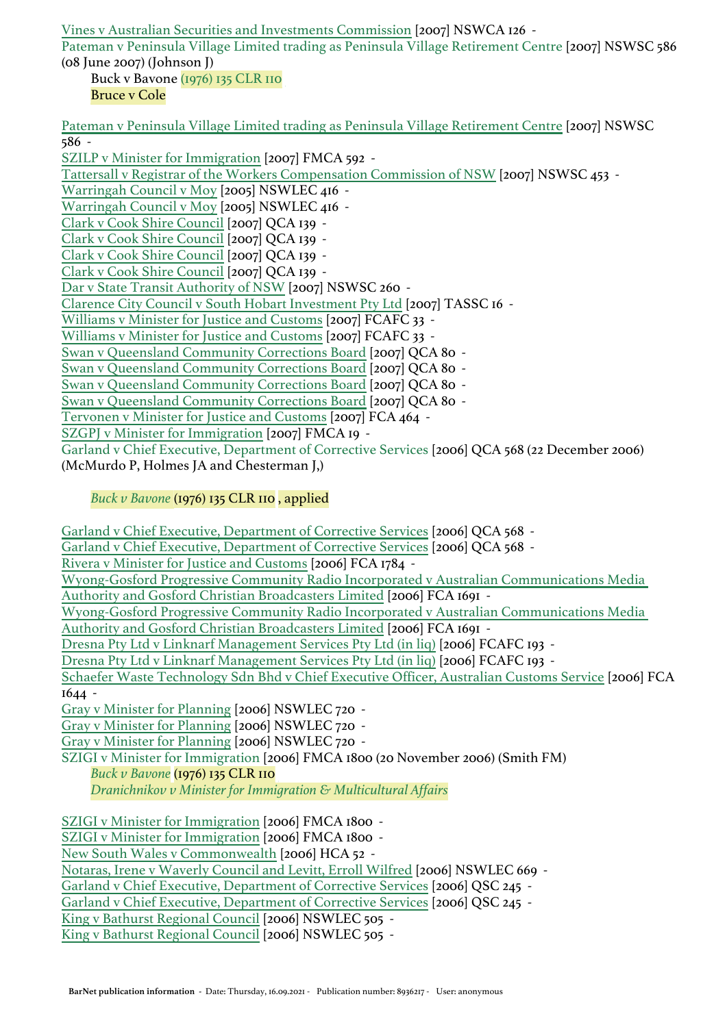Vines v Australian Securities and Investments Commission [2007] NSWCA 126 -
Pateman v Peninsula Village Limited trading as Peninsula Village Retirement Centre [2007] NSWSC 586 (08 June 2007) (Johnson J)

Buck v Bavone (1976) 135 CLR 110
Bruce v Cole

Pateman v Peninsula Village Limited trading as Peninsula Village Retirement Centre [2007] NSWSC 586 -
SZILP v Minister for Immigration [2007] FMCA 592 -
Tattersall v Registrar of the Workers Compensation Commission of NSW [2007] NSWSC 453 -
Warringah Council v Moy [2005] NSWLEC 416 -
Warringah Council v Moy [2005] NSWLEC 416 -
Clark v Cook Shire Council [2007] QCA 139 -
Clark v Cook Shire Council [2007] QCA 139 -
Clark v Cook Shire Council [2007] QCA 139 -
Clark v Cook Shire Council [2007] QCA 139 -
Dar v State Transit Authority of NSW [2007] NSWSC 260 -
Clarence City Council v South Hobart Investment Pty Ltd [2007] TASSC 16 -
Williams v Minister for Justice and Customs [2007] FCAFC 33 -
Williams v Minister for Justice and Customs [2007] FCAFC 33 -
Swan v Queensland Community Corrections Board [2007] QCA 80 -
Swan v Queensland Community Corrections Board [2007] QCA 80 -
Swan v Queensland Community Corrections Board [2007] QCA 80 -
Swan v Queensland Community Corrections Board [2007] QCA 80 -
Tervonen v Minister for Justice and Customs [2007] FCA 464 -
SZGPJ v Minister for Immigration [2007] FMCA 19 -
Garland v Chief Executive, Department of Corrective Services [2006] QCA 568 (22 December 2006) (McMurdo P, Holmes JA and Chesterman J,)

*Buck v Bavone* (1976) 135 CLR 110 , applied

Garland v Chief Executive, Department of Corrective Services [2006] QCA 568 -
Garland v Chief Executive, Department of Corrective Services [2006] QCA 568 -
Rivera v Minister for Justice and Customs [2006] FCA 1784 -
Wyong-Gosford Progressive Community Radio Incorporated v Australian Communications Media Authority and Gosford Christian Broadcasters Limited [2006] FCA 1691 -
Wyong-Gosford Progressive Community Radio Incorporated v Australian Communications Media Authority and Gosford Christian Broadcasters Limited [2006] FCA 1691 -
Dresna Pty Ltd v Linknarf Management Services Pty Ltd (in liq) [2006] FCAFC 193 -
Dresna Pty Ltd v Linknarf Management Services Pty Ltd (in liq) [2006] FCAFC 193 -
Schaefer Waste Technology Sdn Bhd v Chief Executive Officer, Australian Customs Service [2006] FCA 1644 -
Gray v Minister for Planning [2006] NSWLEC 720 -
Gray v Minister for Planning [2006] NSWLEC 720 -
Gray v Minister for Planning [2006] NSWLEC 720 -
SZIGI v Minister for Immigration [2006] FMCA 1800 (20 November 2006) (Smith FM)

*Buck v Bavone* (1976) 135 CLR 110
*Dranichnikov v Minister for Immigration & Multicultural Affairs*

SZIGI v Minister for Immigration [2006] FMCA 1800 -
SZIGI v Minister for Immigration [2006] FMCA 1800 -
New South Wales v Commonwealth [2006] HCA 52 -
Notaras, Irene v Waverly Council and Levitt, Erroll Wilfred [2006] NSWLEC 669 -
Garland v Chief Executive, Department of Corrective Services [2006] QSC 245 -
Garland v Chief Executive, Department of Corrective Services [2006] QSC 245 -
King v Bathurst Regional Council [2006] NSWLEC 505 -
King v Bathurst Regional Council [2006] NSWLEC 505 -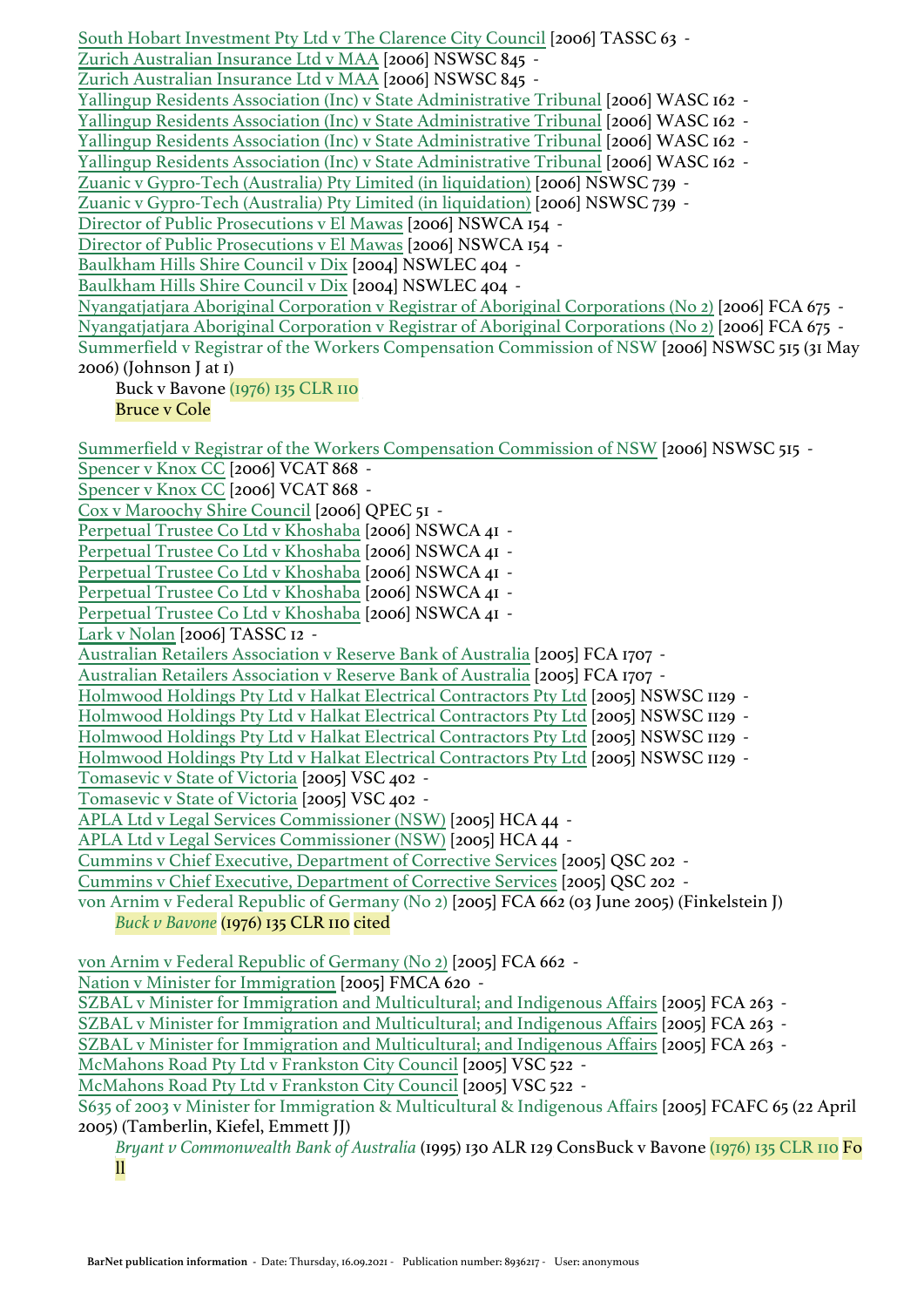South Hobart Investment Pty Ltd v The Clarence City Council [2006] TASSC 63 -
Zurich Australian Insurance Ltd v MAA [2006] NSWSC 845 -
Zurich Australian Insurance Ltd v MAA [2006] NSWSC 845 -
Yallingup Residents Association (Inc) v State Administrative Tribunal [2006] WASC 162 -
Yallingup Residents Association (Inc) v State Administrative Tribunal [2006] WASC 162 -
Yallingup Residents Association (Inc) v State Administrative Tribunal [2006] WASC 162 -
Yallingup Residents Association (Inc) v State Administrative Tribunal [2006] WASC 162 -
Zuanic v Gypro-Tech (Australia) Pty Limited (in liquidation) [2006] NSWSC 739 -
Zuanic v Gypro-Tech (Australia) Pty Limited (in liquidation) [2006] NSWSC 739 -
Director of Public Prosecutions v El Mawas [2006] NSWCA 154 -
Director of Public Prosecutions v El Mawas [2006] NSWCA 154 -
Baulkham Hills Shire Council v Dix [2004] NSWLEC 404 -
Baulkham Hills Shire Council v Dix [2004] NSWLEC 404 -
Nyangatjatjara Aboriginal Corporation v Registrar of Aboriginal Corporations (No 2) [2006] FCA 675 -
Nyangatjatjara Aboriginal Corporation v Registrar of Aboriginal Corporations (No 2) [2006] FCA 675 -
Summerfield v Registrar of the Workers Compensation Commission of NSW [2006] NSWSC 515 (31 May 2006) (Johnson J at 1)

> Buck v Bavone (1976) 135 CLR 110
> Bruce v Cole

Summerfield v Registrar of the Workers Compensation Commission of NSW [2006] NSWSC 515 -
Spencer v Knox CC [2006] VCAT 868 -
Spencer v Knox CC [2006] VCAT 868 -
Cox v Maroochy Shire Council [2006] QPEC 51 -
Perpetual Trustee Co Ltd v Khoshaba [2006] NSWCA 41 -
Perpetual Trustee Co Ltd v Khoshaba [2006] NSWCA 41 -
Perpetual Trustee Co Ltd v Khoshaba [2006] NSWCA 41 -
Perpetual Trustee Co Ltd v Khoshaba [2006] NSWCA 41 -
Perpetual Trustee Co Ltd v Khoshaba [2006] NSWCA 41 -
Lark v Nolan [2006] TASSC 12 -
Australian Retailers Association v Reserve Bank of Australia [2005] FCA 1707 -
Australian Retailers Association v Reserve Bank of Australia [2005] FCA 1707 -
Holmwood Holdings Pty Ltd v Halkat Electrical Contractors Pty Ltd [2005] NSWSC 1129 -
Holmwood Holdings Pty Ltd v Halkat Electrical Contractors Pty Ltd [2005] NSWSC 1129 -
Holmwood Holdings Pty Ltd v Halkat Electrical Contractors Pty Ltd [2005] NSWSC 1129 -
Holmwood Holdings Pty Ltd v Halkat Electrical Contractors Pty Ltd [2005] NSWSC 1129 -
Tomasevic v State of Victoria [2005] VSC 402 -
Tomasevic v State of Victoria [2005] VSC 402 -
APLA Ltd v Legal Services Commissioner (NSW) [2005] HCA 44 -
APLA Ltd v Legal Services Commissioner (NSW) [2005] HCA 44 -
Cummins v Chief Executive, Department of Corrective Services [2005] QSC 202 -
Cummins v Chief Executive, Department of Corrective Services [2005] QSC 202 -
von Arnim v Federal Republic of Germany (No 2) [2005] FCA 662 (03 June 2005) (Finkelstein J)

> *Buck v Bavone* (1976) 135 CLR 110 cited

von Arnim v Federal Republic of Germany (No 2) [2005] FCA 662 -
Nation v Minister for Immigration [2005] FMCA 620 -
SZBAL v Minister for Immigration and Multicultural; and Indigenous Affairs [2005] FCA 263 -
SZBAL v Minister for Immigration and Multicultural; and Indigenous Affairs [2005] FCA 263 -
SZBAL v Minister for Immigration and Multicultural; and Indigenous Affairs [2005] FCA 263 -
McMahons Road Pty Ltd v Frankston City Council [2005] VSC 522 -
McMahons Road Pty Ltd v Frankston City Council [2005] VSC 522 -
S635 of 2003 v Minister for Immigration & Multicultural & Indigenous Affairs [2005] FCAFC 65 (22 April 2005) (Tamberlin, Kiefel, Emmett JJ)

> *Bryant v Commonwealth Bank of Australia* (1995) 130 ALR 129 ConsBuck v Bavone (1976) 135 CLR 110 Foll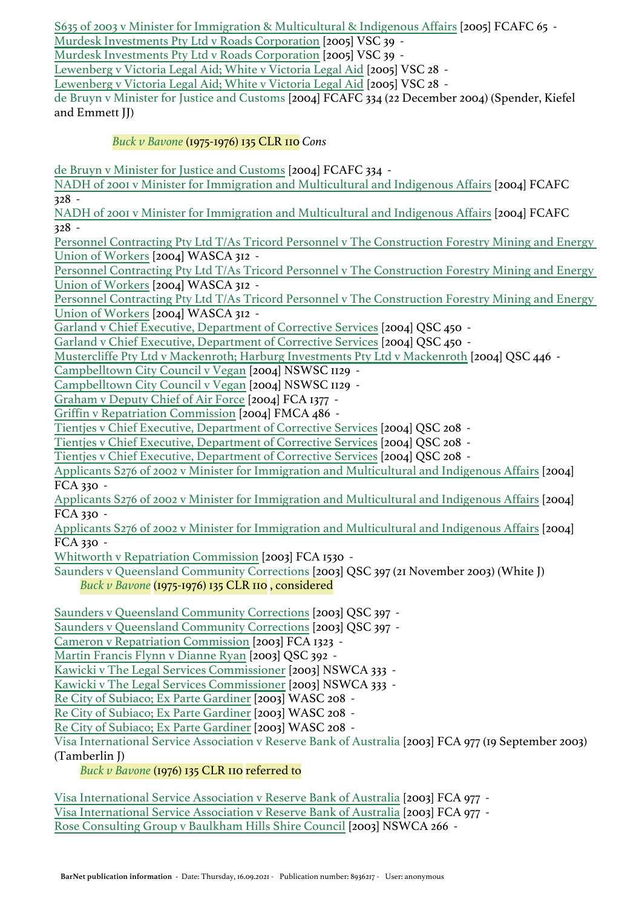S635 of 2003 v Minister for Immigration & Multicultural & Indigenous Affairs [2005] FCAFC 65 -
Murdesk Investments Pty Ltd v Roads Corporation [2005] VSC 39 -
Murdesk Investments Pty Ltd v Roads Corporation [2005] VSC 39 -
Lewenberg v Victoria Legal Aid; White v Victoria Legal Aid [2005] VSC 28 -
Lewenberg v Victoria Legal Aid; White v Victoria Legal Aid [2005] VSC 28 -
de Bruyn v Minister for Justice and Customs [2004] FCAFC 334 (22 December 2004) (Spender, Kiefel and Emmett JJ)

*Buck v Bavone* (1975-1976) 135 CLR 110 *Cons*

de Bruyn v Minister for Justice and Customs [2004] FCAFC 334 -
NADH of 2001 v Minister for Immigration and Multicultural and Indigenous Affairs [2004] FCAFC 328 -
NADH of 2001 v Minister for Immigration and Multicultural and Indigenous Affairs [2004] FCAFC 328 -
Personnel Contracting Pty Ltd T/As Tricord Personnel v The Construction Forestry Mining and Energy Union of Workers [2004] WASCA 312 -
Personnel Contracting Pty Ltd T/As Tricord Personnel v The Construction Forestry Mining and Energy Union of Workers [2004] WASCA 312 -
Personnel Contracting Pty Ltd T/As Tricord Personnel v The Construction Forestry Mining and Energy Union of Workers [2004] WASCA 312 -
Garland v Chief Executive, Department of Corrective Services [2004] QSC 450 -
Garland v Chief Executive, Department of Corrective Services [2004] QSC 450 -
Mustercliffe Pty Ltd v Mackenroth; Harburg Investments Pty Ltd v Mackenroth [2004] QSC 446 -
Campbelltown City Council v Vegan [2004] NSWSC 1129 -
Campbelltown City Council v Vegan [2004] NSWSC 1129 -
Graham v Deputy Chief of Air Force [2004] FCA 1377 -
Griffin v Repatriation Commission [2004] FMCA 486 -
Tientjes v Chief Executive, Department of Corrective Services [2004] QSC 208 -
Tientjes v Chief Executive, Department of Corrective Services [2004] QSC 208 -
Tientjes v Chief Executive, Department of Corrective Services [2004] QSC 208 -
Applicants S276 of 2002 v Minister for Immigration and Multicultural and Indigenous Affairs [2004] FCA 330 -
Applicants S276 of 2002 v Minister for Immigration and Multicultural and Indigenous Affairs [2004] FCA 330 -
Applicants S276 of 2002 v Minister for Immigration and Multicultural and Indigenous Affairs [2004] FCA 330 -
Whitworth v Repatriation Commission [2003] FCA 1530 -
Saunders v Queensland Community Corrections [2003] QSC 397 (21 November 2003) (White J)

*Buck v Bavone* (1975-1976) 135 CLR 110 , considered

Saunders v Queensland Community Corrections [2003] QSC 397 -
Saunders v Queensland Community Corrections [2003] QSC 397 -
Cameron v Repatriation Commission [2003] FCA 1323 -
Martin Francis Flynn v Dianne Ryan [2003] QSC 392 -
Kawicki v The Legal Services Commissioner [2003] NSWCA 333 -
Kawicki v The Legal Services Commissioner [2003] NSWCA 333 -
Re City of Subiaco; Ex Parte Gardiner [2003] WASC 208 -
Re City of Subiaco; Ex Parte Gardiner [2003] WASC 208 -
Re City of Subiaco; Ex Parte Gardiner [2003] WASC 208 -
Visa International Service Association v Reserve Bank of Australia [2003] FCA 977 (19 September 2003) (Tamberlin J)

*Buck v Bavone* (1976) 135 CLR 110 referred to

Visa International Service Association v Reserve Bank of Australia [2003] FCA 977 -
Visa International Service Association v Reserve Bank of Australia [2003] FCA 977 -
Rose Consulting Group v Baulkham Hills Shire Council [2003] NSWCA 266 -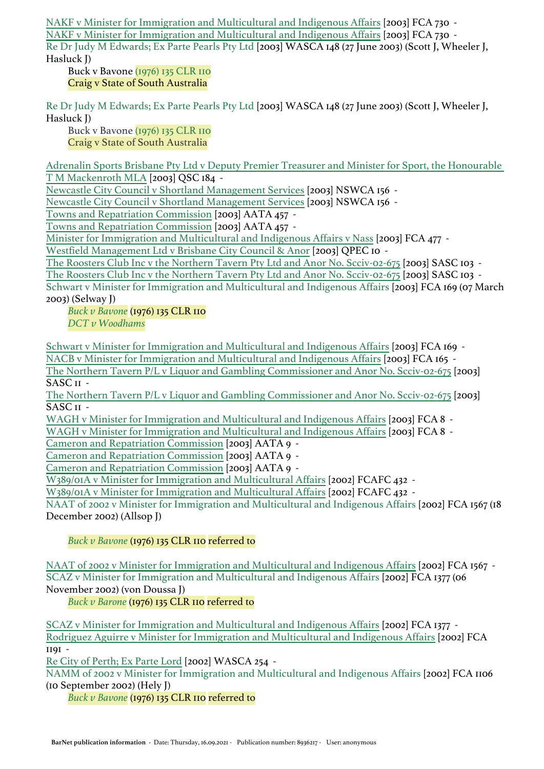NAKF v Minister for Immigration and Multicultural and Indigenous Affairs [2003] FCA 730 -
NAKF v Minister for Immigration and Multicultural and Indigenous Affairs [2003] FCA 730 -
Re Dr Judy M Edwards; Ex Parte Pearls Pty Ltd [2003] WASCA 148 (27 June 2003) (Scott J, Wheeler J, Hasluck J)

Buck v Bavone (1976) 135 CLR 110
Craig v State of South Australia

Re Dr Judy M Edwards; Ex Parte Pearls Pty Ltd [2003] WASCA 148 (27 June 2003) (Scott J, Wheeler J, Hasluck J)

Buck v Bavone (1976) 135 CLR 110
Craig v State of South Australia

Adrenalin Sports Brisbane Pty Ltd v Deputy Premier Treasurer and Minister for Sport, the Honourable T M Mackenroth MLA [2003] QSC 184 -
Newcastle City Council v Shortland Management Services [2003] NSWCA 156 -
Newcastle City Council v Shortland Management Services [2003] NSWCA 156 -
Towns and Repatriation Commission [2003] AATA 457 -
Towns and Repatriation Commission [2003] AATA 457 -
Minister for Immigration and Multicultural and Indigenous Affairs v Nass [2003] FCA 477 -
Westfield Management Ltd v Brisbane City Council & Anor [2003] QPEC 10 -
The Roosters Club Inc v the Northern Tavern Pty Ltd and Anor No. Scciv-02-675 [2003] SASC 103 -
The Roosters Club Inc v the Northern Tavern Pty Ltd and Anor No. Scciv-02-675 [2003] SASC 103 -
Schwart v Minister for Immigration and Multicultural and Indigenous Affairs [2003] FCA 169 (07 March 2003) (Selway J)

*Buck v Bavone* (1976) 135 CLR 110
*DCT v Woodhams*

Schwart v Minister for Immigration and Multicultural and Indigenous Affairs [2003] FCA 169 -
NACB v Minister for Immigration and Multicultural and Indigenous Affairs [2003] FCA 165 -
The Northern Tavern P/L v Liquor and Gambling Commissioner and Anor No. Scciv-02-675 [2003] SASC 11 -
The Northern Tavern P/L v Liquor and Gambling Commissioner and Anor No. Scciv-02-675 [2003] SASC 11 -
WAGH v Minister for Immigration and Multicultural and Indigenous Affairs [2003] FCA 8 -
WAGH v Minister for Immigration and Multicultural and Indigenous Affairs [2003] FCA 8 -
Cameron and Repatriation Commission [2003] AATA 9 -
Cameron and Repatriation Commission [2003] AATA 9 -
Cameron and Repatriation Commission [2003] AATA 9 -
W389/01A v Minister for Immigration and Multicultural Affairs [2002] FCAFC 432 -
W389/01A v Minister for Immigration and Multicultural Affairs [2002] FCAFC 432 -
NAAT of 2002 v Minister for Immigration and Multicultural and Indigenous Affairs [2002] FCA 1567 (18 December 2002) (Allsop J)

*Buck v Bavone* (1976) 135 CLR 110 referred to

NAAT of 2002 v Minister for Immigration and Multicultural and Indigenous Affairs [2002] FCA 1567 -
SCAZ v Minister for Immigration and Multicultural and Indigenous Affairs [2002] FCA 1377 (06 November 2002) (von Doussa J)

*Buck v Barone* (1976) 135 CLR 110 referred to

SCAZ v Minister for Immigration and Multicultural and Indigenous Affairs [2002] FCA 1377 -
Rodriguez Aguirre v Minister for Immigration and Multicultural and Indigenous Affairs [2002] FCA 1191 -
Re City of Perth; Ex Parte Lord [2002] WASCA 254 -
NAMM of 2002 v Minister for Immigration and Multicultural and Indigenous Affairs [2002] FCA 1106 (10 September 2002) (Hely J)

*Buck v Bavone* (1976) 135 CLR 110 referred to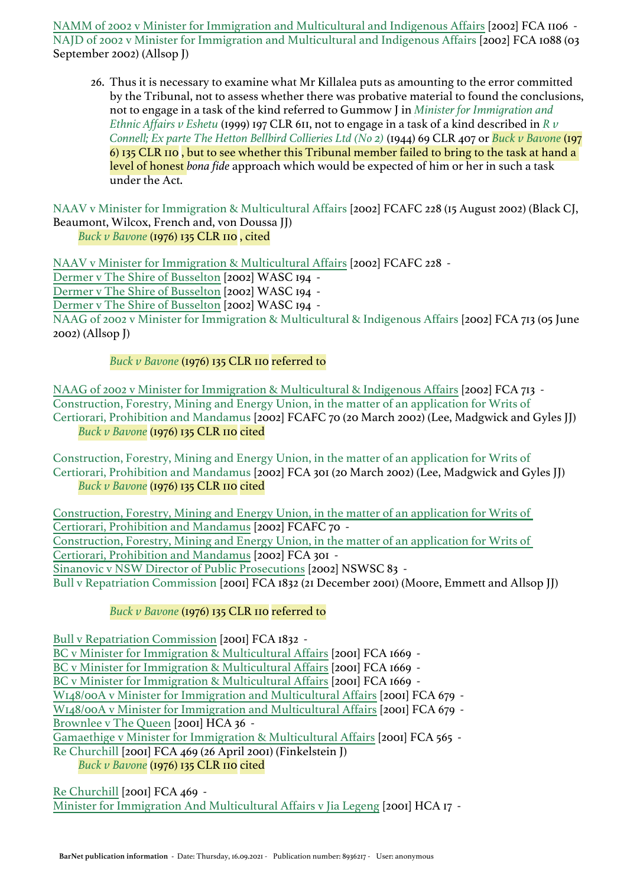NAMM of 2002 v Minister for Immigration and Multicultural and Indigenous Affairs [2002] FCA 1106 -
NAJD of 2002 v Minister for Immigration and Multicultural and Indigenous Affairs [2002] FCA 1088 (03 September 2002) (Allsop J)

> 26. Thus it is necessary to examine what Mr Killalea puts as amounting to the error committed by the Tribunal, not to assess whether there was probative material to found the conclusions, not to engage in a task of the kind referred to Gummow J in *Minister for Immigration and Ethnic Affairs v Eshetu* (1999) 197 CLR 611, not to engage in a task of a kind described in *R v Connell; Ex parte The Hetton Bellbird Collieries Ltd (No 2)* (1944) 69 CLR 407 or *Buck v Bavone* (1976) 135 CLR 110 , but to see whether this Tribunal member failed to bring to the task at hand a level of honest *bona fide* approach which would be expected of him or her in such a task under the Act.

NAAV v Minister for Immigration & Multicultural Affairs [2002] FCAFC 228 (15 August 2002) (Black CJ, Beaumont, Wilcox, French and, von Doussa JJ)
*Buck v Bavone* (1976) 135 CLR 110 , cited

NAAV v Minister for Immigration & Multicultural Affairs [2002] FCAFC 228 -
Dermer v The Shire of Busselton [2002] WASC 194 -
Dermer v The Shire of Busselton [2002] WASC 194 -
Dermer v The Shire of Busselton [2002] WASC 194 -
NAAG of 2002 v Minister for Immigration & Multicultural & Indigenous Affairs [2002] FCA 713 (05 June 2002) (Allsop J)

> *Buck v Bavone* (1976) 135 CLR 110 referred to

NAAG of 2002 v Minister for Immigration & Multicultural & Indigenous Affairs [2002] FCA 713 -
Construction, Forestry, Mining and Energy Union, in the matter of an application for Writs of Certiorari, Prohibition and Mandamus [2002] FCAFC 70 (20 March 2002) (Lee, Madgwick and Gyles JJ)
*Buck v Bavone* (1976) 135 CLR 110 cited

Construction, Forestry, Mining and Energy Union, in the matter of an application for Writs of Certiorari, Prohibition and Mandamus [2002] FCA 301 (20 March 2002) (Lee, Madgwick and Gyles JJ)
*Buck v Bavone* (1976) 135 CLR 110 cited

Construction, Forestry, Mining and Energy Union, in the matter of an application for Writs of Certiorari, Prohibition and Mandamus [2002] FCAFC 70 -
Construction, Forestry, Mining and Energy Union, in the matter of an application for Writs of Certiorari, Prohibition and Mandamus [2002] FCA 301 -
Sinanovic v NSW Director of Public Prosecutions [2002] NSWSC 83 -
Bull v Repatriation Commission [2001] FCA 1832 (21 December 2001) (Moore, Emmett and Allsop JJ)

> *Buck v Bavone* (1976) 135 CLR 110 referred to

Bull v Repatriation Commission [2001] FCA 1832 -
BC v Minister for Immigration & Multicultural Affairs [2001] FCA 1669 -
BC v Minister for Immigration & Multicultural Affairs [2001] FCA 1669 -
BC v Minister for Immigration & Multicultural Affairs [2001] FCA 1669 -
W148/00A v Minister for Immigration and Multicultural Affairs [2001] FCA 679 -
W148/00A v Minister for Immigration and Multicultural Affairs [2001] FCA 679 -
Brownlee v The Queen [2001] HCA 36 -
Gamaethige v Minister for Immigration & Multicultural Affairs [2001] FCA 565 -
Re Churchill [2001] FCA 469 (26 April 2001) (Finkelstein J)
*Buck v Bavone* (1976) 135 CLR 110 cited

Re Churchill [2001] FCA 469 -
Minister for Immigration And Multicultural Affairs v Jia Legeng [2001] HCA 17 -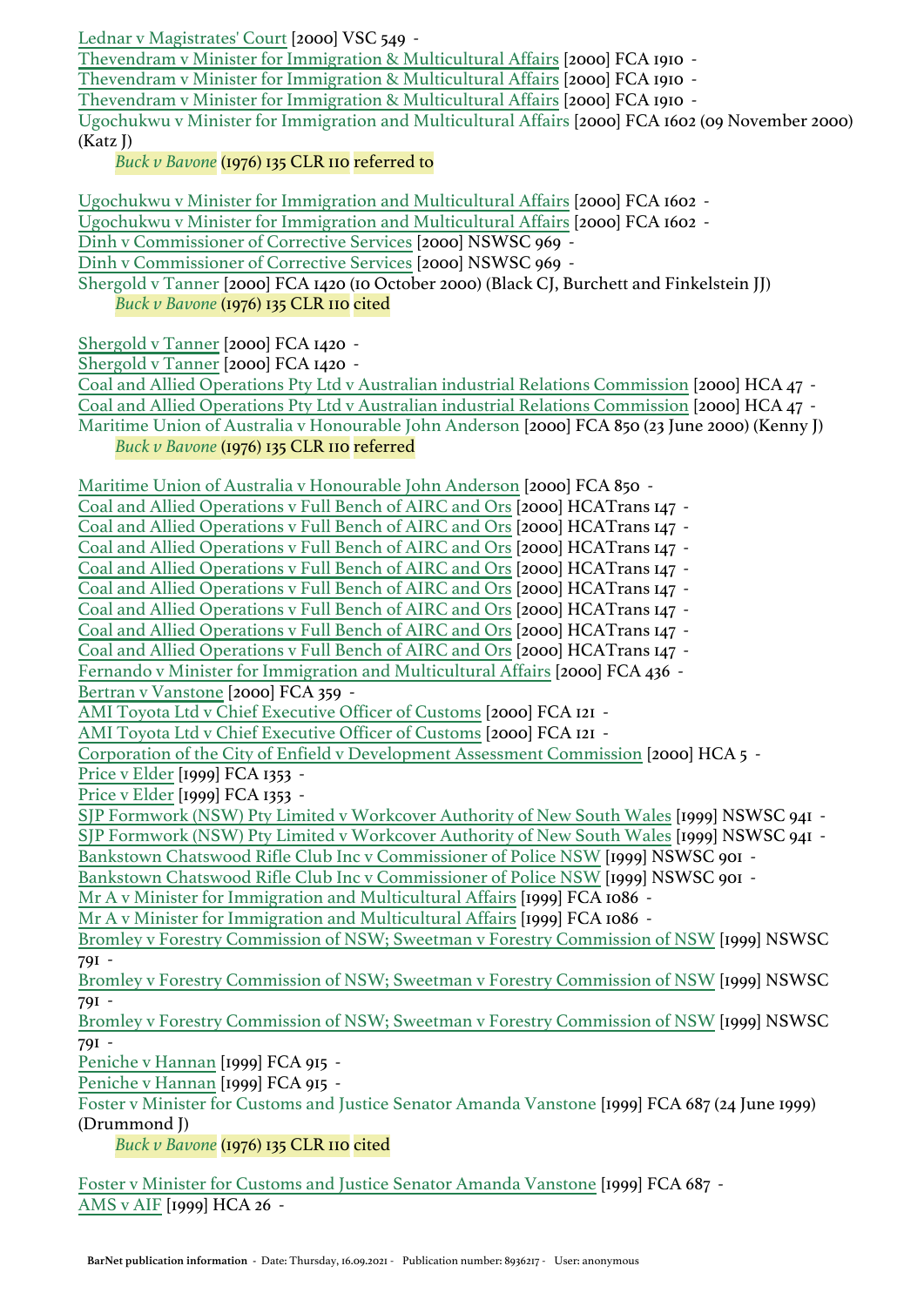Lednar v Magistrates' Court [2000] VSC 549 -
Thevendram v Minister for Immigration & Multicultural Affairs [2000] FCA 1910 -
Thevendram v Minister for Immigration & Multicultural Affairs [2000] FCA 1910 -
Thevendram v Minister for Immigration & Multicultural Affairs [2000] FCA 1910 -
Ugochukwu v Minister for Immigration and Multicultural Affairs [2000] FCA 1602 (09 November 2000) (Katz J)

*Buck v Bavone* (1976) 135 CLR 110 referred to

Ugochukwu v Minister for Immigration and Multicultural Affairs [2000] FCA 1602 -
Ugochukwu v Minister for Immigration and Multicultural Affairs [2000] FCA 1602 -
Dinh v Commissioner of Corrective Services [2000] NSWSC 969 -
Dinh v Commissioner of Corrective Services [2000] NSWSC 969 -
Shergold v Tanner [2000] FCA 1420 (10 October 2000) (Black CJ, Burchett and Finkelstein JJ)

*Buck v Bavone* (1976) 135 CLR 110 cited

Shergold v Tanner [2000] FCA 1420 -
Shergold v Tanner [2000] FCA 1420 -
Coal and Allied Operations Pty Ltd v Australian industrial Relations Commission [2000] HCA 47 -
Coal and Allied Operations Pty Ltd v Australian industrial Relations Commission [2000] HCA 47 -
Maritime Union of Australia v Honourable John Anderson [2000] FCA 850 (23 June 2000) (Kenny J)

*Buck v Bavone* (1976) 135 CLR 110 referred

Maritime Union of Australia v Honourable John Anderson [2000] FCA 850 -
Coal and Allied Operations v Full Bench of AIRC and Ors [2000] HCATrans 147 -
Coal and Allied Operations v Full Bench of AIRC and Ors [2000] HCATrans 147 -
Coal and Allied Operations v Full Bench of AIRC and Ors [2000] HCATrans 147 -
Coal and Allied Operations v Full Bench of AIRC and Ors [2000] HCATrans 147 -
Coal and Allied Operations v Full Bench of AIRC and Ors [2000] HCATrans 147 -
Coal and Allied Operations v Full Bench of AIRC and Ors [2000] HCATrans 147 -
Coal and Allied Operations v Full Bench of AIRC and Ors [2000] HCATrans 147 -
Coal and Allied Operations v Full Bench of AIRC and Ors [2000] HCATrans 147 -
Fernando v Minister for Immigration and Multicultural Affairs [2000] FCA 436 -
Bertran v Vanstone [2000] FCA 359 -
AMI Toyota Ltd v Chief Executive Officer of Customs [2000] FCA 121 -
AMI Toyota Ltd v Chief Executive Officer of Customs [2000] FCA 121 -
Corporation of the City of Enfield v Development Assessment Commission [2000] HCA 5 -
Price v Elder [1999] FCA 1353 -
Price v Elder [1999] FCA 1353 -
SJP Formwork (NSW) Pty Limited v Workcover Authority of New South Wales [1999] NSWSC 941 -
SJP Formwork (NSW) Pty Limited v Workcover Authority of New South Wales [1999] NSWSC 941 -
Bankstown Chatswood Rifle Club Inc v Commissioner of Police NSW [1999] NSWSC 901 -
Bankstown Chatswood Rifle Club Inc v Commissioner of Police NSW [1999] NSWSC 901 -
Mr A v Minister for Immigration and Multicultural Affairs [1999] FCA 1086 -
Mr A v Minister for Immigration and Multicultural Affairs [1999] FCA 1086 -
Bromley v Forestry Commission of NSW; Sweetman v Forestry Commission of NSW [1999] NSWSC 791 -
Bromley v Forestry Commission of NSW; Sweetman v Forestry Commission of NSW [1999] NSWSC 791 -
Bromley v Forestry Commission of NSW; Sweetman v Forestry Commission of NSW [1999] NSWSC 791 -
Peniche v Hannan [1999] FCA 915 -
Peniche v Hannan [1999] FCA 915 -
Foster v Minister for Customs and Justice Senator Amanda Vanstone [1999] FCA 687 (24 June 1999) (Drummond J)

*Buck v Bavone* (1976) 135 CLR 110 cited

Foster v Minister for Customs and Justice Senator Amanda Vanstone [1999] FCA 687 -
AMS v AIF [1999] HCA 26 -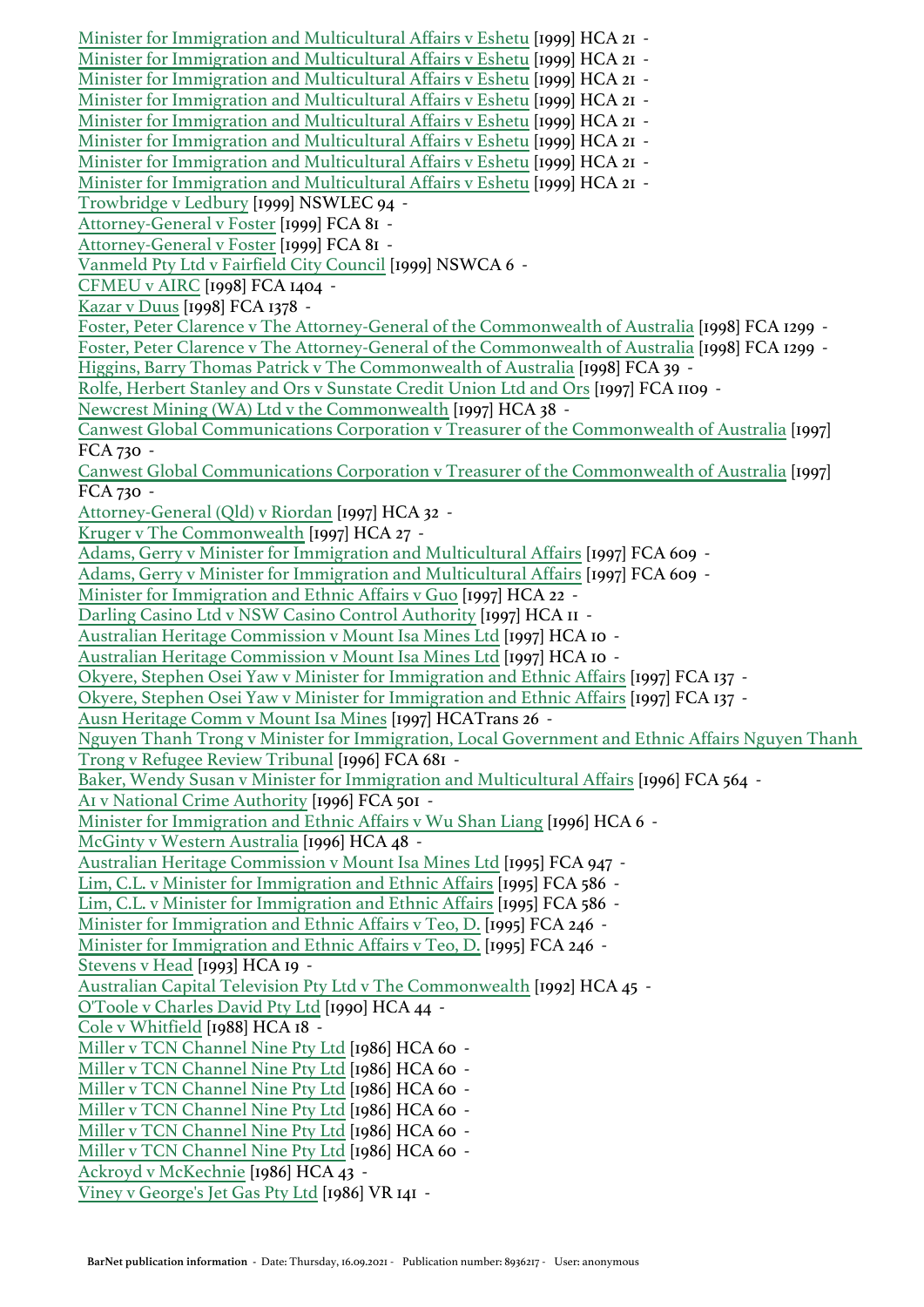Minister for Immigration and Multicultural Affairs v Eshetu [1999] HCA 21 -
Minister for Immigration and Multicultural Affairs v Eshetu [1999] HCA 21 -
Minister for Immigration and Multicultural Affairs v Eshetu [1999] HCA 21 -
Minister for Immigration and Multicultural Affairs v Eshetu [1999] HCA 21 -
Minister for Immigration and Multicultural Affairs v Eshetu [1999] HCA 21 -
Minister for Immigration and Multicultural Affairs v Eshetu [1999] HCA 21 -
Minister for Immigration and Multicultural Affairs v Eshetu [1999] HCA 21 -
Minister for Immigration and Multicultural Affairs v Eshetu [1999] HCA 21 -
Trowbridge v Ledbury [1999] NSWLEC 94 -
Attorney-General v Foster [1999] FCA 81 -
Attorney-General v Foster [1999] FCA 81 -
Vanmeld Pty Ltd v Fairfield City Council [1999] NSWCA 6 -
CFMEU v AIRC [1998] FCA 1404 -
Kazar v Duus [1998] FCA 1378 -
Foster, Peter Clarence v The Attorney-General of the Commonwealth of Australia [1998] FCA 1299 -
Foster, Peter Clarence v The Attorney-General of the Commonwealth of Australia [1998] FCA 1299 -
Higgins, Barry Thomas Patrick v The Commonwealth of Australia [1998] FCA 39 -
Rolfe, Herbert Stanley and Ors v Sunstate Credit Union Ltd and Ors [1997] FCA 1109 -
Newcrest Mining (WA) Ltd v the Commonwealth [1997] HCA 38 -
Canwest Global Communications Corporation v Treasurer of the Commonwealth of Australia [1997] FCA 730 -
Canwest Global Communications Corporation v Treasurer of the Commonwealth of Australia [1997] FCA 730 -
Attorney-General (Qld) v Riordan [1997] HCA 32 -
Kruger v The Commonwealth [1997] HCA 27 -
Adams, Gerry v Minister for Immigration and Multicultural Affairs [1997] FCA 609 -
Adams, Gerry v Minister for Immigration and Multicultural Affairs [1997] FCA 609 -
Minister for Immigration and Ethnic Affairs v Guo [1997] HCA 22 -
Darling Casino Ltd v NSW Casino Control Authority [1997] HCA 11 -
Australian Heritage Commission v Mount Isa Mines Ltd [1997] HCA 10 -
Australian Heritage Commission v Mount Isa Mines Ltd [1997] HCA 10 -
Okyere, Stephen Osei Yaw v Minister for Immigration and Ethnic Affairs [1997] FCA 137 -
Okyere, Stephen Osei Yaw v Minister for Immigration and Ethnic Affairs [1997] FCA 137 -
Ausn Heritage Comm v Mount Isa Mines [1997] HCATrans 26 -
Nguyen Thanh Trong v Minister for Immigration, Local Government and Ethnic Affairs Nguyen Thanh Trong v Refugee Review Tribunal [1996] FCA 681 -
Baker, Wendy Susan v Minister for Immigration and Multicultural Affairs [1996] FCA 564 -
A1 v National Crime Authority [1996] FCA 501 -
Minister for Immigration and Ethnic Affairs v Wu Shan Liang [1996] HCA 6 -
McGinty v Western Australia [1996] HCA 48 -
Australian Heritage Commission v Mount Isa Mines Ltd [1995] FCA 947 -
Lim, C.L. v Minister for Immigration and Ethnic Affairs [1995] FCA 586 -
Lim, C.L. v Minister for Immigration and Ethnic Affairs [1995] FCA 586 -
Minister for Immigration and Ethnic Affairs v Teo, D. [1995] FCA 246 -
Minister for Immigration and Ethnic Affairs v Teo, D. [1995] FCA 246 -
Stevens v Head [1993] HCA 19 -
Australian Capital Television Pty Ltd v The Commonwealth [1992] HCA 45 -
O'Toole v Charles David Pty Ltd [1990] HCA 44 -
Cole v Whitfield [1988] HCA 18 -
Miller v TCN Channel Nine Pty Ltd [1986] HCA 60 -
Miller v TCN Channel Nine Pty Ltd [1986] HCA 60 -
Miller v TCN Channel Nine Pty Ltd [1986] HCA 60 -
Miller v TCN Channel Nine Pty Ltd [1986] HCA 60 -
Miller v TCN Channel Nine Pty Ltd [1986] HCA 60 -
Miller v TCN Channel Nine Pty Ltd [1986] HCA 60 -
Ackroyd v McKechnie [1986] HCA 43 -
Viney v George's Jet Gas Pty Ltd [1986] VR 141 -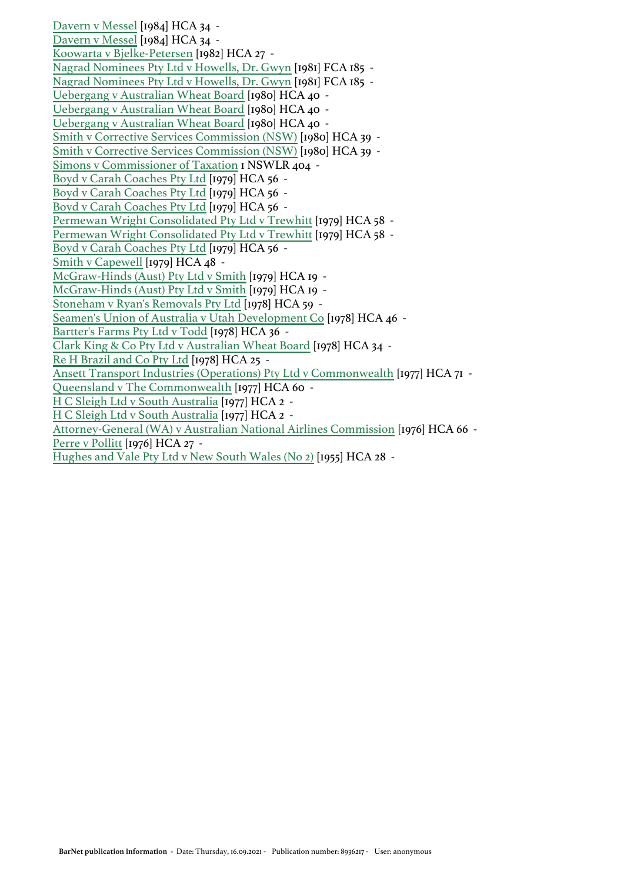Davern v Messel [1984] HCA 34 -
Davern v Messel [1984] HCA 34 -
Koowarta v Bjelke-Petersen [1982] HCA 27 -
Nagrad Nominees Pty Ltd v Howells, Dr. Gwyn [1981] FCA 185 -
Nagrad Nominees Pty Ltd v Howells, Dr. Gwyn [1981] FCA 185 -
Uebergang v Australian Wheat Board [1980] HCA 40 -
Uebergang v Australian Wheat Board [1980] HCA 40 -
Uebergang v Australian Wheat Board [1980] HCA 40 -
Smith v Corrective Services Commission (NSW) [1980] HCA 39 -
Smith v Corrective Services Commission (NSW) [1980] HCA 39 -
Simons v Commissioner of Taxation 1 NSWLR 404 -
Boyd v Carah Coaches Pty Ltd [1979] HCA 56 -
Boyd v Carah Coaches Pty Ltd [1979] HCA 56 -
Boyd v Carah Coaches Pty Ltd [1979] HCA 56 -
Permewan Wright Consolidated Pty Ltd v Trewhitt [1979] HCA 58 -
Permewan Wright Consolidated Pty Ltd v Trewhitt [1979] HCA 58 -
Boyd v Carah Coaches Pty Ltd [1979] HCA 56 -
Smith v Capewell [1979] HCA 48 -
McGraw-Hinds (Aust) Pty Ltd v Smith [1979] HCA 19 -
McGraw-Hinds (Aust) Pty Ltd v Smith [1979] HCA 19 -
Stoneham v Ryan's Removals Pty Ltd [1978] HCA 59 -
Seamen's Union of Australia v Utah Development Co [1978] HCA 46 -
Bartter's Farms Pty Ltd v Todd [1978] HCA 36 -
Clark King & Co Pty Ltd v Australian Wheat Board [1978] HCA 34 -
Re H Brazil and Co Pty Ltd [1978] HCA 25 -
Ansett Transport Industries (Operations) Pty Ltd v Commonwealth [1977] HCA 71 -
Queensland v The Commonwealth [1977] HCA 60 -
H C Sleigh Ltd v South Australia [1977] HCA 2 -
H C Sleigh Ltd v South Australia [1977] HCA 2 -
Attorney-General (WA) v Australian National Airlines Commission [1976] HCA 66 -
Perre v Pollitt [1976] HCA 27 -
Hughes and Vale Pty Ltd v New South Wales (No 2) [1955] HCA 28 -